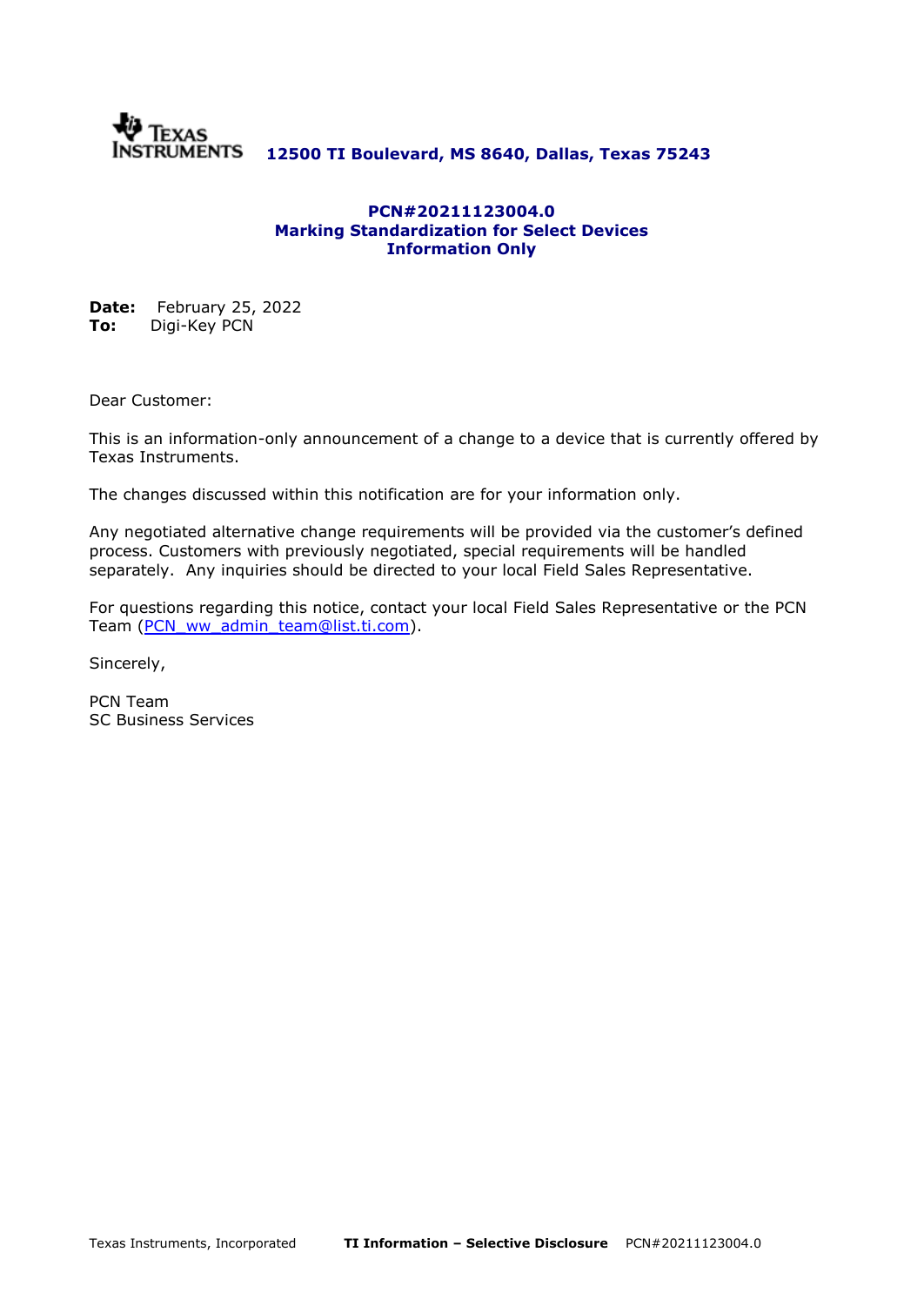Texas Instruments **12500 TI Boulevard, MS 8640, Dallas, Texas 75243**

**PCN#20211123004.0**
**Marking Standardization for Select Devices**
**Information Only**

**Date:** February 25, 2022
**To:** Digi-Key PCN

Dear Customer:

This is an information-only announcement of a change to a device that is currently offered by Texas Instruments.

The changes discussed within this notification are for your information only.

Any negotiated alternative change requirements will be provided via the customer's defined process. Customers with previously negotiated, special requirements will be handled separately. Any inquiries should be directed to your local Field Sales Representative.

For questions regarding this notice, contact your local Field Sales Representative or the PCN Team (PCN_ww_admin_team@list.ti.com).

Sincerely,

PCN Team
SC Business Services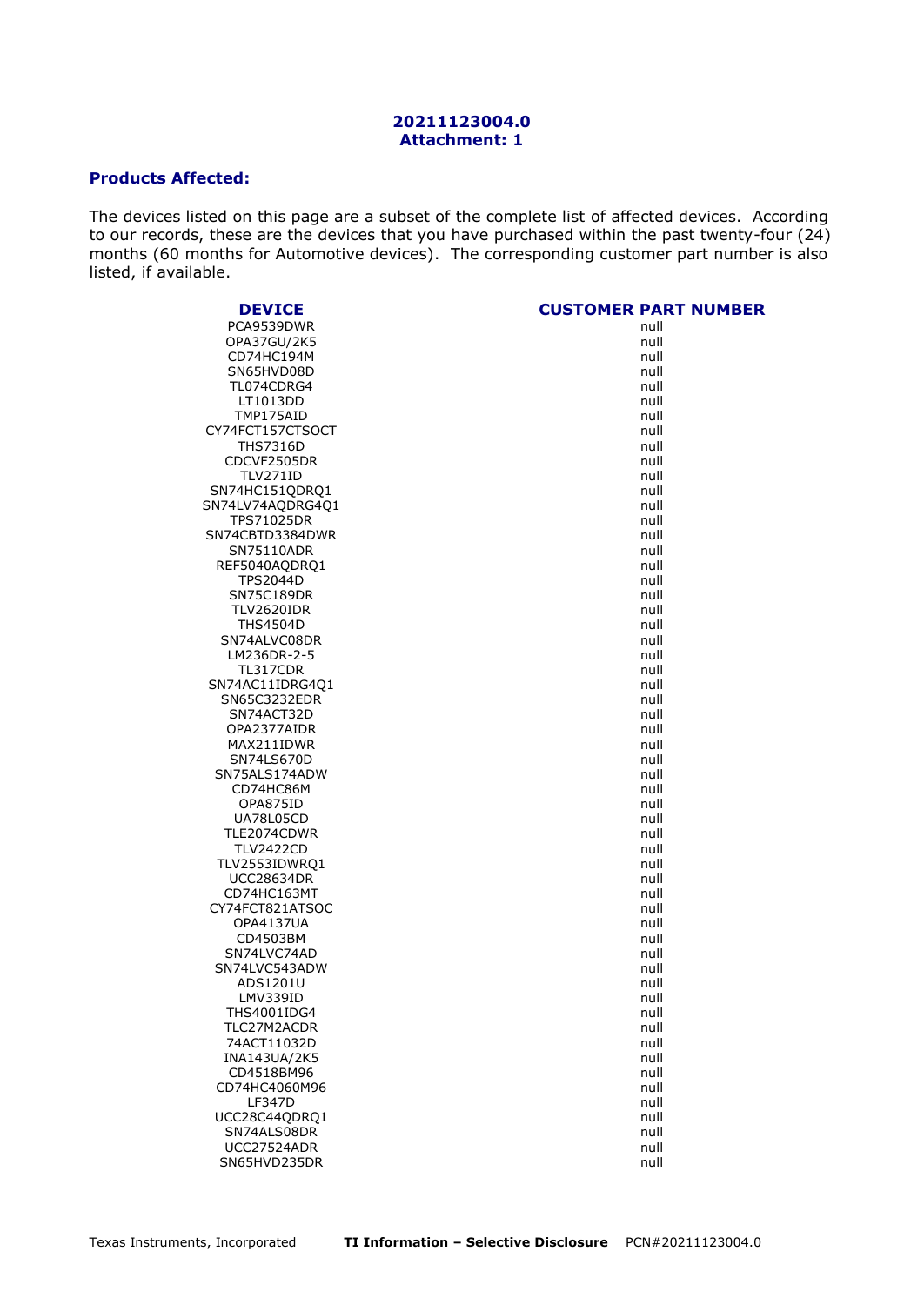**20211123004.0**
**Attachment: 1**

## Products Affected:

The devices listed on this page are a subset of the complete list of affected devices. According to our records, these are the devices that you have purchased within the past twenty-four (24) months (60 months for Automotive devices). The corresponding customer part number is also listed, if available.

| DEVICE | CUSTOMER PART NUMBER |
|---|---|
| PCA9539DWR | null |
| OPA37GU/2K5 | null |
| CD74HC194M | null |
| SN65HVD08D | null |
| TL074CDRG4 | null |
| LT1013DD | null |
| TMP175AID | null |
| CY74FCT157CTSOCT | null |
| THS7316D | null |
| CDCVF2505DR | null |
| TLV271ID | null |
| SN74HC151QDRQ1 | null |
| SN74LV74AQDRG4Q1 | null |
| TPS71025DR | null |
| SN74CBTD3384DWR | null |
| SN75110ADR | null |
| REF5040AQDRQ1 | null |
| TPS2044D | null |
| SN75C189DR | null |
| TLV2620IDR | null |
| THS4504D | null |
| SN74ALVC08DR | null |
| LM236DR-2-5 | null |
| TL317CDR | null |
| SN74AC11IDRG4Q1 | null |
| SN65C3232EDR | null |
| SN74ACT32D | null |
| OPA2377AIDR | null |
| MAX211IDWR | null |
| SN74LS670D | null |
| SN75ALS174ADW | null |
| CD74HC86M | null |
| OPA875ID | null |
| UA78L05CD | null |
| TLE2074CDWR | null |
| TLV2422CD | null |
| TLV2553IDWRQ1 | null |
| UCC28634DR | null |
| CD74HC163MT | null |
| CY74FCT821ATSOC | null |
| OPA4137UA | null |
| CD4503BM | null |
| SN74LVC74AD | null |
| SN74LVC543ADW | null |
| ADS1201U | null |
| LMV339ID | null |
| THS4001IDG4 | null |
| TLC27M2ACDR | null |
| 74ACT11032D | null |
| INA143UA/2K5 | null |
| CD4518BM96 | null |
| CD74HC4060M96 | null |
| LF347D | null |
| UCC28C44QDRQ1 | null |
| SN74ALS08DR | null |
| UCC27524ADR | null |
| SN65HVD235DR | null |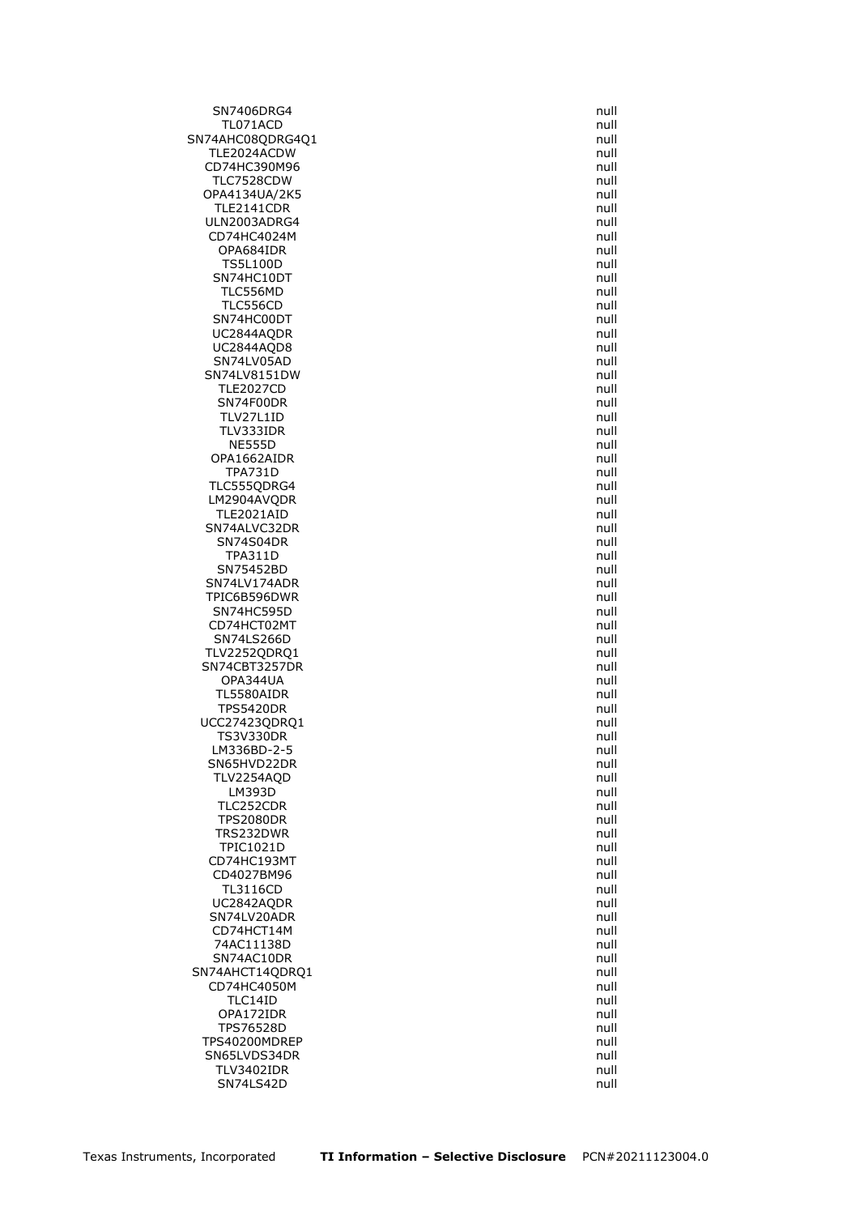| | |
|---|---|
| SN7406DRG4 | null |
| TL071ACD | null |
| SN74AHC08QDRG4Q1 | null |
| TLE2024ACDW | null |
| CD74HC390M96 | null |
| TLC7528CDW | null |
| OPA4134UA/2K5 | null |
| TLE2141CDR | null |
| ULN2003ADRG4 | null |
| CD74HC4024M | null |
| OPA684IDR | null |
| TS5L100D | null |
| SN74HC10DT | null |
| TLC556MD | null |
| TLC556CD | null |
| SN74HC00DT | null |
| UC2844AQDR | null |
| UC2844AQD8 | null |
| SN74LV05AD | null |
| SN74LV8151DW | null |
| TLE2027CD | null |
| SN74F00DR | null |
| TLV27L1ID | null |
| TLV333IDR | null |
| NE555D | null |
| OPA1662AIDR | null |
| TPA731D | null |
| TLC555QDRG4 | null |
| LM2904AVQDR | null |
| TLE2021AID | null |
| SN74ALVC32DR | null |
| SN74S04DR | null |
| TPA311D | null |
| SN75452BD | null |
| SN74LV174ADR | null |
| TPIC6B596DWR | null |
| SN74HC595D | null |
| CD74HCT02MT | null |
| SN74LS266D | null |
| TLV2252QDRQ1 | null |
| SN74CBT3257DR | null |
| OPA344UA | null |
| TL5580AIDR | null |
| TPS5420DR | null |
| UCC27423QDRQ1 | null |
| TS3V330DR | null |
| LM336BD-2-5 | null |
| SN65HVD22DR | null |
| TLV2254AQD | null |
| LM393D | null |
| TLC252CDR | null |
| TPS2080DR | null |
| TRS232DWR | null |
| TPIC1021D | null |
| CD74HC193MT | null |
| CD4027BM96 | null |
| TL3116CD | null |
| UC2842AQDR | null |
| SN74LV20ADR | null |
| CD74HCT14M | null |
| 74AC11138D | null |
| SN74AC10DR | null |
| SN74AHCT14QDRQ1 | null |
| CD74HC4050M | null |
| TLC14ID | null |
| OPA172IDR | null |
| TPS76528D | null |
| TPS40200MDREP | null |
| SN65LVDS34DR | null |
| TLV3402IDR | null |
| SN74LS42D | null |

Texas Instruments, Incorporated **TI Information – Selective Disclosure** PCN#20211123004.0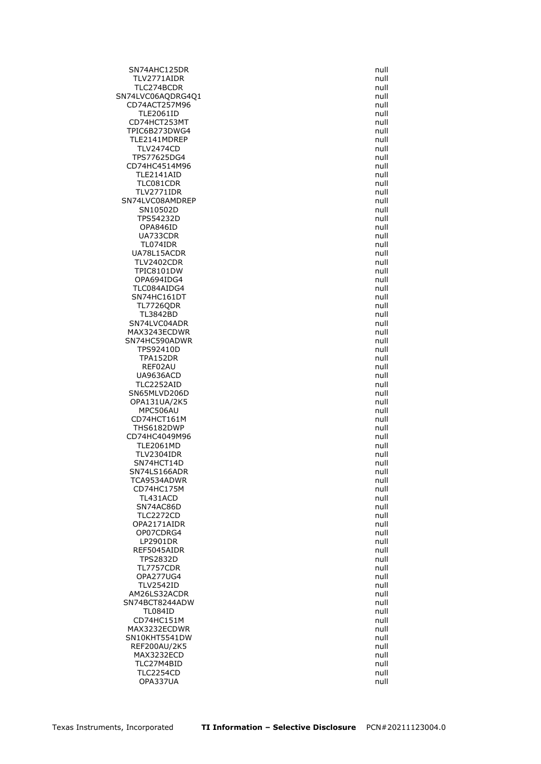| | |
|---|---|
| SN74AHC125DR | null |
| TLV2771AIDR | null |
| TLC274BCDR | null |
| SN74LVC06AQDRG4Q1 | null |
| CD74ACT257M96 | null |
| TLE2061ID | null |
| CD74HCT253MT | null |
| TPIC6B273DWG4 | null |
| TLE2141MDREP | null |
| TLV2474CD | null |
| TPS77625DG4 | null |
| CD74HC4514M96 | null |
| TLE2141AID | null |
| TLC081CDR | null |
| TLV2771IDR | null |
| SN74LVC08AMDREP | null |
| SN10502D | null |
| TPS54232D | null |
| OPA846ID | null |
| UA733CDR | null |
| TL074IDR | null |
| UA78L15ACDR | null |
| TLV2402CDR | null |
| TPIC8101DW | null |
| OPA694IDG4 | null |
| TLC084AIDG4 | null |
| SN74HC161DT | null |
| TL7726QDR | null |
| TL3842BD | null |
| SN74LVC04ADR | null |
| MAX3243ECDWR | null |
| SN74HC590ADWR | null |
| TPS92410D | null |
| TPA152DR | null |
| REF02AU | null |
| UA9636ACD | null |
| TLC2252AID | null |
| SN65MLVD206D | null |
| OPA131UA/2K5 | null |
| MPC506AU | null |
| CD74HCT161M | null |
| THS6182DWP | null |
| CD74HC4049M96 | null |
| TLE2061MD | null |
| TLV2304IDR | null |
| SN74HCT14D | null |
| SN74LS166ADR | null |
| TCA9534ADWR | null |
| CD74HC175M | null |
| TL431ACD | null |
| SN74AC86D | null |
| TLC2272CD | null |
| OPA2171AIDR | null |
| OP07CDRG4 | null |
| LP2901DR | null |
| REF5045AIDR | null |
| TPS2832D | null |
| TL7757CDR | null |
| OPA277UG4 | null |
| TLV2542ID | null |
| AM26LS32ACDR | null |
| SN74BCT8244ADW | null |
| TL084ID | null |
| CD74HC151M | null |
| MAX3232ECDWR | null |
| SN10KHT5541DW | null |
| REF200AU/2K5 | null |
| MAX3232ECD | null |
| TLC27M4BID | null |
| TLC2254CD | null |
| OPA337UA | null |

Texas Instruments, Incorporated **TI Information – Selective Disclosure** PCN#20211123004.0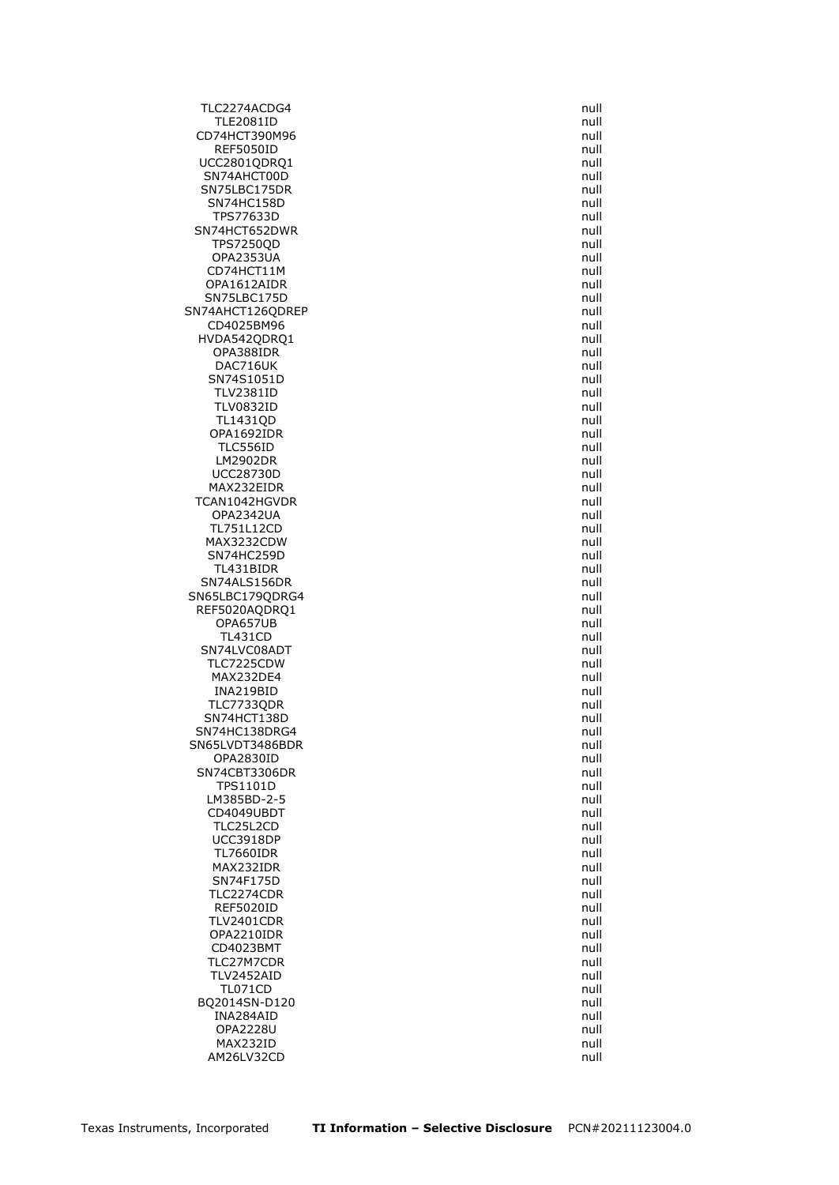| | |
|---|---|
| TLC2274ACDG4 | null |
| TLE2081ID | null |
| CD74HCT390M96 | null |
| REF5050ID | null |
| UCC2801QDRQ1 | null |
| SN74AHCT00D | null |
| SN75LBC175DR | null |
| SN74HC158D | null |
| TPS77633D | null |
| SN74HCT652DWR | null |
| TPS7250QD | null |
| OPA2353UA | null |
| CD74HCT11M | null |
| OPA1612AIDR | null |
| SN75LBC175D | null |
| SN74AHCT126QDREP | null |
| CD4025BM96 | null |
| HVDA542QDRQ1 | null |
| OPA388IDR | null |
| DAC716UK | null |
| SN74S1051D | null |
| TLV2381ID | null |
| TLV0832ID | null |
| TL1431QD | null |
| OPA1692IDR | null |
| TLC556ID | null |
| LM2902DR | null |
| UCC28730D | null |
| MAX232EIDR | null |
| TCAN1042HGVDR | null |
| OPA2342UA | null |
| TL751L12CD | null |
| MAX3232CDW | null |
| SN74HC259D | null |
| TL431BIDR | null |
| SN74ALS156DR | null |
| SN65LBC179QDRG4 | null |
| REF5020AQDRQ1 | null |
| OPA657UB | null |
| TL431CD | null |
| SN74LVC08ADT | null |
| TLC7225CDW | null |
| MAX232DE4 | null |
| INA219BID | null |
| TLC7733QDR | null |
| SN74HCT138D | null |
| SN74HC138DRG4 | null |
| SN65LVDT3486BDR | null |
| OPA2830ID | null |
| SN74CBT3306DR | null |
| TPS1101D | null |
| LM385BD-2-5 | null |
| CD4049UBDT | null |
| TLC25L2CD | null |
| UCC3918DP | null |
| TL7660IDR | null |
| MAX232IDR | null |
| SN74F175D | null |
| TLC2274CDR | null |
| REF5020ID | null |
| TLV2401CDR | null |
| OPA2210IDR | null |
| CD4023BMT | null |
| TLC27M7CDR | null |
| TLV2452AID | null |
| TL071CD | null |
| BQ2014SN-D120 | null |
| INA284AID | null |
| OPA2228U | null |
| MAX232ID | null |
| AM26LV32CD | null |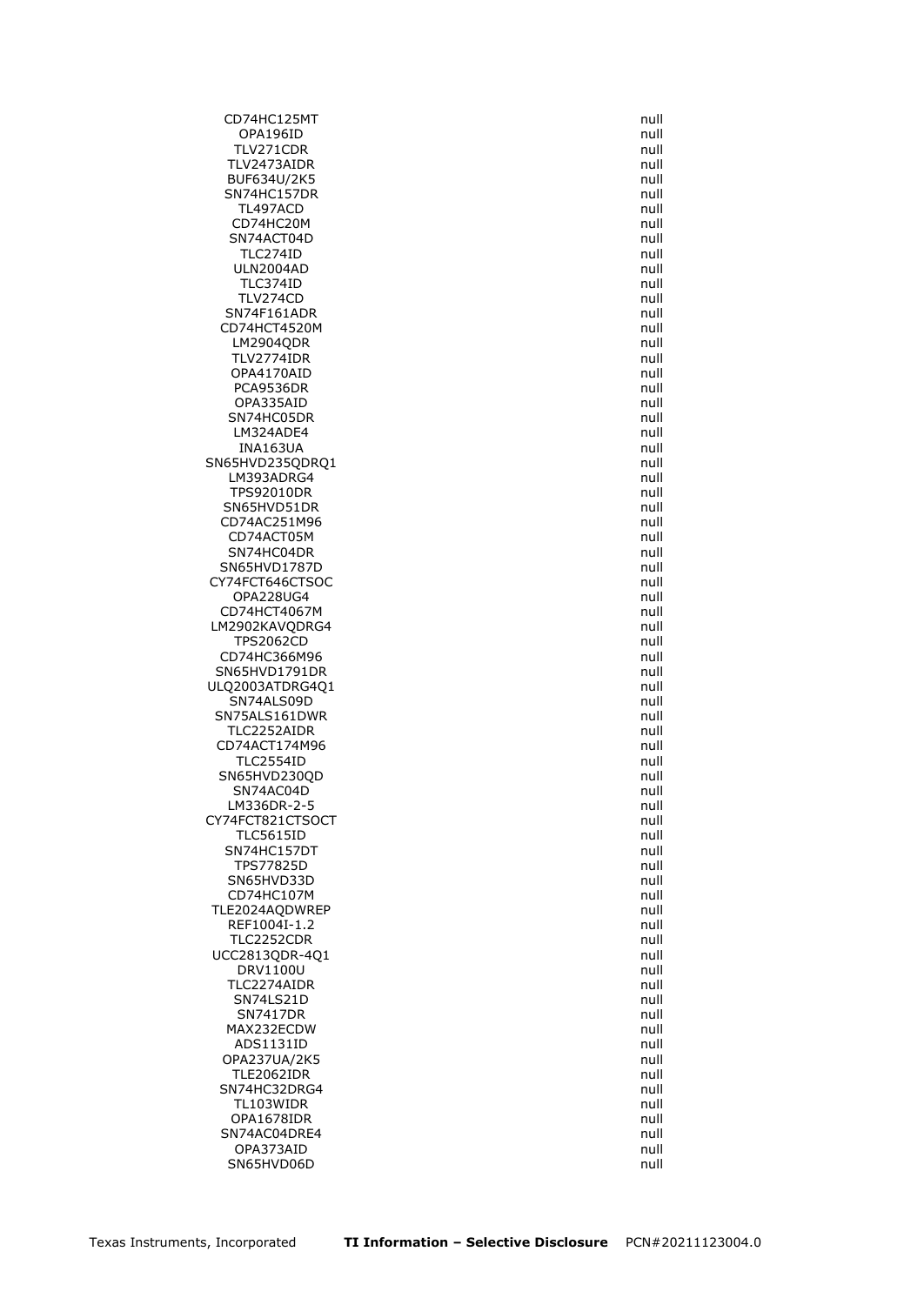| | |
|---|---|
| CD74HC125MT | null |
| OPA196ID | null |
| TLV271CDR | null |
| TLV2473AIDR | null |
| BUF634U/2K5 | null |
| SN74HC157DR | null |
| TL497ACD | null |
| CD74HC20M | null |
| SN74ACT04D | null |
| TLC274ID | null |
| ULN2004AD | null |
| TLC374ID | null |
| TLV274CD | null |
| SN74F161ADR | null |
| CD74HCT4520M | null |
| LM2904QDR | null |
| TLV2774IDR | null |
| OPA4170AID | null |
| PCA9536DR | null |
| OPA335AID | null |
| SN74HC05DR | null |
| LM324ADE4 | null |
| INA163UA | null |
| SN65HVD235QDRQ1 | null |
| LM393ADRG4 | null |
| TPS92010DR | null |
| SN65HVD51DR | null |
| CD74AC251M96 | null |
| CD74ACT05M | null |
| SN74HC04DR | null |
| SN65HVD1787D | null |
| CY74FCT646CTSOC | null |
| OPA228UG4 | null |
| CD74HCT4067M | null |
| LM2902KAVQDRG4 | null |
| TPS2062CD | null |
| CD74HC366M96 | null |
| SN65HVD1791DR | null |
| ULQ2003ATDRG4Q1 | null |
| SN74ALS09D | null |
| SN75ALS161DWR | null |
| TLC2252AIDR | null |
| CD74ACT174M96 | null |
| TLC2554ID | null |
| SN65HVD230QD | null |
| SN74AC04D | null |
| LM336DR-2-5 | null |
| CY74FCT821CTSOCT | null |
| TLC5615ID | null |
| SN74HC157DT | null |
| TPS77825D | null |
| SN65HVD33D | null |
| CD74HC107M | null |
| TLE2024AQDWREP | null |
| REF1004I-1.2 | null |
| TLC2252CDR | null |
| UCC2813QDR-4Q1 | null |
| DRV1100U | null |
| TLC2274AIDR | null |
| SN74LS21D | null |
| SN7417DR | null |
| MAX232ECDW | null |
| ADS1131ID | null |
| OPA237UA/2K5 | null |
| TLE2062IDR | null |
| SN74HC32DRG4 | null |
| TL103WIDR | null |
| OPA1678IDR | null |
| SN74AC04DRE4 | null |
| OPA373AID | null |
| SN65HVD06D | null |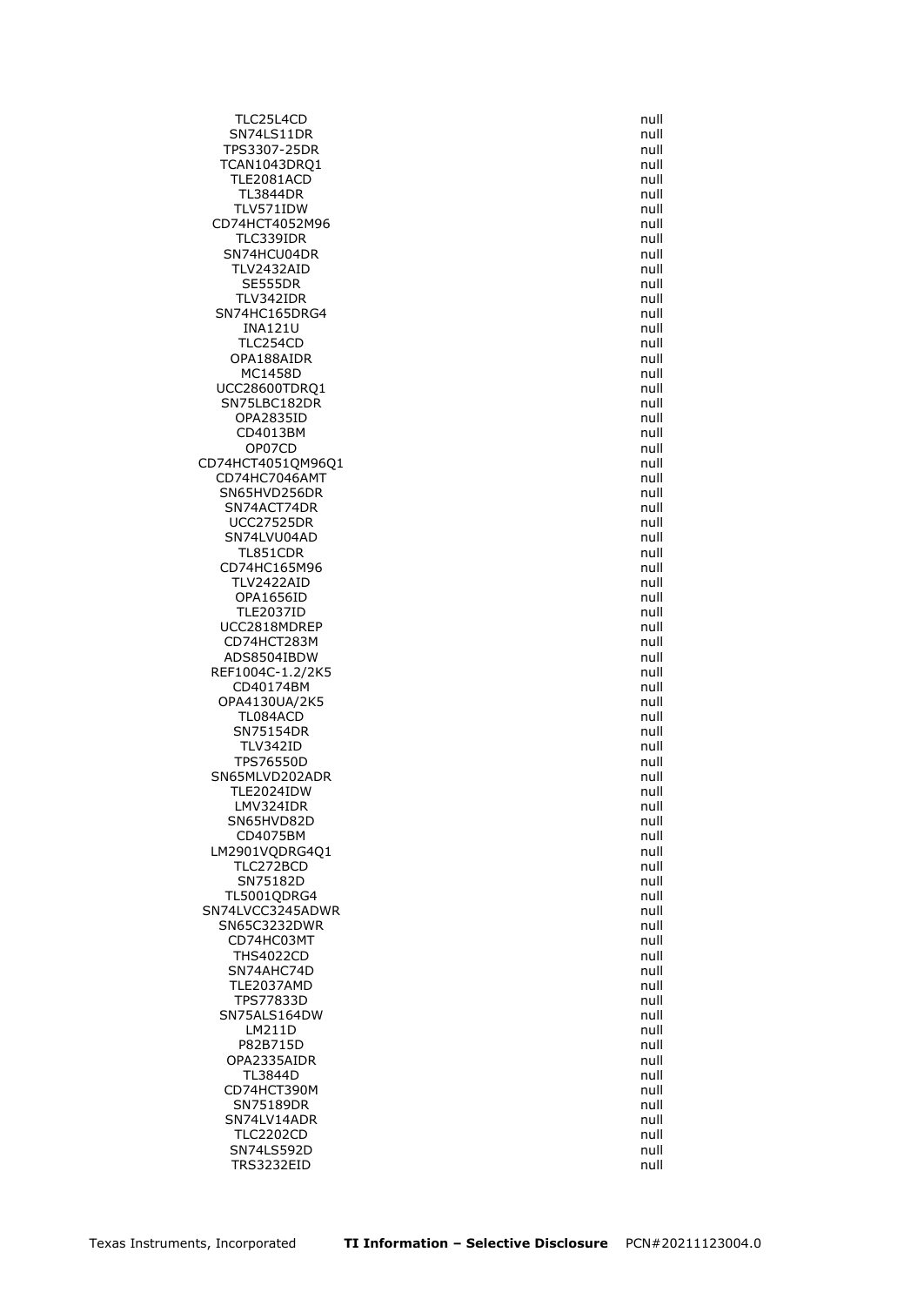| | |
|---|---|
| TLC25L4CD | null |
| SN74LS11DR | null |
| TPS3307-25DR | null |
| TCAN1043DRQ1 | null |
| TLE2081ACD | null |
| TL3844DR | null |
| TLV571IDW | null |
| CD74HCT4052M96 | null |
| TLC339IDR | null |
| SN74HCU04DR | null |
| TLV2432AID | null |
| SE555DR | null |
| TLV342IDR | null |
| SN74HC165DRG4 | null |
| INA121U | null |
| TLC254CD | null |
| OPA188AIDR | null |
| MC1458D | null |
| UCC28600TDRQ1 | null |
| SN75LBC182DR | null |
| OPA2835ID | null |
| CD4013BM | null |
| OP07CD | null |
| CD74HCT4051QM96Q1 | null |
| CD74HC7046AMT | null |
| SN65HVD256DR | null |
| SN74ACT74DR | null |
| UCC27525DR | null |
| SN74LVU04AD | null |
| TL851CDR | null |
| CD74HC165M96 | null |
| TLV2422AID | null |
| OPA1656ID | null |
| TLE2037ID | null |
| UCC2818MDREP | null |
| CD74HCT283M | null |
| ADS8504IBDW | null |
| REF1004C-1.2/2K5 | null |
| CD40174BM | null |
| OPA4130UA/2K5 | null |
| TL084ACD | null |
| SN75154DR | null |
| TLV342ID | null |
| TPS76550D | null |
| SN65MLVD202ADR | null |
| TLE2024IDW | null |
| LMV324IDR | null |
| SN65HVD82D | null |
| CD4075BM | null |
| LM2901VQDRG4Q1 | null |
| TLC272BCD | null |
| SN75182D | null |
| TL5001QDRG4 | null |
| SN74LVCC3245ADWR | null |
| SN65C3232DWR | null |
| CD74HC03MT | null |
| THS4022CD | null |
| SN74AHC74D | null |
| TLE2037AMD | null |
| TPS77833D | null |
| SN75ALS164DW | null |
| LM211D | null |
| P82B715D | null |
| OPA2335AIDR | null |
| TL3844D | null |
| CD74HCT390M | null |
| SN75189DR | null |
| SN74LV14ADR | null |
| TLC2202CD | null |
| SN74LS592D | null |
| TRS3232EID | null |

Texas Instruments, Incorporated **TI Information – Selective Disclosure** PCN#20211123004.0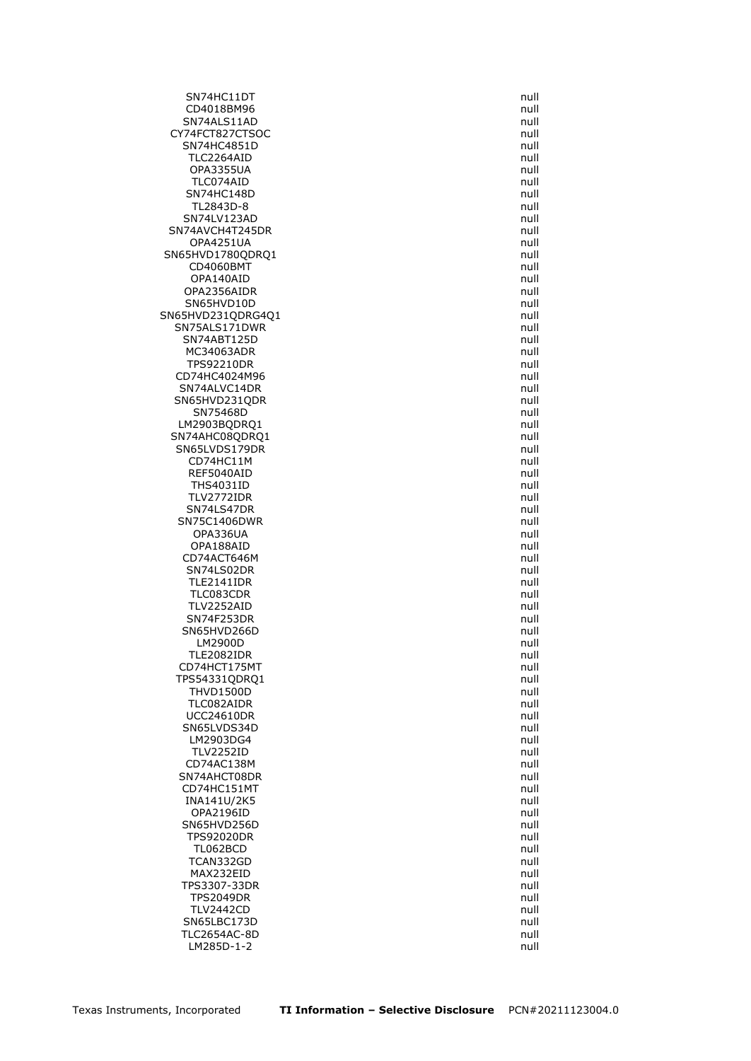| | |
|---|---|
| SN74HC11DT | null |
| CD4018BM96 | null |
| SN74ALS11AD | null |
| CY74FCT827CTSOC | null |
| SN74HC4851D | null |
| TLC2264AID | null |
| OPA3355UA | null |
| TLC074AID | null |
| SN74HC148D | null |
| TL2843D-8 | null |
| SN74LV123AD | null |
| SN74AVCH4T245DR | null |
| OPA4251UA | null |
| SN65HVD1780QDRQ1 | null |
| CD4060BMT | null |
| OPA140AID | null |
| OPA2356AIDR | null |
| SN65HVD10D | null |
| SN65HVD231QDRG4Q1 | null |
| SN75ALS171DWR | null |
| SN74ABT125D | null |
| MC34063ADR | null |
| TPS92210DR | null |
| CD74HC4024M96 | null |
| SN74ALVC14DR | null |
| SN65HVD231QDR | null |
| SN75468D | null |
| LM2903BQDRQ1 | null |
| SN74AHC08QDRQ1 | null |
| SN65LVDS179DR | null |
| CD74HC11M | null |
| REF5040AID | null |
| THS4031ID | null |
| TLV2772IDR | null |
| SN74LS47DR | null |
| SN75C1406DWR | null |
| OPA336UA | null |
| OPA188AID | null |
| CD74ACT646M | null |
| SN74LS02DR | null |
| TLE2141IDR | null |
| TLC083CDR | null |
| TLV2252AID | null |
| SN74F253DR | null |
| SN65HVD266D | null |
| LM2900D | null |
| TLE2082IDR | null |
| CD74HCT175MT | null |
| TPS54331QDRQ1 | null |
| THVD1500D | null |
| TLC082AIDR | null |
| UCC24610DR | null |
| SN65LVDS34D | null |
| LM2903DG4 | null |
| TLV2252ID | null |
| CD74AC138M | null |
| SN74AHCT08DR | null |
| CD74HC151MT | null |
| INA141U/2K5 | null |
| OPA2196ID | null |
| SN65HVD256D | null |
| TPS92020DR | null |
| TL062BCD | null |
| TCAN332GD | null |
| MAX232EID | null |
| TPS3307-33DR | null |
| TPS2049DR | null |
| TLV2442CD | null |
| SN65LBC173D | null |
| TLC2654AC-8D | null |
| LM285D-1-2 | null |

Texas Instruments, Incorporated **TI Information – Selective Disclosure** PCN#20211123004.0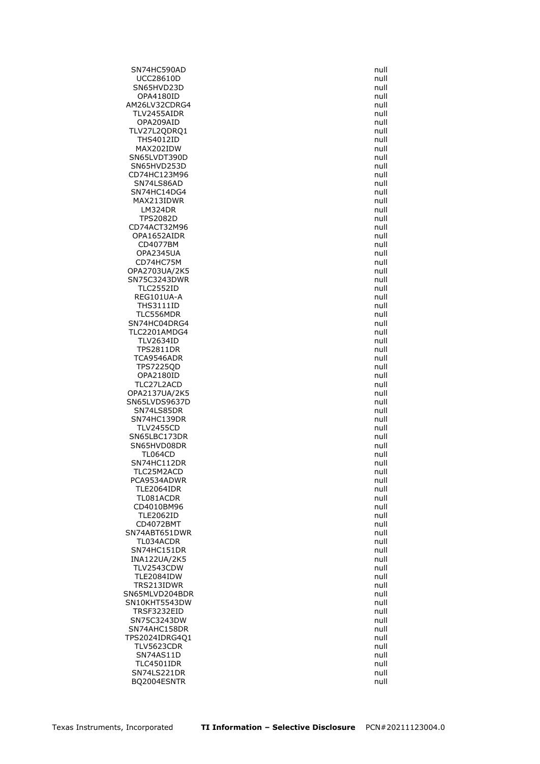| | |
|---|---|
| SN74HC590AD | null |
| UCC28610D | null |
| SN65HVD23D | null |
| OPA4180ID | null |
| AM26LV32CDRG4 | null |
| TLV2455AIDR | null |
| OPA209AID | null |
| TLV27L2QDRQ1 | null |
| THS4012ID | null |
| MAX202IDW | null |
| SN65LVDT390D | null |
| SN65HVD253D | null |
| CD74HC123M96 | null |
| SN74LS86AD | null |
| SN74HC14DG4 | null |
| MAX213IDWR | null |
| LM324DR | null |
| TPS2082D | null |
| CD74ACT32M96 | null |
| OPA1652AIDR | null |
| CD4077BM | null |
| OPA2345UA | null |
| CD74HC75M | null |
| OPA2703UA/2K5 | null |
| SN75C3243DWR | null |
| TLC2552ID | null |
| REG101UA-A | null |
| THS3111ID | null |
| TLC556MDR | null |
| SN74HC04DRG4 | null |
| TLC2201AMDG4 | null |
| TLV2634ID | null |
| TPS2811DR | null |
| TCA9546ADR | null |
| TPS7225QD | null |
| OPA2180ID | null |
| TLC27L2ACD | null |
| OPA2137UA/2K5 | null |
| SN65LVDS9637D | null |
| SN74LS85DR | null |
| SN74HC139DR | null |
| TLV2455CD | null |
| SN65LBC173DR | null |
| SN65HVD08DR | null |
| TL064CD | null |
| SN74HC112DR | null |
| TLC25M2ACD | null |
| PCA9534ADWR | null |
| TLE2064IDR | null |
| TL081ACDR | null |
| CD4010BM96 | null |
| TLE2062ID | null |
| CD4072BMT | null |
| SN74ABT651DWR | null |
| TL034ACDR | null |
| SN74HC151DR | null |
| INA122UA/2K5 | null |
| TLV2543CDW | null |
| TLE2084IDW | null |
| TRS213IDWR | null |
| SN65MLVD204BDR | null |
| SN10KHT5543DW | null |
| TRSF3232EID | null |
| SN75C3243DW | null |
| SN74AHC158DR | null |
| TPS2024IDRG4Q1 | null |
| TLV5623CDR | null |
| SN74AS11D | null |
| TLC4501IDR | null |
| SN74LS221DR | null |
| BQ2004ESNTR | null |

Texas Instruments, Incorporated **TI Information – Selective Disclosure** PCN#20211123004.0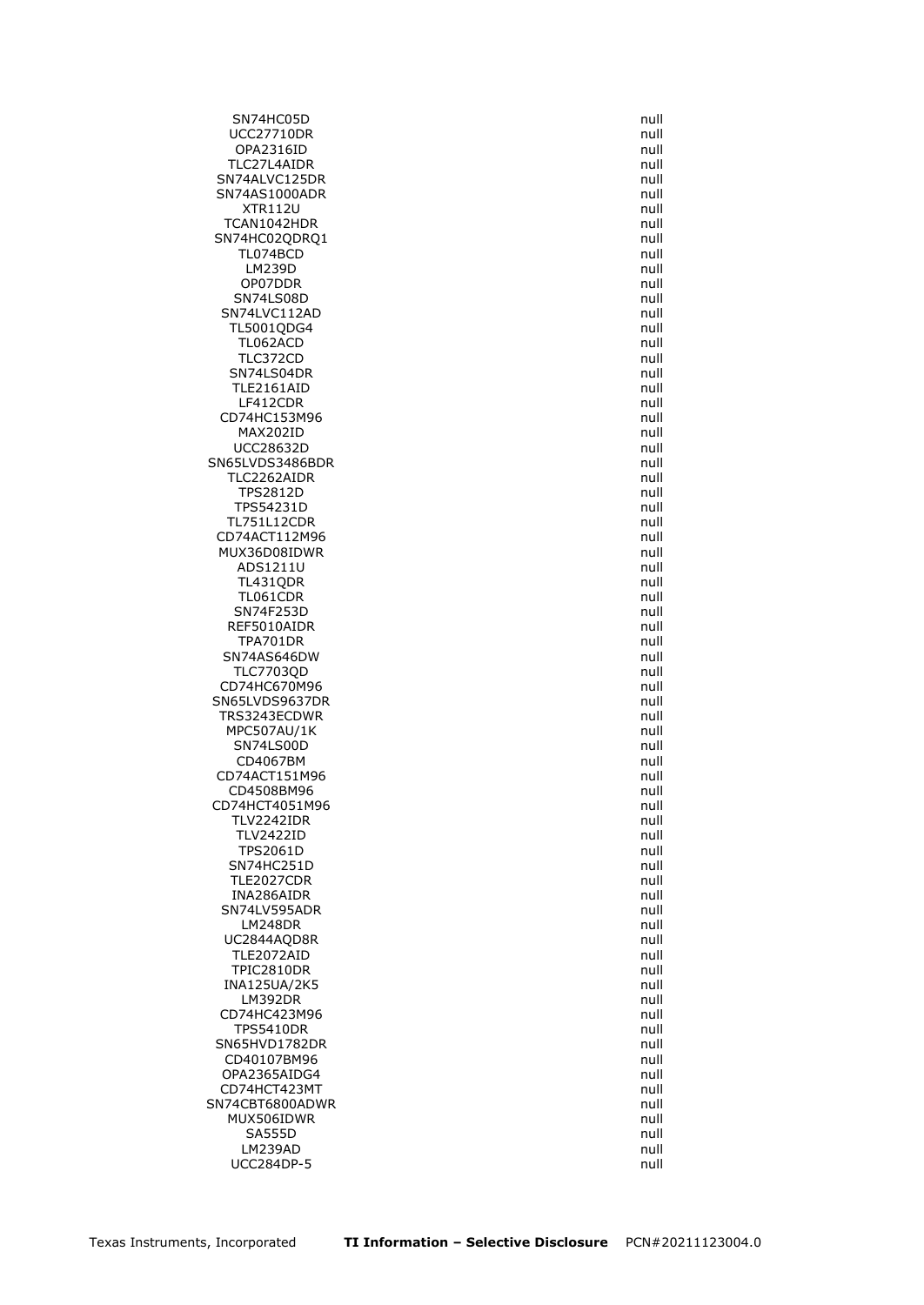| | |
|---|---|
| SN74HC05D | null |
| UCC27710DR | null |
| OPA2316ID | null |
| TLC27L4AIDR | null |
| SN74ALVC125DR | null |
| SN74AS1000ADR | null |
| XTR112U | null |
| TCAN1042HDR | null |
| SN74HC02QDRQ1 | null |
| TL074BCD | null |
| LM239D | null |
| OP07DDR | null |
| SN74LS08D | null |
| SN74LVC112AD | null |
| TL5001QDG4 | null |
| TL062ACD | null |
| TLC372CD | null |
| SN74LS04DR | null |
| TLE2161AID | null |
| LF412CDR | null |
| CD74HC153M96 | null |
| MAX202ID | null |
| UCC28632D | null |
| SN65LVDS3486BDR | null |
| TLC2262AIDR | null |
| TPS2812D | null |
| TPS54231D | null |
| TL751L12CDR | null |
| CD74ACT112M96 | null |
| MUX36D08IDWR | null |
| ADS1211U | null |
| TL431QDR | null |
| TL061CDR | null |
| SN74F253D | null |
| REF5010AIDR | null |
| TPA701DR | null |
| SN74AS646DW | null |
| TLC7703QD | null |
| CD74HC670M96 | null |
| SN65LVDS9637DR | null |
| TRS3243ECDWR | null |
| MPC507AU/1K | null |
| SN74LS00D | null |
| CD4067BM | null |
| CD74ACT151M96 | null |
| CD4508BM96 | null |
| CD74HCT4051M96 | null |
| TLV2242IDR | null |
| TLV2422ID | null |
| TPS2061D | null |
| SN74HC251D | null |
| TLE2027CDR | null |
| INA286AIDR | null |
| SN74LV595ADR | null |
| LM248DR | null |
| UC2844AQD8R | null |
| TLE2072AID | null |
| TPIC2810DR | null |
| INA125UA/2K5 | null |
| LM392DR | null |
| CD74HC423M96 | null |
| TPS5410DR | null |
| SN65HVD1782DR | null |
| CD40107BM96 | null |
| OPA2365AIDG4 | null |
| CD74HCT423MT | null |
| SN74CBT6800ADWR | null |
| MUX506IDWR | null |
| SA555D | null |
| LM239AD | null |
| UCC284DP-5 | null |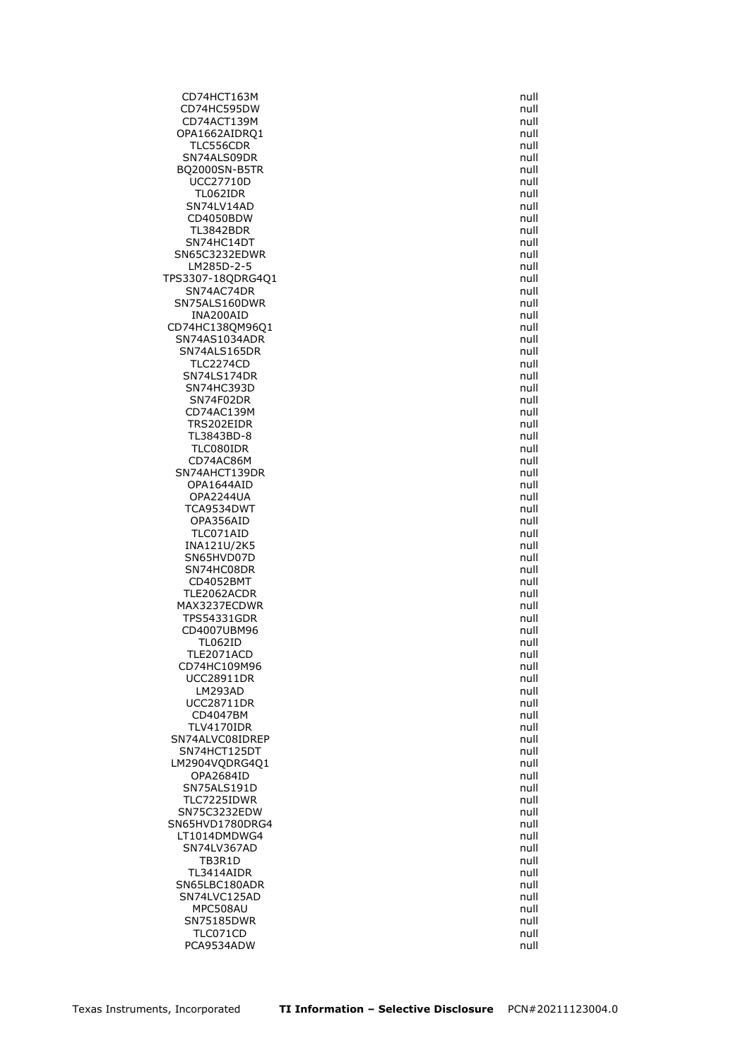| | |
|---|---|
| CD74HCT163M | null |
| CD74HC595DW | null |
| CD74ACT139M | null |
| OPA1662AIDRQ1 | null |
| TLC556CDR | null |
| SN74ALS09DR | null |
| BQ2000SN-B5TR | null |
| UCC27710D | null |
| TL062IDR | null |
| SN74LV14AD | null |
| CD4050BDW | null |
| TL3842BDR | null |
| SN74HC14DT | null |
| SN65C3232EDWR | null |
| LM285D-2-5 | null |
| TPS3307-18QDRG4Q1 | null |
| SN74AC74DR | null |
| SN75ALS160DWR | null |
| INA200AID | null |
| CD74HC138QM96Q1 | null |
| SN74AS1034ADR | null |
| SN74ALS165DR | null |
| TLC2274CD | null |
| SN74LS174DR | null |
| SN74HC393D | null |
| SN74F02DR | null |
| CD74AC139M | null |
| TRS202EIDR | null |
| TL3843BD-8 | null |
| TLC080IDR | null |
| CD74AC86M | null |
| SN74AHCT139DR | null |
| OPA1644AID | null |
| OPA2244UA | null |
| TCA9534DWT | null |
| OPA356AID | null |
| TLC071AID | null |
| INA121U/2K5 | null |
| SN65HVD07D | null |
| SN74HC08DR | null |
| CD4052BMT | null |
| TLE2062ACDR | null |
| MAX3237ECDWR | null |
| TPS54331GDR | null |
| CD4007UBM96 | null |
| TL062ID | null |
| TLE2071ACD | null |
| CD74HC109M96 | null |
| UCC28911DR | null |
| LM293AD | null |
| UCC28711DR | null |
| CD4047BM | null |
| TLV4170IDR | null |
| SN74ALVC08IDREP | null |
| SN74HCT125DT | null |
| LM2904VQDRG4Q1 | null |
| OPA2684ID | null |
| SN75ALS191D | null |
| TLC7225IDWR | null |
| SN75C3232EDW | null |
| SN65HVD1780DRG4 | null |
| LT1014DMDWG4 | null |
| SN74LV367AD | null |
| TB3R1D | null |
| TL3414AIDR | null |
| SN65LBC180ADR | null |
| SN74LVC125AD | null |
| MPC508AU | null |
| SN75185DWR | null |
| TLC071CD | null |
| PCA9534ADW | null |

Texas Instruments, Incorporated **TI Information – Selective Disclosure** PCN#20211123004.0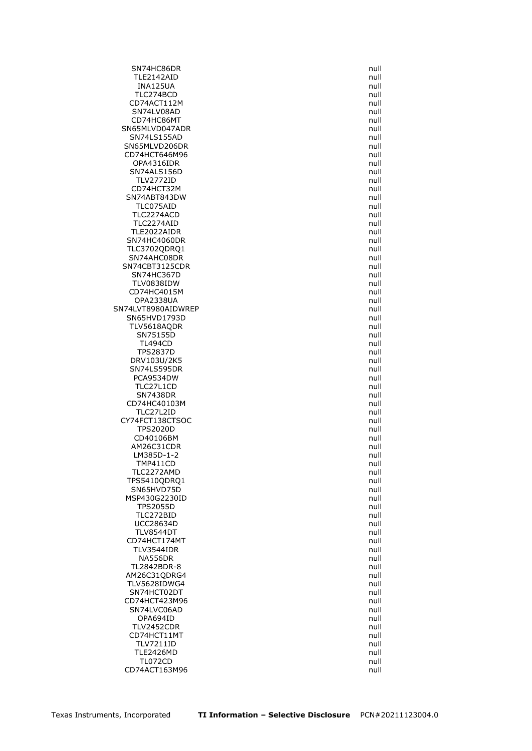| | |
|---|---|
| SN74HC86DR | null |
| TLE2142AID | null |
| INA125UA | null |
| TLC274BCD | null |
| CD74ACT112M | null |
| SN74LV08AD | null |
| CD74HC86MT | null |
| SN65MLVD047ADR | null |
| SN74LS155AD | null |
| SN65MLVD206DR | null |
| CD74HCT646M96 | null |
| OPA4316IDR | null |
| SN74ALS156D | null |
| TLV2772ID | null |
| CD74HCT32M | null |
| SN74ABT843DW | null |
| TLC075AID | null |
| TLC2274ACD | null |
| TLC2274AID | null |
| TLE2022AIDR | null |
| SN74HC4060DR | null |
| TLC3702QDRQ1 | null |
| SN74AHC08DR | null |
| SN74CBT3125CDR | null |
| SN74HC367D | null |
| TLV0838IDW | null |
| CD74HC4015M | null |
| OPA2338UA | null |
| SN74LVT8980AIDWREP | null |
| SN65HVD1793D | null |
| TLV5618AQDR | null |
| SN75155D | null |
| TL494CD | null |
| TPS2837D | null |
| DRV103U/2K5 | null |
| SN74LS595DR | null |
| PCA9534DW | null |
| TLC27L1CD | null |
| SN7438DR | null |
| CD74HC40103M | null |
| TLC27L2ID | null |
| CY74FCT138CTSOC | null |
| TPS2020D | null |
| CD40106BM | null |
| AM26C31CDR | null |
| LM385D-1-2 | null |
| TMP411CD | null |
| TLC2272AMD | null |
| TPS5410QDRQ1 | null |
| SN65HVD75D | null |
| MSP430G2230ID | null |
| TPS2055D | null |
| TLC272BID | null |
| UCC28634D | null |
| TLV8544DT | null |
| CD74HCT174MT | null |
| TLV3544IDR | null |
| NA556DR | null |
| TL2842BDR-8 | null |
| AM26C31QDRG4 | null |
| TLV5628IDWG4 | null |
| SN74HCT02DT | null |
| CD74HCT423M96 | null |
| SN74LVC06AD | null |
| OPA694ID | null |
| TLV2452CDR | null |
| CD74HCT11MT | null |
| TLV7211ID | null |
| TLE2426MD | null |
| TL072CD | null |
| CD74ACT163M96 | null |

Texas Instruments, Incorporated **TI Information – Selective Disclosure** PCN#20211123004.0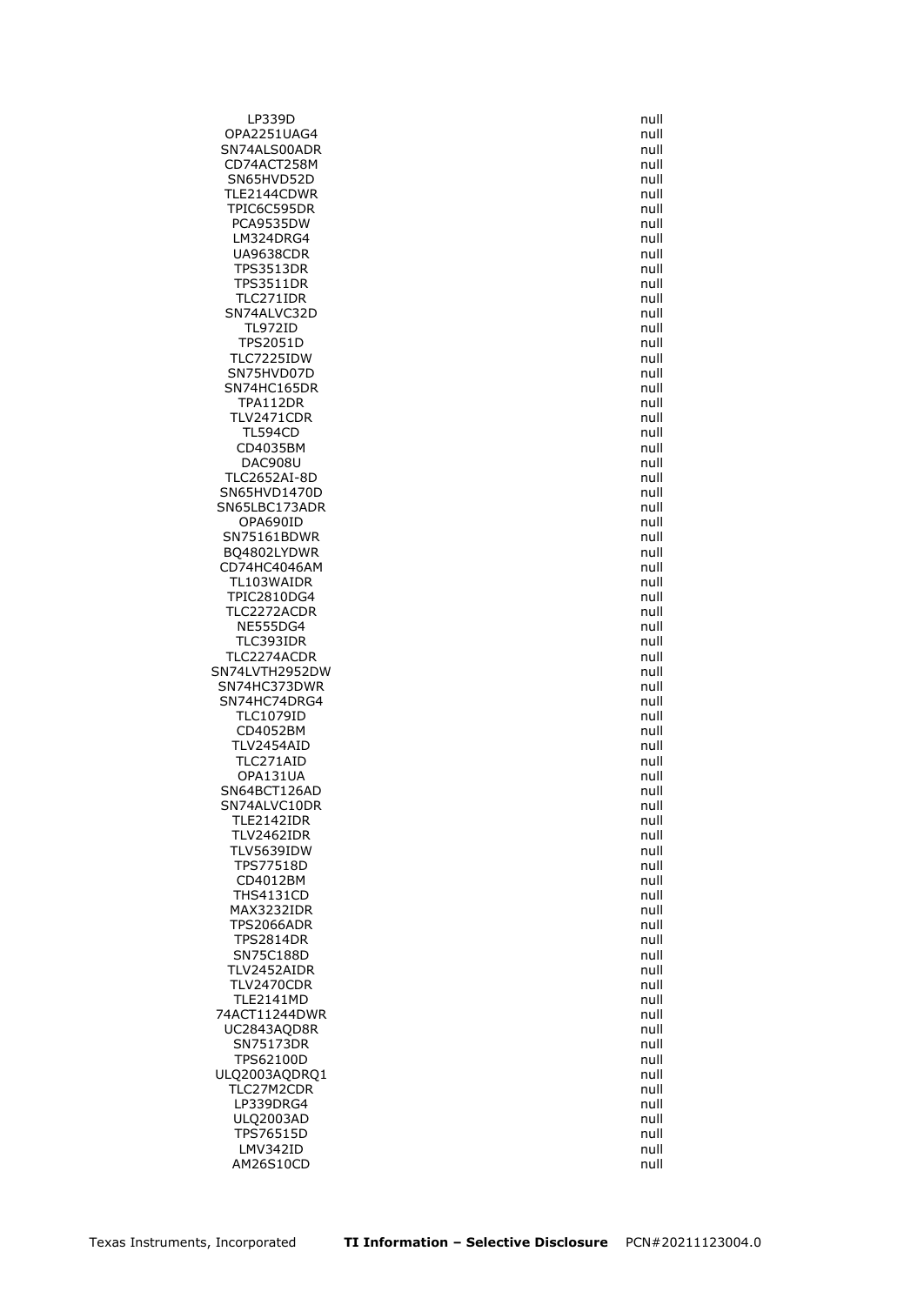| | |
|---|---|
| LP339D | null |
| OPA2251UAG4 | null |
| SN74ALS00ADR | null |
| CD74ACT258M | null |
| SN65HVD52D | null |
| TLE2144CDWR | null |
| TPIC6C595DR | null |
| PCA9535DW | null |
| LM324DRG4 | null |
| UA9638CDR | null |
| TPS3513DR | null |
| TPS3511DR | null |
| TLC271IDR | null |
| SN74ALVC32D | null |
| TL972ID | null |
| TPS2051D | null |
| TLC7225IDW | null |
| SN75HVD07D | null |
| SN74HC165DR | null |
| TPA112DR | null |
| TLV2471CDR | null |
| TL594CD | null |
| CD4035BM | null |
| DAC908U | null |
| TLC2652AI-8D | null |
| SN65HVD1470D | null |
| SN65LBC173ADR | null |
| OPA690ID | null |
| SN75161BDWR | null |
| BQ4802LYDWR | null |
| CD74HC4046AM | null |
| TL103WAIDR | null |
| TPIC2810DG4 | null |
| TLC2272ACDR | null |
| NE555DG4 | null |
| TLC393IDR | null |
| TLC2274ACDR | null |
| SN74LVTH2952DW | null |
| SN74HC373DWR | null |
| SN74HC74DRG4 | null |
| TLC1079ID | null |
| CD4052BM | null |
| TLV2454AID | null |
| TLC271AID | null |
| OPA131UA | null |
| SN64BCT126AD | null |
| SN74ALVC10DR | null |
| TLE2142IDR | null |
| TLV2462IDR | null |
| TLV5639IDW | null |
| TPS77518D | null |
| CD4012BM | null |
| THS4131CD | null |
| MAX3232IDR | null |
| TPS2066ADR | null |
| TPS2814DR | null |
| SN75C188D | null |
| TLV2452AIDR | null |
| TLV2470CDR | null |
| TLE2141MD | null |
| 74ACT11244DWR | null |
| UC2843AQD8R | null |
| SN75173DR | null |
| TPS62100D | null |
| ULQ2003AQDRQ1 | null |
| TLC27M2CDR | null |
| LP339DRG4 | null |
| ULQ2003AD | null |
| TPS76515D | null |
| LMV342ID | null |
| AM26S10CD | null |

Texas Instruments, Incorporated **TI Information – Selective Disclosure** PCN#20211123004.0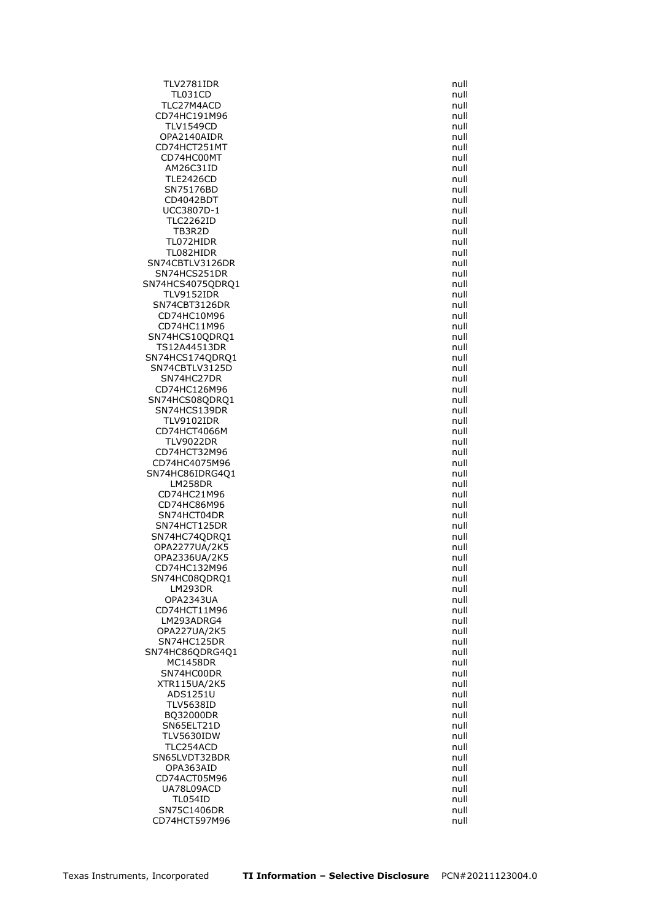| | |
|---|---|
| TLV2781IDR | null |
| TL031CD | null |
| TLC27M4ACD | null |
| CD74HC191M96 | null |
| TLV1549CD | null |
| OPA2140AIDR | null |
| CD74HCT251MT | null |
| CD74HC00MT | null |
| AM26C31ID | null |
| TLE2426CD | null |
| SN75176BD | null |
| CD4042BDT | null |
| UCC3807D-1 | null |
| TLC2262ID | null |
| TB3R2D | null |
| TL072HIDR | null |
| TL082HIDR | null |
| SN74CBTLV3126DR | null |
| SN74HCS251DR | null |
| SN74HCS4075QDRQ1 | null |
| TLV9152IDR | null |
| SN74CBT3126DR | null |
| CD74HC10M96 | null |
| CD74HC11M96 | null |
| SN74HCS10QDRQ1 | null |
| TS12A44513DR | null |
| SN74HCS174QDRQ1 | null |
| SN74CBTLV3125D | null |
| SN74HC27DR | null |
| CD74HC126M96 | null |
| SN74HCS08QDRQ1 | null |
| SN74HCS139DR | null |
| TLV9102IDR | null |
| CD74HCT4066M | null |
| TLV9022DR | null |
| CD74HCT32M96 | null |
| CD74HC4075M96 | null |
| SN74HC86IDRG4Q1 | null |
| LM258DR | null |
| CD74HC21M96 | null |
| CD74HC86M96 | null |
| SN74HCT04DR | null |
| SN74HCT125DR | null |
| SN74HC74QDRQ1 | null |
| OPA2277UA/2K5 | null |
| OPA2336UA/2K5 | null |
| CD74HC132M96 | null |
| SN74HC08QDRQ1 | null |
| LM293DR | null |
| OPA2343UA | null |
| CD74HCT11M96 | null |
| LM293ADRG4 | null |
| OPA227UA/2K5 | null |
| SN74HC125DR | null |
| SN74HC86QDRG4Q1 | null |
| MC1458DR | null |
| SN74HC00DR | null |
| XTR115UA/2K5 | null |
| ADS1251U | null |
| TLV5638ID | null |
| BQ32000DR | null |
| SN65ELT21D | null |
| TLV5630IDW | null |
| TLC254ACD | null |
| SN65LVDT32BDR | null |
| OPA363AID | null |
| CD74ACT05M96 | null |
| UA78L09ACD | null |
| TL054ID | null |
| SN75C1406DR | null |
| CD74HCT597M96 | null |

Texas Instruments, Incorporated **TI Information – Selective Disclosure** PCN#20211123004.0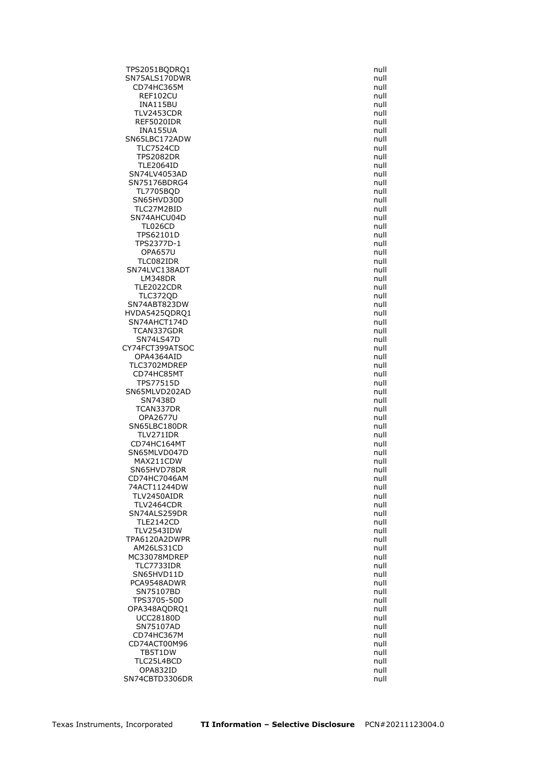| | |
|---|---|
| TPS2051BQDRQ1 | null |
| SN75ALS170DWR | null |
| CD74HC365M | null |
| REF102CU | null |
| INA115BU | null |
| TLV2453CDR | null |
| REF5020IDR | null |
| INA155UA | null |
| SN65LBC172ADW | null |
| TLC7524CD | null |
| TPS2082DR | null |
| TLE2064ID | null |
| SN74LV4053AD | null |
| SN75176BDRG4 | null |
| TL7705BQD | null |
| SN65HVD30D | null |
| TLC27M2BID | null |
| SN74AHCU04D | null |
| TL026CD | null |
| TPS62101D | null |
| TPS2377D-1 | null |
| OPA657U | null |
| TLC082IDR | null |
| SN74LVC138ADT | null |
| LM348DR | null |
| TLE2022CDR | null |
| TLC372QD | null |
| SN74ABT823DW | null |
| HVDA5425QDRQ1 | null |
| SN74AHCT174D | null |
| TCAN337GDR | null |
| SN74LS47D | null |
| CY74FCT399ATSOC | null |
| OPA4364AID | null |
| TLC3702MDREP | null |
| CD74HC85MT | null |
| TPS77515D | null |
| SN65MLVD202AD | null |
| SN7438D | null |
| TCAN337DR | null |
| OPA2677U | null |
| SN65LBC180DR | null |
| TLV271IDR | null |
| CD74HC164MT | null |
| SN65MLVD047D | null |
| MAX211CDW | null |
| SN65HVD78DR | null |
| CD74HC7046AM | null |
| 74ACT11244DW | null |
| TLV2450AIDR | null |
| TLV2464CDR | null |
| SN74ALS259DR | null |
| TLE2142CD | null |
| TLV2543IDW | null |
| TPA6120A2DWPR | null |
| AM26LS31CD | null |
| MC33078MDREP | null |
| TLC7733IDR | null |
| SN65HVD11D | null |
| PCA9548ADWR | null |
| SN75107BD | null |
| TPS3705-50D | null |
| OPA348AQDRQ1 | null |
| UCC28180D | null |
| SN75107AD | null |
| CD74HC367M | null |
| CD74ACT00M96 | null |
| TB5T1DW | null |
| TLC25L4BCD | null |
| OPA832ID | null |
| SN74CBTD3306DR | null |

Texas Instruments, Incorporated **TI Information – Selective Disclosure** PCN#20211123004.0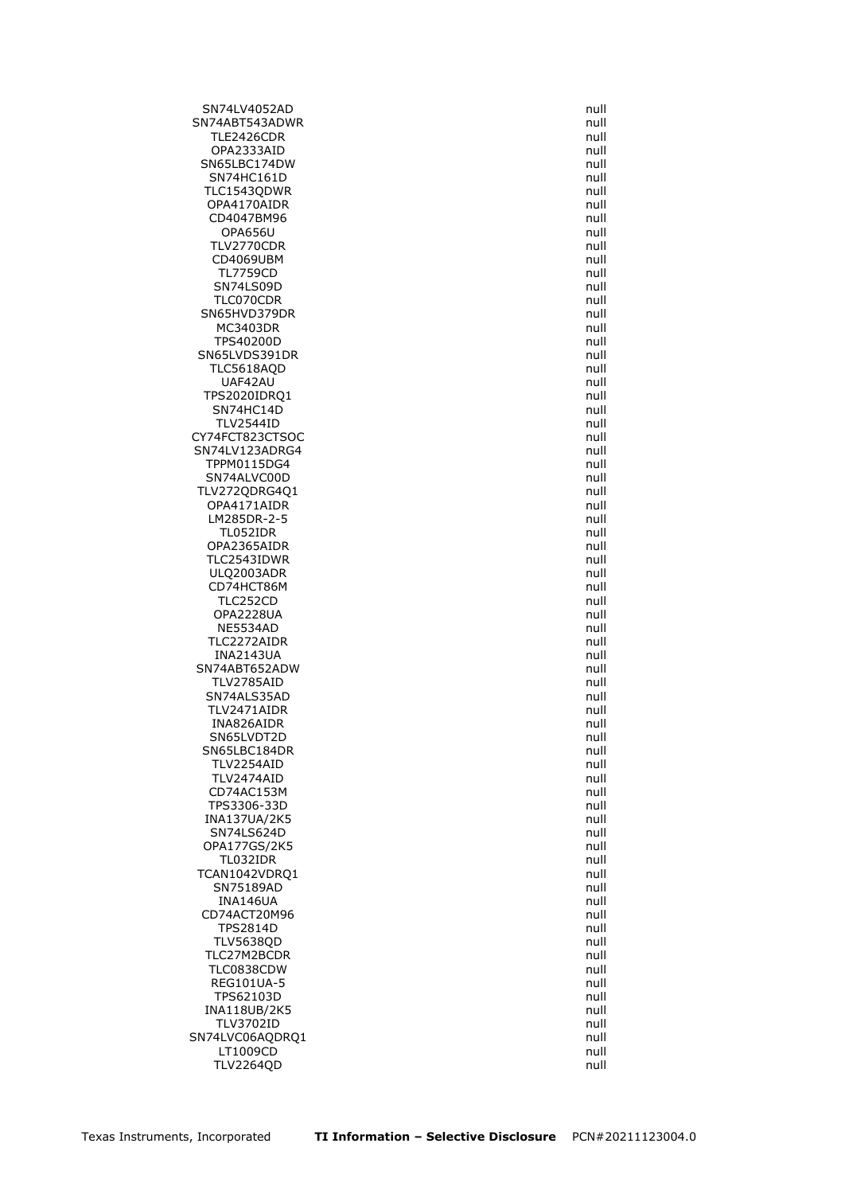| | |
|---|---|
| SN74LV4052AD | null |
| SN74ABT543ADWR | null |
| TLE2426CDR | null |
| OPA2333AID | null |
| SN65LBC174DW | null |
| SN74HC161D | null |
| TLC1543QDWR | null |
| OPA4170AIDR | null |
| CD4047BM96 | null |
| OPA656U | null |
| TLV2770CDR | null |
| CD4069UBM | null |
| TL7759CD | null |
| SN74LS09D | null |
| TLC070CDR | null |
| SN65HVD379DR | null |
| MC3403DR | null |
| TPS40200D | null |
| SN65LVDS391DR | null |
| TLC5618AQD | null |
| UAF42AU | null |
| TPS2020IDRQ1 | null |
| SN74HC14D | null |
| TLV2544ID | null |
| CY74FCT823CTSOC | null |
| SN74LV123ADRG4 | null |
| TPPM0115DG4 | null |
| SN74ALVC00D | null |
| TLV272QDRG4Q1 | null |
| OPA4171AIDR | null |
| LM285DR-2-5 | null |
| TL052IDR | null |
| OPA2365AIDR | null |
| TLC2543IDWR | null |
| ULQ2003ADR | null |
| CD74HCT86M | null |
| TLC252CD | null |
| OPA2228UA | null |
| NE5534AD | null |
| TLC2272AIDR | null |
| INA2143UA | null |
| SN74ABT652ADW | null |
| TLV2785AID | null |
| SN74ALS35AD | null |
| TLV2471AIDR | null |
| INA826AIDR | null |
| SN65LVDT2D | null |
| SN65LBC184DR | null |
| TLV2254AID | null |
| TLV2474AID | null |
| CD74AC153M | null |
| TPS3306-33D | null |
| INA137UA/2K5 | null |
| SN74LS624D | null |
| OPA177GS/2K5 | null |
| TL032IDR | null |
| TCAN1042VDRQ1 | null |
| SN75189AD | null |
| INA146UA | null |
| CD74ACT20M96 | null |
| TPS2814D | null |
| TLV5638QD | null |
| TLC27M2BCDR | null |
| TLC0838CDW | null |
| REG101UA-5 | null |
| TPS62103D | null |
| INA118UB/2K5 | null |
| TLV3702ID | null |
| SN74LVC06AQDRQ1 | null |
| LT1009CD | null |
| TLV2264QD | null |

Texas Instruments, Incorporated **TI Information – Selective Disclosure** PCN#20211123004.0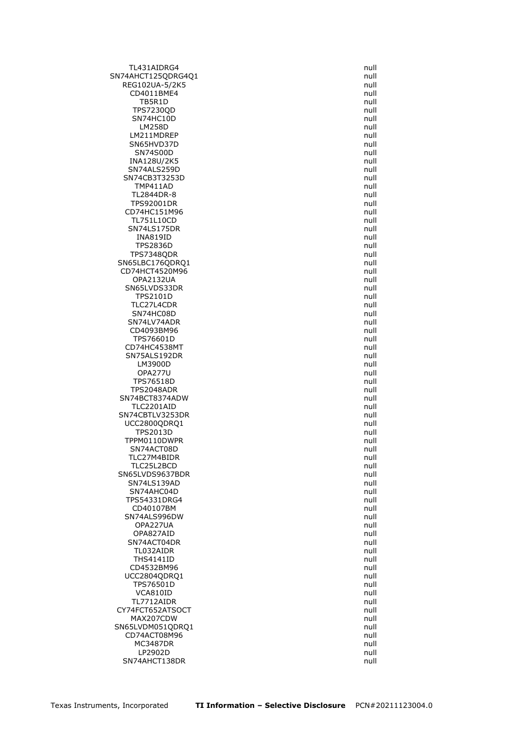| | |
|---|---|
| TL431AIDRG4 | null |
| SN74AHCT125QDRG4Q1 | null |
| REG102UA-5/2K5 | null |
| CD4011BME4 | null |
| TB5R1D | null |
| TPS7230QD | null |
| SN74HC10D | null |
| LM258D | null |
| LM211MDREP | null |
| SN65HVD37D | null |
| SN74S00D | null |
| INA128U/2K5 | null |
| SN74ALS259D | null |
| SN74CB3T3253D | null |
| TMP411AD | null |
| TL2844DR-8 | null |
| TPS92001DR | null |
| CD74HC151M96 | null |
| TL751L10CD | null |
| SN74LS175DR | null |
| INA819ID | null |
| TPS2836D | null |
| TPS7348QDR | null |
| SN65LBC176QDRQ1 | null |
| CD74HCT4520M96 | null |
| OPA2132UA | null |
| SN65LVDS33DR | null |
| TPS2101D | null |
| TLC27L4CDR | null |
| SN74HC08D | null |
| SN74LV74ADR | null |
| CD4093BM96 | null |
| TPS76601D | null |
| CD74HC4538MT | null |
| SN75ALS192DR | null |
| LM3900D | null |
| OPA277U | null |
| TPS76518D | null |
| TPS2048ADR | null |
| SN74BCT8374ADW | null |
| TLC2201AID | null |
| SN74CBTLV3253DR | null |
| UCC2800QDRQ1 | null |
| TPS2013D | null |
| TPPM0110DWPR | null |
| SN74ACT08D | null |
| TLC27M4BIDR | null |
| TLC25L2BCD | null |
| SN65LVDS9637BDR | null |
| SN74LS139AD | null |
| SN74AHC04D | null |
| TPS54331DRG4 | null |
| CD40107BM | null |
| SN74ALS996DW | null |
| OPA227UA | null |
| OPA827AID | null |
| SN74ACT04DR | null |
| TL032AIDR | null |
| THS4141ID | null |
| CD4532BM96 | null |
| UCC2804QDRQ1 | null |
| TPS76501D | null |
| VCA810ID | null |
| TL7712AIDR | null |
| CY74FCT652ATSOCT | null |
| MAX207CDW | null |
| SN65LVDM051QDRQ1 | null |
| CD74ACT08M96 | null |
| MC3487DR | null |
| LP2902D | null |
| SN74AHCT138DR | null |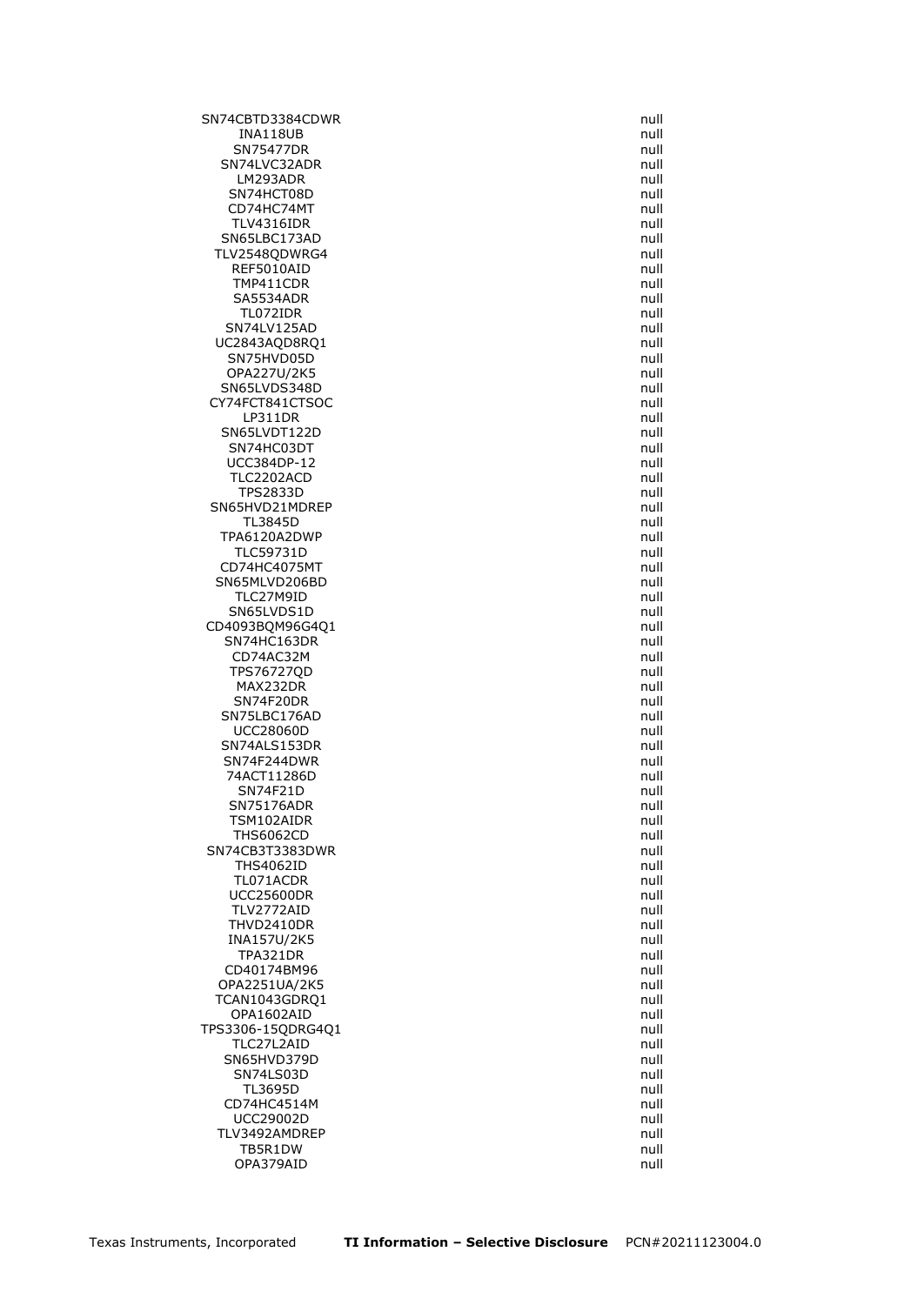| | |
|---|---|
| SN74CBTD3384CDWR | null |
| INA118UB | null |
| SN75477DR | null |
| SN74LVC32ADR | null |
| LM293ADR | null |
| SN74HCT08D | null |
| CD74HC74MT | null |
| TLV4316IDR | null |
| SN65LBC173AD | null |
| TLV2548QDWRG4 | null |
| REF5010AID | null |
| TMP411CDR | null |
| SA5534ADR | null |
| TL072IDR | null |
| SN74LV125AD | null |
| UC2843AQD8RQ1 | null |
| SN75HVD05D | null |
| OPA227U/2K5 | null |
| SN65LVDS348D | null |
| CY74FCT841CTSOC | null |
| LP311DR | null |
| SN65LVDT122D | null |
| SN74HC03DT | null |
| UCC384DP-12 | null |
| TLC2202ACD | null |
| TPS2833D | null |
| SN65HVD21MDREP | null |
| TL3845D | null |
| TPA6120A2DWP | null |
| TLC59731D | null |
| CD74HC4075MT | null |
| SN65MLVD206BD | null |
| TLC27M9ID | null |
| SN65LVDS1D | null |
| CD4093BQM96G4Q1 | null |
| SN74HC163DR | null |
| CD74AC32M | null |
| TPS76727QD | null |
| MAX232DR | null |
| SN74F20DR | null |
| SN75LBC176AD | null |
| UCC28060D | null |
| SN74ALS153DR | null |
| SN74F244DWR | null |
| 74ACT11286D | null |
| SN74F21D | null |
| SN75176ADR | null |
| TSM102AIDR | null |
| THS6062CD | null |
| SN74CB3T3383DWR | null |
| THS4062ID | null |
| TL071ACDR | null |
| UCC25600DR | null |
| TLV2772AID | null |
| THVD2410DR | null |
| INA157U/2K5 | null |
| TPA321DR | null |
| CD40174BM96 | null |
| OPA2251UA/2K5 | null |
| TCAN1043GDRQ1 | null |
| OPA1602AID | null |
| TPS3306-15QDRG4Q1 | null |
| TLC27L2AID | null |
| SN65HVD379D | null |
| SN74LS03D | null |
| TL3695D | null |
| CD74HC4514M | null |
| UCC29002D | null |
| TLV3492AMDREP | null |
| TB5R1DW | null |
| OPA379AID | null |

Texas Instruments, Incorporated **TI Information – Selective Disclosure** PCN#20211123004.0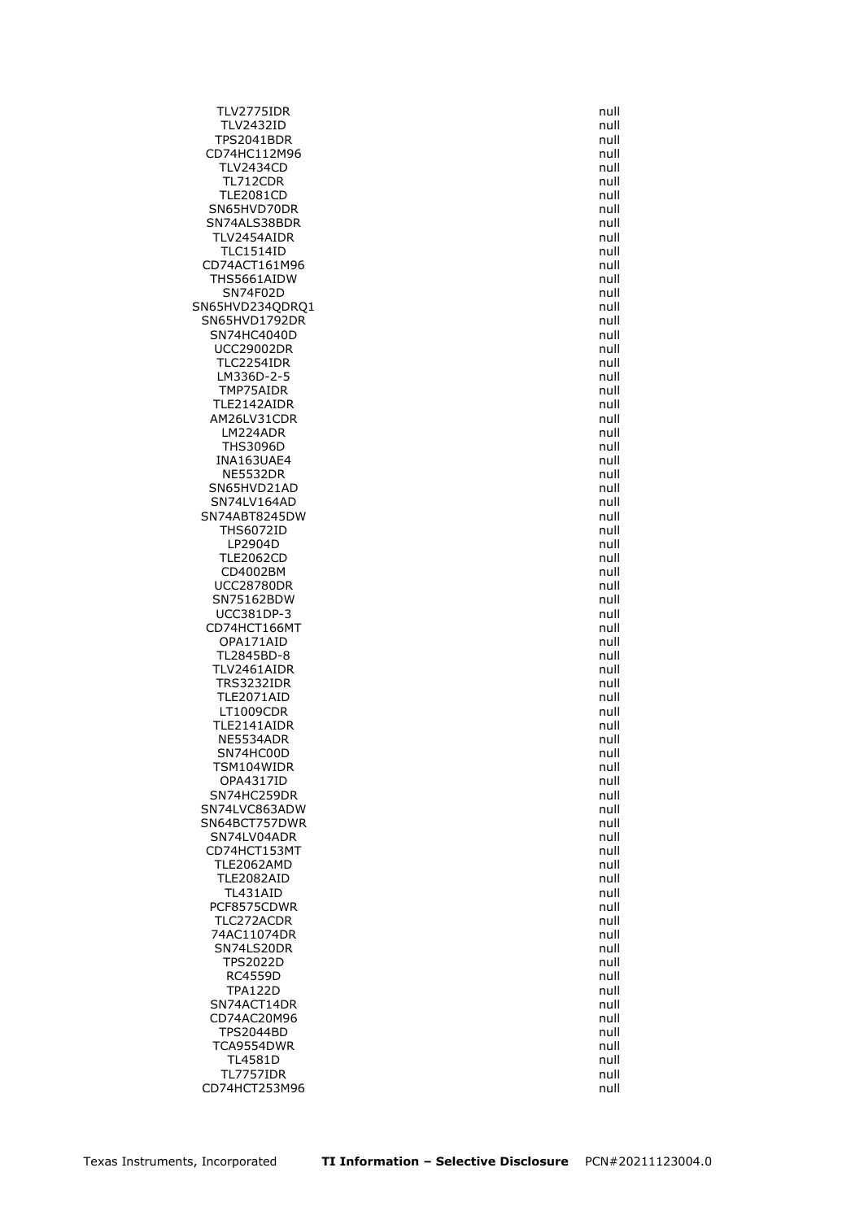| | |
|---|---|
| TLV2775IDR | null |
| TLV2432ID | null |
| TPS2041BDR | null |
| CD74HC112M96 | null |
| TLV2434CD | null |
| TL712CDR | null |
| TLE2081CD | null |
| SN65HVD70DR | null |
| SN74ALS38BDR | null |
| TLV2454AIDR | null |
| TLC1514ID | null |
| CD74ACT161M96 | null |
| THS5661AIDW | null |
| SN74F02D | null |
| SN65HVD234QDRQ1 | null |
| SN65HVD1792DR | null |
| SN74HC4040D | null |
| UCC29002DR | null |
| TLC2254IDR | null |
| LM336D-2-5 | null |
| TMP75AIDR | null |
| TLE2142AIDR | null |
| AM26LV31CDR | null |
| LM224ADR | null |
| THS3096D | null |
| INA163UAE4 | null |
| NE5532DR | null |
| SN65HVD21AD | null |
| SN74LV164AD | null |
| SN74ABT8245DW | null |
| THS6072ID | null |
| LP2904D | null |
| TLE2062CD | null |
| CD4002BM | null |
| UCC28780DR | null |
| SN75162BDW | null |
| UCC381DP-3 | null |
| CD74HCT166MT | null |
| OPA171AID | null |
| TL2845BD-8 | null |
| TLV2461AIDR | null |
| TRS3232IDR | null |
| TLE2071AID | null |
| LT1009CDR | null |
| TLE2141AIDR | null |
| NE5534ADR | null |
| SN74HC00D | null |
| TSM104WIDR | null |
| OPA4317ID | null |
| SN74HC259DR | null |
| SN74LVC863ADW | null |
| SN64BCT757DWR | null |
| SN74LV04ADR | null |
| CD74HCT153MT | null |
| TLE2062AMD | null |
| TLE2082AID | null |
| TL431AID | null |
| PCF8575CDWR | null |
| TLC272ACDR | null |
| 74AC11074DR | null |
| SN74LS20DR | null |
| TPS2022D | null |
| RC4559D | null |
| TPA122D | null |
| SN74ACT14DR | null |
| CD74AC20M96 | null |
| TPS2044BD | null |
| TCA9554DWR | null |
| TL4581D | null |
| TL7757IDR | null |
| CD74HCT253M96 | null |

Texas Instruments, Incorporated **TI Information – Selective Disclosure** PCN#20211123004.0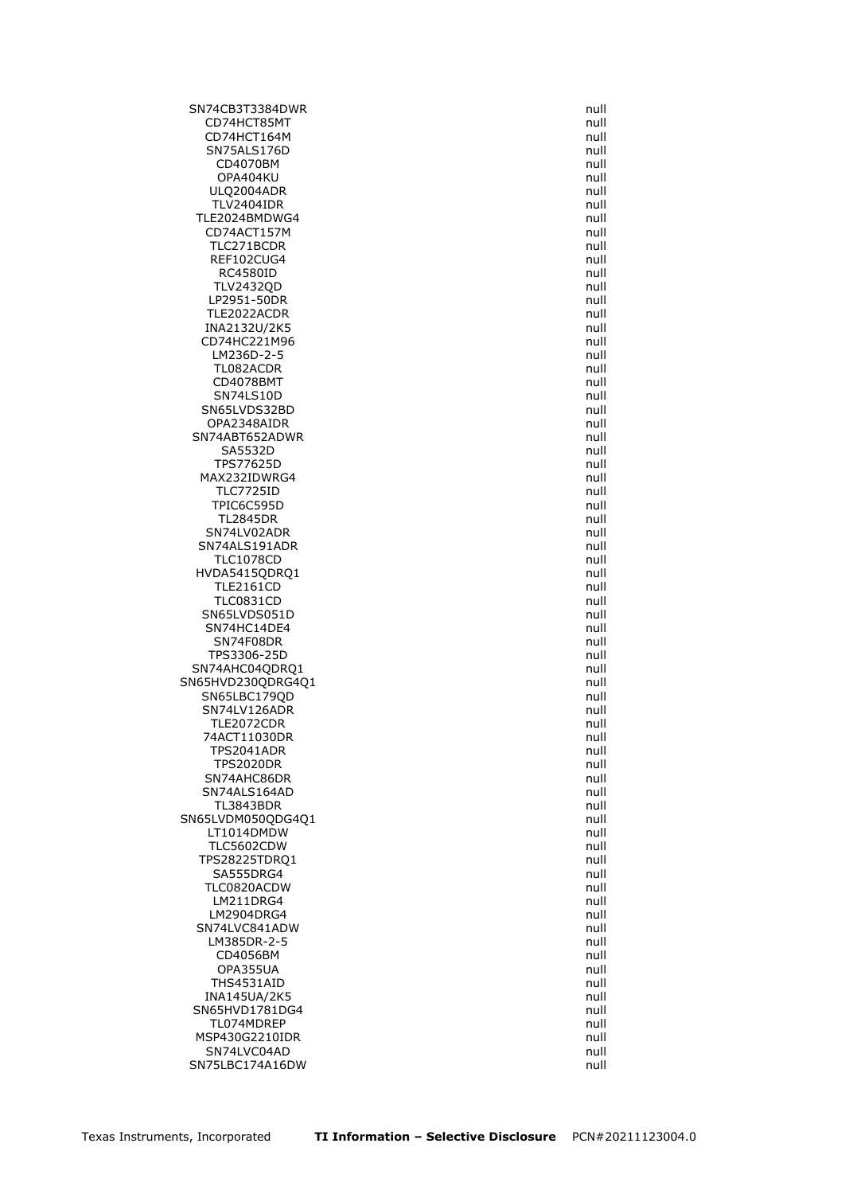| | |
|---|---|
| SN74CB3T3384DWR | null |
| CD74HCT85MT | null |
| CD74HCT164M | null |
| SN75ALS176D | null |
| CD4070BM | null |
| OPA404KU | null |
| ULQ2004ADR | null |
| TLV2404IDR | null |
| TLE2024BMDWG4 | null |
| CD74ACT157M | null |
| TLC271BCDR | null |
| REF102CUG4 | null |
| RC4580ID | null |
| TLV2432QD | null |
| LP2951-50DR | null |
| TLE2022ACDR | null |
| INA2132U/2K5 | null |
| CD74HC221M96 | null |
| LM236D-2-5 | null |
| TL082ACDR | null |
| CD4078BMT | null |
| SN74LS10D | null |
| SN65LVDS32BD | null |
| OPA2348AIDR | null |
| SN74ABT652ADWR | null |
| SA5532D | null |
| TPS77625D | null |
| MAX232IDWRG4 | null |
| TLC7725ID | null |
| TPIC6C595D | null |
| TL2845DR | null |
| SN74LV02ADR | null |
| SN74ALS191ADR | null |
| TLC1078CD | null |
| HVDA5415QDRQ1 | null |
| TLE2161CD | null |
| TLC0831CD | null |
| SN65LVDS051D | null |
| SN74HC14DE4 | null |
| SN74F08DR | null |
| TPS3306-25D | null |
| SN74AHC04QDRQ1 | null |
| SN65HVD230QDRG4Q1 | null |
| SN65LBC179QD | null |
| SN74LV126ADR | null |
| TLE2072CDR | null |
| 74ACT11030DR | null |
| TPS2041ADR | null |
| TPS2020DR | null |
| SN74AHC86DR | null |
| SN74ALS164AD | null |
| TL3843BDR | null |
| SN65LVDM050QDG4Q1 | null |
| LT1014DMDW | null |
| TLC5602CDW | null |
| TPS28225TDRQ1 | null |
| SA555DRG4 | null |
| TLC0820ACDW | null |
| LM211DRG4 | null |
| LM2904DRG4 | null |
| SN74LVC841ADW | null |
| LM385DR-2-5 | null |
| CD4056BM | null |
| OPA355UA | null |
| THS4531AID | null |
| INA145UA/2K5 | null |
| SN65HVD1781DG4 | null |
| TL074MDREP | null |
| MSP430G2210IDR | null |
| SN74LVC04AD | null |
| SN75LBC174A16DW | null |

Texas Instruments, Incorporated **TI Information – Selective Disclosure** PCN#20211123004.0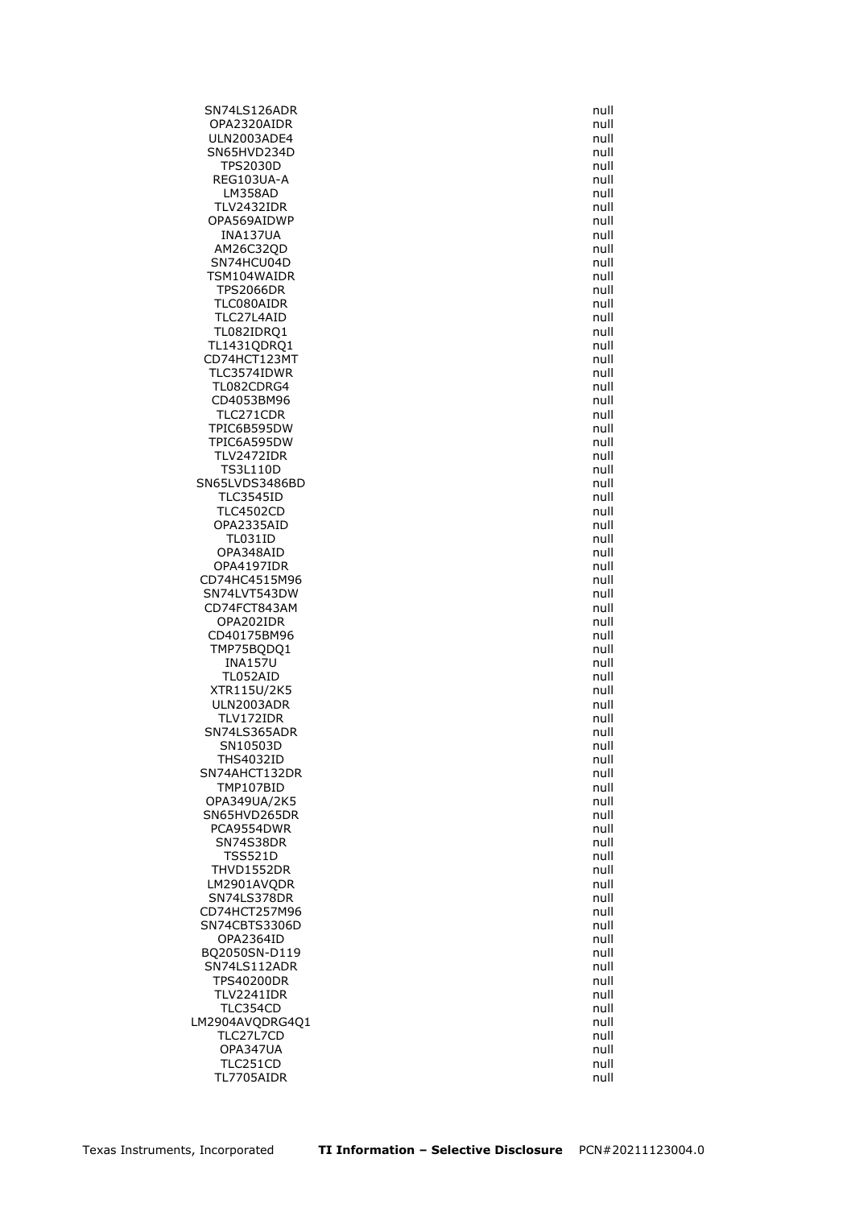| | |
|---|---|
| SN74LS126ADR | null |
| OPA2320AIDR | null |
| ULN2003ADE4 | null |
| SN65HVD234D | null |
| TPS2030D | null |
| REG103UA-A | null |
| LM358AD | null |
| TLV2432IDR | null |
| OPA569AIDWP | null |
| INA137UA | null |
| AM26C32QD | null |
| SN74HCU04D | null |
| TSM104WAIDR | null |
| TPS2066DR | null |
| TLC080AIDR | null |
| TLC27L4AID | null |
| TL082IDRQ1 | null |
| TL1431QDRQ1 | null |
| CD74HCT123MT | null |
| TLC3574IDWR | null |
| TL082CDRG4 | null |
| CD4053BM96 | null |
| TLC271CDR | null |
| TPIC6B595DW | null |
| TPIC6A595DW | null |
| TLV2472IDR | null |
| TS3L110D | null |
| SN65LVDS3486BD | null |
| TLC3545ID | null |
| TLC4502CD | null |
| OPA2335AID | null |
| TL031ID | null |
| OPA348AID | null |
| OPA4197IDR | null |
| CD74HC4515M96 | null |
| SN74LVT543DW | null |
| CD74FCT843AM | null |
| OPA202IDR | null |
| CD40175BM96 | null |
| TMP75BQDQ1 | null |
| INA157U | null |
| TL052AID | null |
| XTR115U/2K5 | null |
| ULN2003ADR | null |
| TLV172IDR | null |
| SN74LS365ADR | null |
| SN10503D | null |
| THS4032ID | null |
| SN74AHCT132DR | null |
| TMP107BID | null |
| OPA349UA/2K5 | null |
| SN65HVD265DR | null |
| PCA9554DWR | null |
| SN74S38DR | null |
| TSS521D | null |
| THVD1552DR | null |
| LM2901AVQDR | null |
| SN74LS378DR | null |
| CD74HCT257M96 | null |
| SN74CBTS3306D | null |
| OPA2364ID | null |
| BQ2050SN-D119 | null |
| SN74LS112ADR | null |
| TPS40200DR | null |
| TLV2241IDR | null |
| TLC354CD | null |
| LM2904AVQDRG4Q1 | null |
| TLC27L7CD | null |
| OPA347UA | null |
| TLC251CD | null |
| TL7705AIDR | null |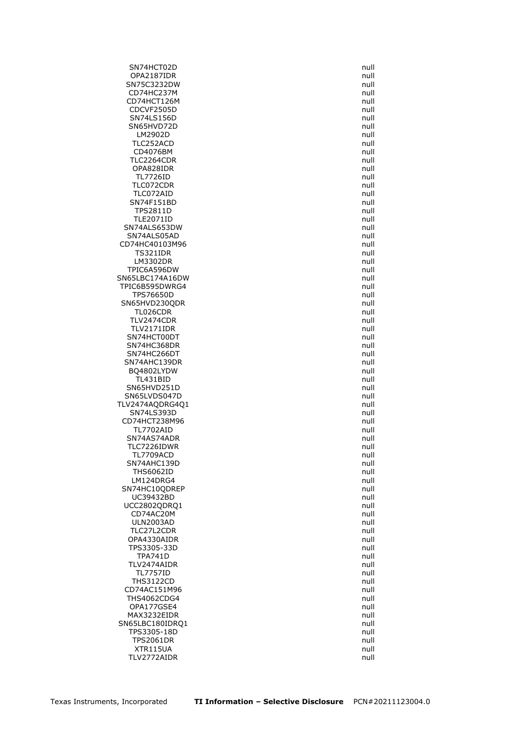| | |
|---|---|
| SN74HCT02D | null |
| OPA2187IDR | null |
| SN75C3232DW | null |
| CD74HC237M | null |
| CD74HCT126M | null |
| CDCVF2505D | null |
| SN74LS156D | null |
| SN65HVD72D | null |
| LM2902D | null |
| TLC252ACD | null |
| CD4076BM | null |
| TLC2264CDR | null |
| OPA828IDR | null |
| TL7726ID | null |
| TLC072CDR | null |
| TLC072AID | null |
| SN74F151BD | null |
| TPS2811D | null |
| TLE2071ID | null |
| SN74ALS653DW | null |
| SN74ALS05AD | null |
| CD74HC40103M96 | null |
| TS321IDR | null |
| LM3302DR | null |
| TPIC6A596DW | null |
| SN65LBC174A16DW | null |
| TPIC6B595DWRG4 | null |
| TPS76650D | null |
| SN65HVD230QDR | null |
| TL026CDR | null |
| TLV2474CDR | null |
| TLV2171IDR | null |
| SN74HCT00DT | null |
| SN74HC368DR | null |
| SN74HC266DT | null |
| SN74AHC139DR | null |
| BQ4802LYDW | null |
| TL431BID | null |
| SN65HVD251D | null |
| SN65LVDS047D | null |
| TLV2474AQDRG4Q1 | null |
| SN74LS393D | null |
| CD74HCT238M96 | null |
| TL7702AID | null |
| SN74AS74ADR | null |
| TLC7226IDWR | null |
| TL7709ACD | null |
| SN74AHC139D | null |
| THS6062ID | null |
| LM124DRG4 | null |
| SN74HC10QDREP | null |
| UC39432BD | null |
| UCC2802QDRQ1 | null |
| CD74AC20M | null |
| ULN2003AD | null |
| TLC27L2CDR | null |
| OPA4330AIDR | null |
| TPS3305-33D | null |
| TPA741D | null |
| TLV2474AIDR | null |
| TL7757ID | null |
| THS3122CD | null |
| CD74AC151M96 | null |
| THS4062CDG4 | null |
| OPA177GSE4 | null |
| MAX3232EIDR | null |
| SN65LBC180IDRQ1 | null |
| TPS3305-18D | null |
| TPS2061DR | null |
| XTR115UA | null |
| TLV2772AIDR | null |

Texas Instruments, Incorporated **TI Information – Selective Disclosure** PCN#20211123004.0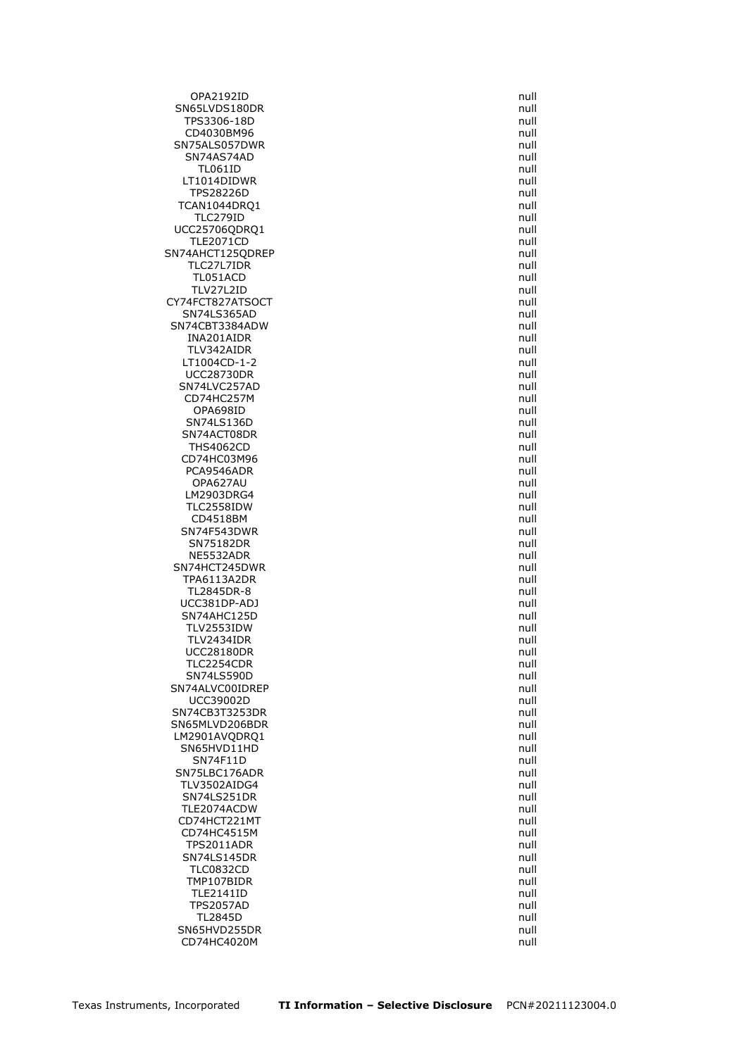| | |
|---|---|
| OPA2192ID | null |
| SN65LVDS180DR | null |
| TPS3306-18D | null |
| CD4030BM96 | null |
| SN75ALS057DWR | null |
| SN74AS74AD | null |
| TL061ID | null |
| LT1014DIDWR | null |
| TPS28226D | null |
| TCAN1044DRQ1 | null |
| TLC279ID | null |
| UCC25706QDRQ1 | null |
| TLE2071CD | null |
| SN74AHCT125QDREP | null |
| TLC27L7IDR | null |
| TL051ACD | null |
| TLV27L2ID | null |
| CY74FCT827ATSOCT | null |
| SN74LS365AD | null |
| SN74CBT3384ADW | null |
| INA201AIDR | null |
| TLV342AIDR | null |
| LT1004CD-1-2 | null |
| UCC28730DR | null |
| SN74LVC257AD | null |
| CD74HC257M | null |
| OPA698ID | null |
| SN74LS136D | null |
| SN74ACT08DR | null |
| THS4062CD | null |
| CD74HC03M96 | null |
| PCA9546ADR | null |
| OPA627AU | null |
| LM2903DRG4 | null |
| TLC2558IDW | null |
| CD4518BM | null |
| SN74F543DWR | null |
| SN75182DR | null |
| NE5532ADR | null |
| SN74HCT245DWR | null |
| TPA6113A2DR | null |
| TL2845DR-8 | null |
| UCC381DP-ADJ | null |
| SN74AHC125D | null |
| TLV2553IDW | null |
| TLV2434IDR | null |
| UCC28180DR | null |
| TLC2254CDR | null |
| SN74LS590D | null |
| SN74ALVC00IDREP | null |
| UCC39002D | null |
| SN74CB3T3253DR | null |
| SN65MLVD206BDR | null |
| LM2901AVQDRQ1 | null |
| SN65HVD11HD | null |
| SN74F11D | null |
| SN75LBC176ADR | null |
| TLV3502AIDG4 | null |
| SN74LS251DR | null |
| TLE2074ACDW | null |
| CD74HCT221MT | null |
| CD74HC4515M | null |
| TPS2011ADR | null |
| SN74LS145DR | null |
| TLC0832CD | null |
| TMP107BIDR | null |
| TLE2141ID | null |
| TPS2057AD | null |
| TL2845D | null |
| SN65HVD255DR | null |
| CD74HC4020M | null |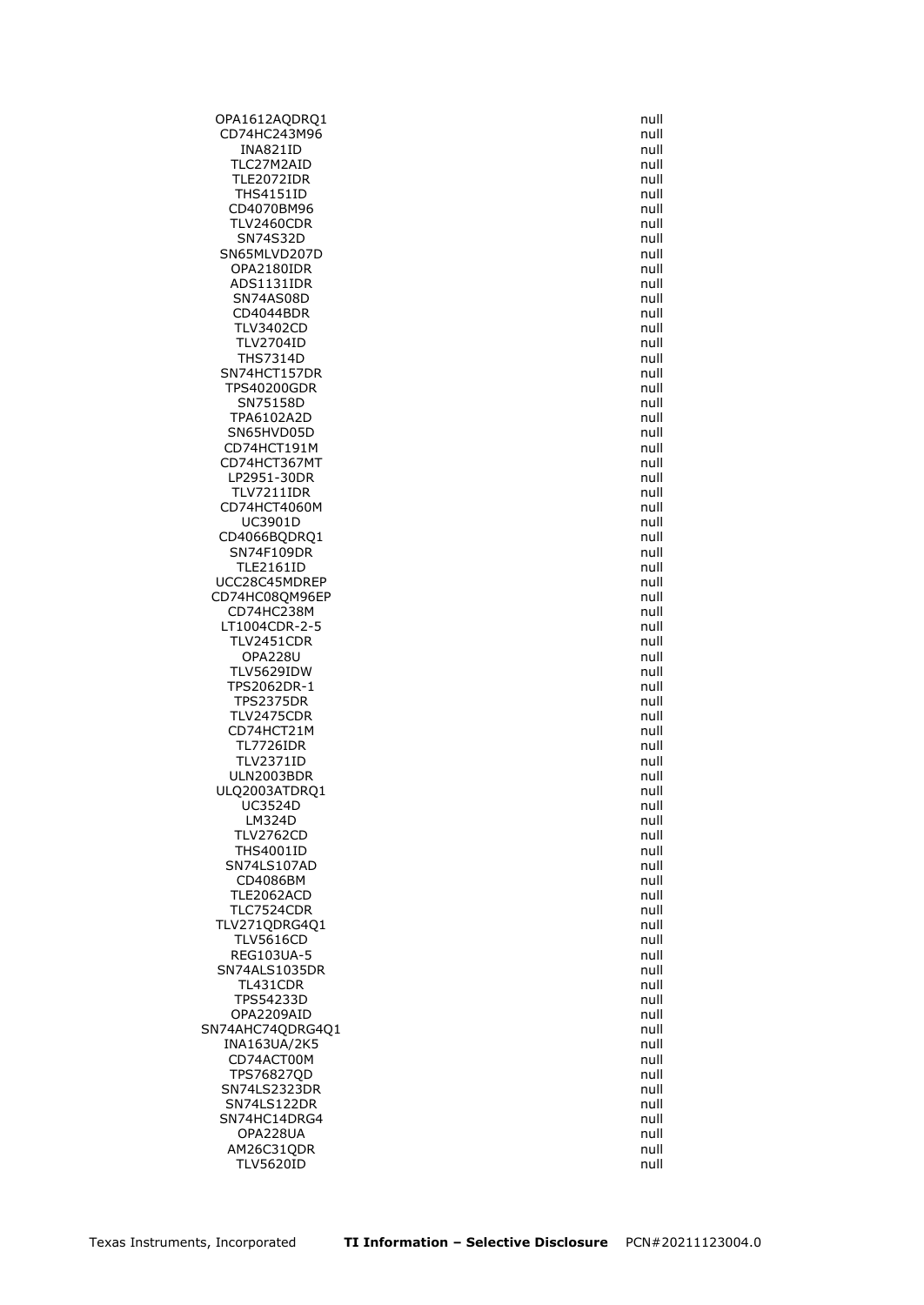| | |
|---|---|
| OPA1612AQDRQ1 | null |
| CD74HC243M96 | null |
| INA821ID | null |
| TLC27M2AID | null |
| TLE2072IDR | null |
| THS4151ID | null |
| CD4070BM96 | null |
| TLV2460CDR | null |
| SN74S32D | null |
| SN65MLVD207D | null |
| OPA2180IDR | null |
| ADS1131IDR | null |
| SN74AS08D | null |
| CD4044BDR | null |
| TLV3402CD | null |
| TLV2704ID | null |
| THS7314D | null |
| SN74HCT157DR | null |
| TPS40200GDR | null |
| SN75158D | null |
| TPA6102A2D | null |
| SN65HVD05D | null |
| CD74HCT191M | null |
| CD74HCT367MT | null |
| LP2951-30DR | null |
| TLV7211IDR | null |
| CD74HCT4060M | null |
| UC3901D | null |
| CD4066BQDRQ1 | null |
| SN74F109DR | null |
| TLE2161ID | null |
| UCC28C45MDREP | null |
| CD74HC08QM96EP | null |
| CD74HC238M | null |
| LT1004CDR-2-5 | null |
| TLV2451CDR | null |
| OPA228U | null |
| TLV5629IDW | null |
| TPS2062DR-1 | null |
| TPS2375DR | null |
| TLV2475CDR | null |
| CD74HCT21M | null |
| TL7726IDR | null |
| TLV2371ID | null |
| ULN2003BDR | null |
| ULQ2003ATDRQ1 | null |
| UC3524D | null |
| LM324D | null |
| TLV2762CD | null |
| THS4001ID | null |
| SN74LS107AD | null |
| CD4086BM | null |
| TLE2062ACD | null |
| TLC7524CDR | null |
| TLV271QDRG4Q1 | null |
| TLV5616CD | null |
| REG103UA-5 | null |
| SN74ALS1035DR | null |
| TL431CDR | null |
| TPS54233D | null |
| OPA2209AID | null |
| SN74AHC74QDRG4Q1 | null |
| INA163UA/2K5 | null |
| CD74ACT00M | null |
| TPS76827QD | null |
| SN74LS2323DR | null |
| SN74LS122DR | null |
| SN74HC14DRG4 | null |
| OPA228UA | null |
| AM26C31QDR | null |
| TLV5620ID | null |

Texas Instruments, Incorporated **TI Information – Selective Disclosure** PCN#20211123004.0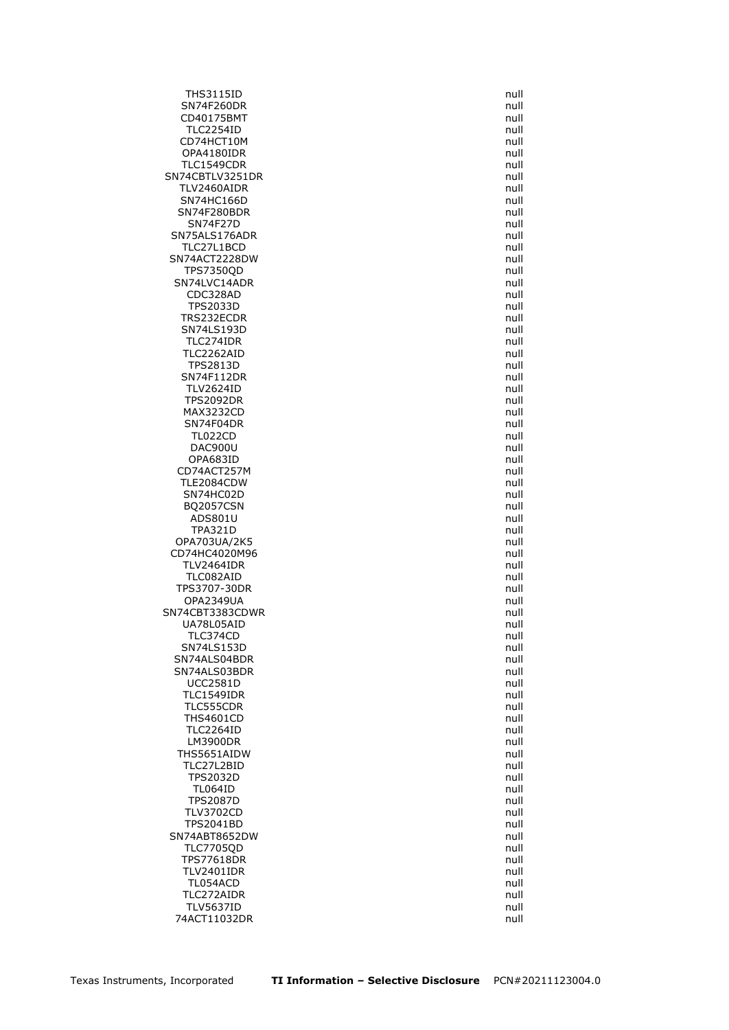| | |
|---|---|
| THS3115ID | null |
| SN74F260DR | null |
| CD40175BMT | null |
| TLC2254ID | null |
| CD74HCT10M | null |
| OPA4180IDR | null |
| TLC1549CDR | null |
| SN74CBTLV3251DR | null |
| TLV2460AIDR | null |
| SN74HC166D | null |
| SN74F280BDR | null |
| SN74F27D | null |
| SN75ALS176ADR | null |
| TLC27L1BCD | null |
| SN74ACT2228DW | null |
| TPS7350QD | null |
| SN74LVC14ADR | null |
| CDC328AD | null |
| TPS2033D | null |
| TRS232ECDR | null |
| SN74LS193D | null |
| TLC274IDR | null |
| TLC2262AID | null |
| TPS2813D | null |
| SN74F112DR | null |
| TLV2624ID | null |
| TPS2092DR | null |
| MAX3232CD | null |
| SN74F04DR | null |
| TL022CD | null |
| DAC900U | null |
| OPA683ID | null |
| CD74ACT257M | null |
| TLE2084CDW | null |
| SN74HC02D | null |
| BQ2057CSN | null |
| ADS801U | null |
| TPA321D | null |
| OPA703UA/2K5 | null |
| CD74HC4020M96 | null |
| TLV2464IDR | null |
| TLC082AID | null |
| TPS3707-30DR | null |
| OPA2349UA | null |
| SN74CBT3383CDWR | null |
| UA78L05AID | null |
| TLC374CD | null |
| SN74LS153D | null |
| SN74ALS04BDR | null |
| SN74ALS03BDR | null |
| UCC2581D | null |
| TLC1549IDR | null |
| TLC555CDR | null |
| THS4601CD | null |
| TLC2264ID | null |
| LM3900DR | null |
| THS5651AIDW | null |
| TLC27L2BID | null |
| TPS2032D | null |
| TL064ID | null |
| TPS2087D | null |
| TLV3702CD | null |
| TPS2041BD | null |
| SN74ABT8652DW | null |
| TLC7705QD | null |
| TPS77618DR | null |
| TLV2401IDR | null |
| TL054ACD | null |
| TLC272AIDR | null |
| TLV5637ID | null |
| 74ACT11032DR | null |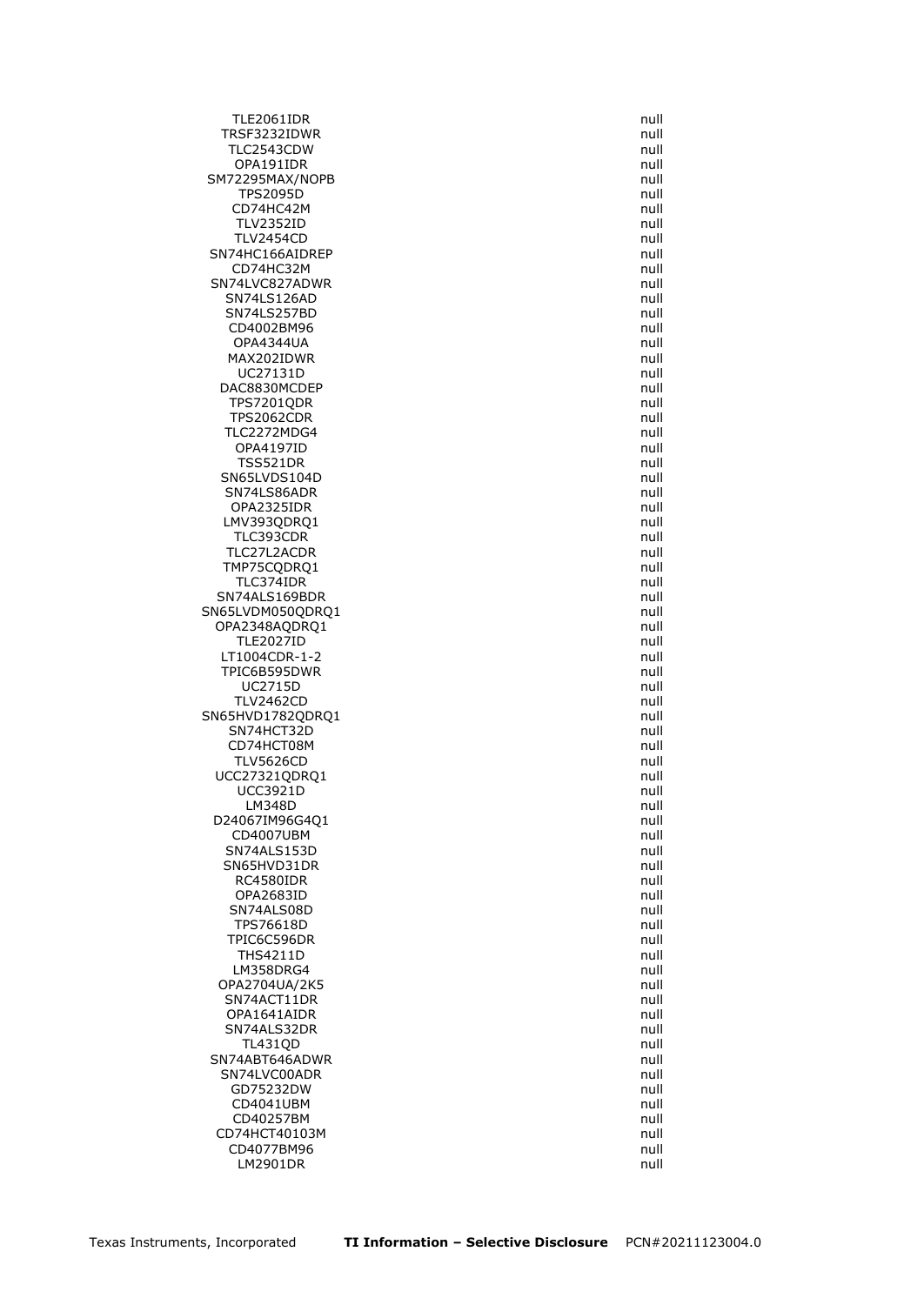| | |
|---|---|
| TLE2061IDR | null |
| TRSF3232IDWR | null |
| TLC2543CDW | null |
| OPA191IDR | null |
| SM72295MAX/NOPB | null |
| TPS2095D | null |
| CD74HC42M | null |
| TLV2352ID | null |
| TLV2454CD | null |
| SN74HC166AIDREP | null |
| CD74HC32M | null |
| SN74LVC827ADWR | null |
| SN74LS126AD | null |
| SN74LS257BD | null |
| CD4002BM96 | null |
| OPA4344UA | null |
| MAX202IDWR | null |
| UC27131D | null |
| DAC8830MCDEP | null |
| TPS7201QDR | null |
| TPS2062CDR | null |
| TLC2272MDG4 | null |
| OPA4197ID | null |
| TSS521DR | null |
| SN65LVDS104D | null |
| SN74LS86ADR | null |
| OPA2325IDR | null |
| LMV393QDRQ1 | null |
| TLC393CDR | null |
| TLC27L2ACDR | null |
| TMP75CQDRQ1 | null |
| TLC374IDR | null |
| SN74ALS169BDR | null |
| SN65LVDM050QDRQ1 | null |
| OPA2348AQDRQ1 | null |
| TLE2027ID | null |
| LT1004CDR-1-2 | null |
| TPIC6B595DWR | null |
| UC2715D | null |
| TLV2462CD | null |
| SN65HVD1782QDRQ1 | null |
| SN74HCT32D | null |
| CD74HCT08M | null |
| TLV5626CD | null |
| UCC27321QDRQ1 | null |
| UCC3921D | null |
| LM348D | null |
| D24067IM96G4Q1 | null |
| CD4007UBM | null |
| SN74ALS153D | null |
| SN65HVD31DR | null |
| RC4580IDR | null |
| OPA2683ID | null |
| SN74ALS08D | null |
| TPS76618D | null |
| TPIC6C596DR | null |
| THS4211D | null |
| LM358DRG4 | null |
| OPA2704UA/2K5 | null |
| SN74ACT11DR | null |
| OPA1641AIDR | null |
| SN74ALS32DR | null |
| TL431QD | null |
| SN74ABT646ADWR | null |
| SN74LVC00ADR | null |
| GD75232DW | null |
| CD4041UBM | null |
| CD40257BM | null |
| CD74HCT40103M | null |
| CD4077BM96 | null |
| LM2901DR | null |

Texas Instruments, Incorporated **TI Information – Selective Disclosure** PCN#20211123004.0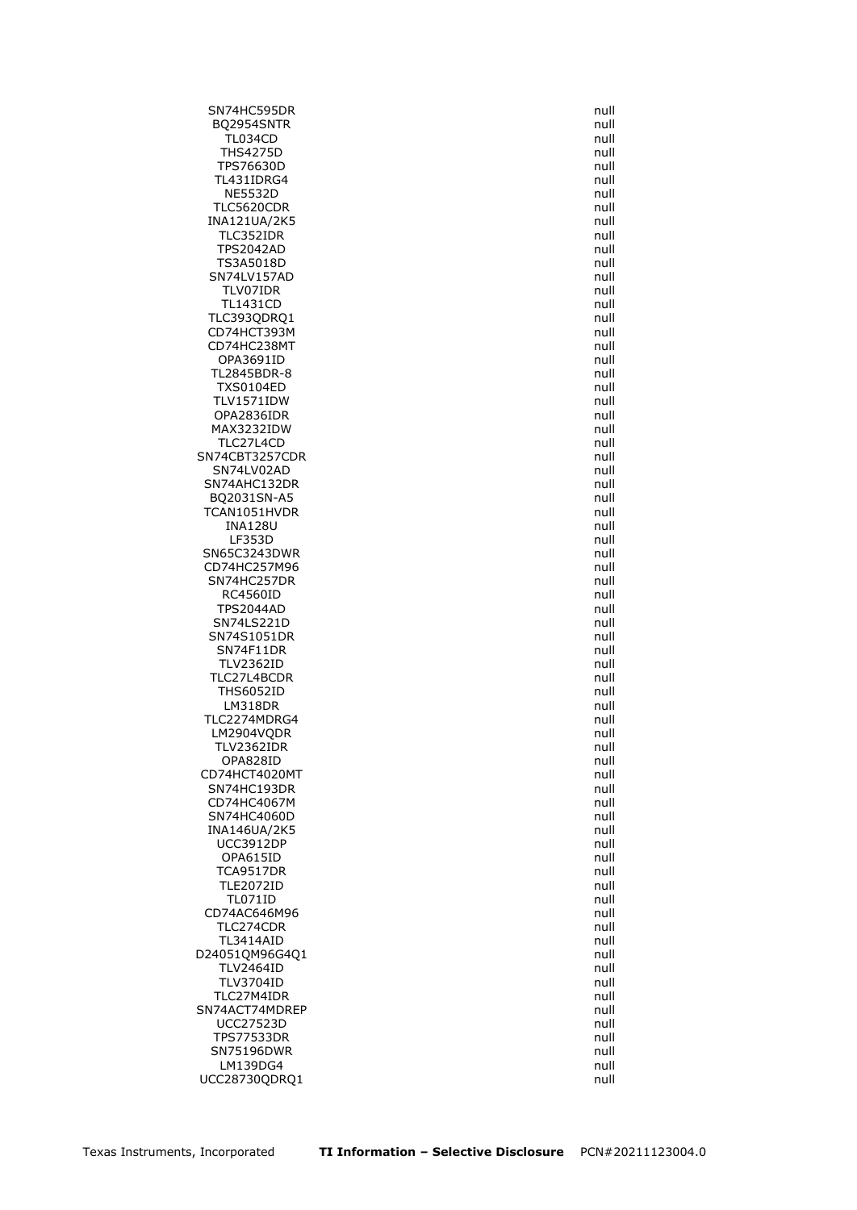| | |
|---|---|
| SN74HC595DR | null |
| BQ2954SNTR | null |
| TL034CD | null |
| THS4275D | null |
| TPS76630D | null |
| TL431IDRG4 | null |
| NE5532D | null |
| TLC5620CDR | null |
| INA121UA/2K5 | null |
| TLC352IDR | null |
| TPS2042AD | null |
| TS3A5018D | null |
| SN74LV157AD | null |
| TLV07IDR | null |
| TL1431CD | null |
| TLC393QDRQ1 | null |
| CD74HCT393M | null |
| CD74HC238MT | null |
| OPA3691ID | null |
| TL2845BDR-8 | null |
| TXS0104ED | null |
| TLV1571IDW | null |
| OPA2836IDR | null |
| MAX3232IDW | null |
| TLC27L4CD | null |
| SN74CBT3257CDR | null |
| SN74LV02AD | null |
| SN74AHC132DR | null |
| BQ2031SN-A5 | null |
| TCAN1051HVDR | null |
| INA128U | null |
| LF353D | null |
| SN65C3243DWR | null |
| CD74HC257M96 | null |
| SN74HC257DR | null |
| RC4560ID | null |
| TPS2044AD | null |
| SN74LS221D | null |
| SN74S1051DR | null |
| SN74F11DR | null |
| TLV2362ID | null |
| TLC27L4BCDR | null |
| THS6052ID | null |
| LM318DR | null |
| TLC2274MDRG4 | null |
| LM2904VQDR | null |
| TLV2362IDR | null |
| OPA828ID | null |
| CD74HCT4020MT | null |
| SN74HC193DR | null |
| CD74HC4067M | null |
| SN74HC4060D | null |
| INA146UA/2K5 | null |
| UCC3912DP | null |
| OPA615ID | null |
| TCA9517DR | null |
| TLE2072ID | null |
| TL071ID | null |
| CD74AC646M96 | null |
| TLC274CDR | null |
| TL3414AID | null |
| D24051QM96G4Q1 | null |
| TLV2464ID | null |
| TLV3704ID | null |
| TLC27M4IDR | null |
| SN74ACT74MDREP | null |
| UCC27523D | null |
| TPS77533DR | null |
| SN75196DWR | null |
| LM139DG4 | null |
| UCC28730QDRQ1 | null |

Texas Instruments, Incorporated **TI Information – Selective Disclosure** PCN#20211123004.0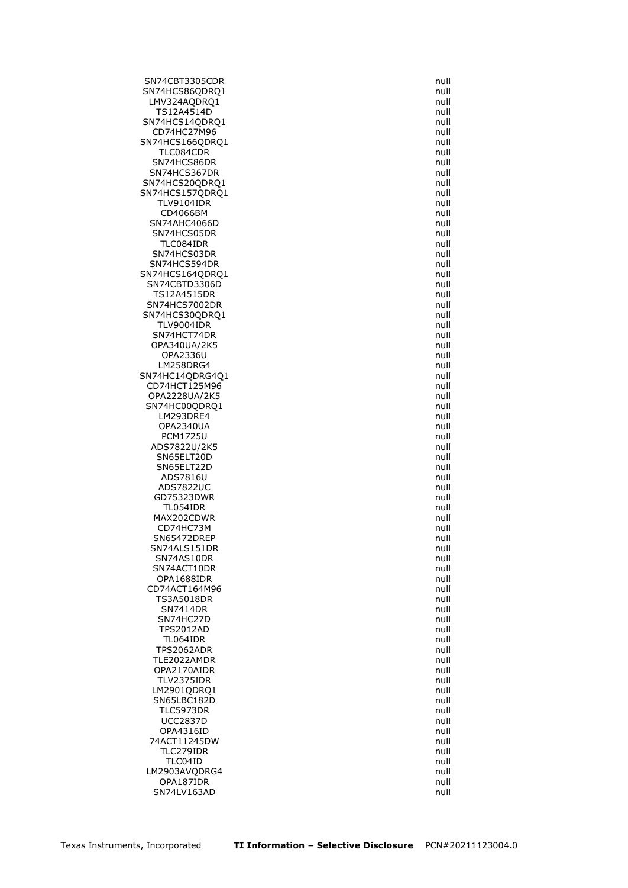| | |
|---|---|
| SN74CBT3305CDR | null |
| SN74HCS86QDRQ1 | null |
| LMV324AQDRQ1 | null |
| TS12A4514D | null |
| SN74HCS14QDRQ1 | null |
| CD74HC27M96 | null |
| SN74HCS166QDRQ1 | null |
| TLC084CDR | null |
| SN74HCS86DR | null |
| SN74HCS367DR | null |
| SN74HCS20QDRQ1 | null |
| SN74HCS157QDRQ1 | null |
| TLV9104IDR | null |
| CD4066BM | null |
| SN74AHC4066D | null |
| SN74HCS05DR | null |
| TLC084IDR | null |
| SN74HCS03DR | null |
| SN74HCS594DR | null |
| SN74HCS164QDRQ1 | null |
| SN74CBTD3306D | null |
| TS12A4515DR | null |
| SN74HCS7002DR | null |
| SN74HCS30QDRQ1 | null |
| TLV9004IDR | null |
| SN74HCT74DR | null |
| OPA340UA/2K5 | null |
| OPA2336U | null |
| LM258DRG4 | null |
| SN74HC14QDRG4Q1 | null |
| CD74HCT125M96 | null |
| OPA2228UA/2K5 | null |
| SN74HC00QDRQ1 | null |
| LM293DRE4 | null |
| OPA2340UA | null |
| PCM1725U | null |
| ADS7822U/2K5 | null |
| SN65ELT20D | null |
| SN65ELT22D | null |
| ADS7816U | null |
| ADS7822UC | null |
| GD75323DWR | null |
| TL054IDR | null |
| MAX202CDWR | null |
| CD74HC73M | null |
| SN65472DREP | null |
| SN74ALS151DR | null |
| SN74AS10DR | null |
| SN74ACT10DR | null |
| OPA1688IDR | null |
| CD74ACT164M96 | null |
| TS3A5018DR | null |
| SN7414DR | null |
| SN74HC27D | null |
| TPS2012AD | null |
| TL064IDR | null |
| TPS2062ADR | null |
| TLE2022AMDR | null |
| OPA2170AIDR | null |
| TLV2375IDR | null |
| LM2901QDRQ1 | null |
| SN65LBC182D | null |
| TLC5973DR | null |
| UCC2837D | null |
| OPA4316ID | null |
| 74ACT11245DW | null |
| TLC279IDR | null |
| TLC04ID | null |
| LM2903AVQDRG4 | null |
| OPA187IDR | null |
| SN74LV163AD | null |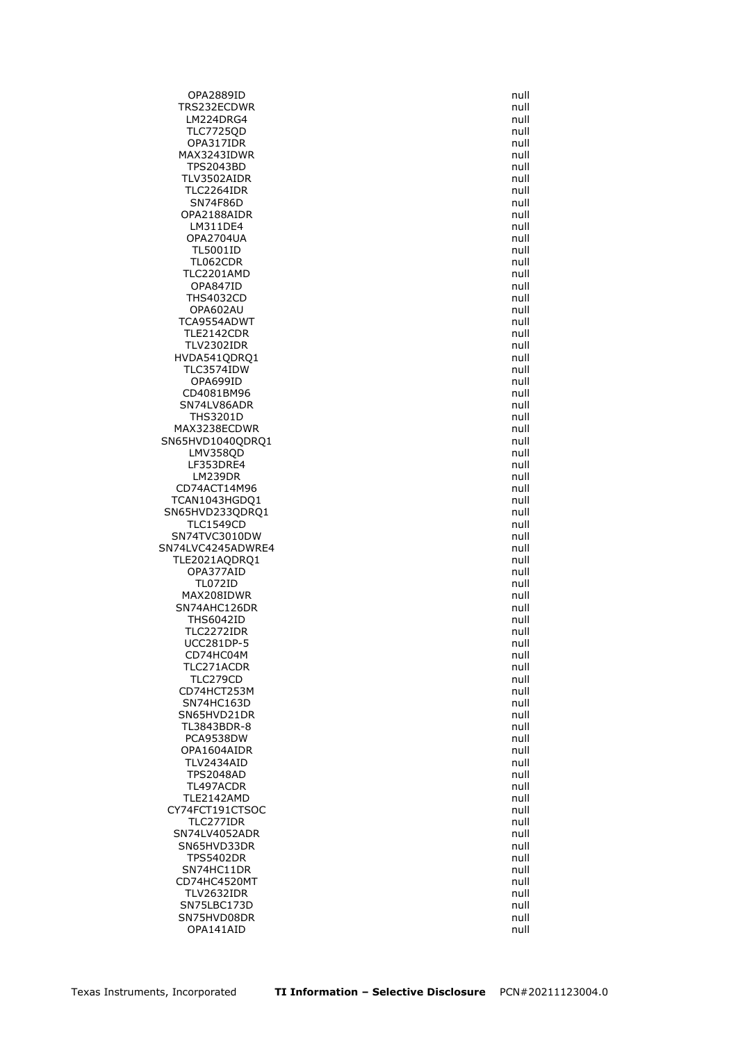| | |
|---|---|
| OPA2889ID | null |
| TRS232ECDWR | null |
| LM224DRG4 | null |
| TLC7725QD | null |
| OPA317IDR | null |
| MAX3243IDWR | null |
| TPS2043BD | null |
| TLV3502AIDR | null |
| TLC2264IDR | null |
| SN74F86D | null |
| OPA2188AIDR | null |
| LM311DE4 | null |
| OPA2704UA | null |
| TL5001ID | null |
| TL062CDR | null |
| TLC2201AMD | null |
| OPA847ID | null |
| THS4032CD | null |
| OPA602AU | null |
| TCA9554ADWT | null |
| TLE2142CDR | null |
| TLV2302IDR | null |
| HVDA541QDRQ1 | null |
| TLC3574IDW | null |
| OPA699ID | null |
| CD4081BM96 | null |
| SN74LV86ADR | null |
| THS3201D | null |
| MAX3238ECDWR | null |
| SN65HVD1040QDRQ1 | null |
| LMV358QD | null |
| LF353DRE4 | null |
| LM239DR | null |
| CD74ACT14M96 | null |
| TCAN1043HGDQ1 | null |
| SN65HVD233QDRQ1 | null |
| TLC1549CD | null |
| SN74TVC3010DW | null |
| SN74LVC4245ADWRE4 | null |
| TLE2021AQDRQ1 | null |
| OPA377AID | null |
| TL072ID | null |
| MAX208IDWR | null |
| SN74AHC126DR | null |
| THS6042ID | null |
| TLC2272IDR | null |
| UCC281DP-5 | null |
| CD74HC04M | null |
| TLC271ACDR | null |
| TLC279CD | null |
| CD74HCT253M | null |
| SN74HC163D | null |
| SN65HVD21DR | null |
| TL3843BDR-8 | null |
| PCA9538DW | null |
| OPA1604AIDR | null |
| TLV2434AID | null |
| TPS2048AD | null |
| TL497ACDR | null |
| TLE2142AMD | null |
| CY74FCT191CTSOC | null |
| TLC277IDR | null |
| SN74LV4052ADR | null |
| SN65HVD33DR | null |
| TPS5402DR | null |
| SN74HC11DR | null |
| CD74HC4520MT | null |
| TLV2632IDR | null |
| SN75LBC173D | null |
| SN75HVD08DR | null |
| OPA141AID | null |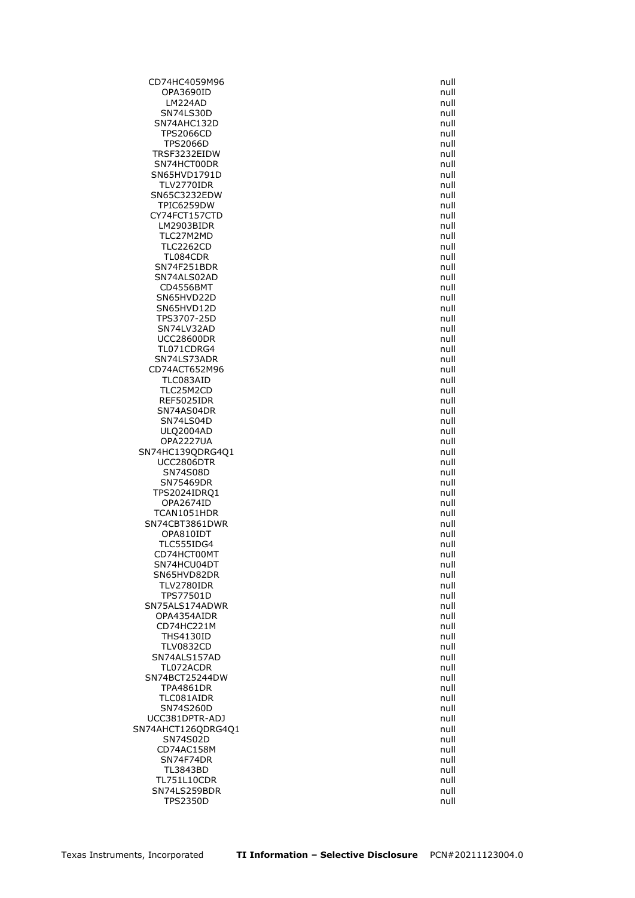| | |
|---|---|
| CD74HC4059M96 | null |
| OPA3690ID | null |
| LM224AD | null |
| SN74LS30D | null |
| SN74AHC132D | null |
| TPS2066CD | null |
| TPS2066D | null |
| TRSF3232EIDW | null |
| SN74HCT00DR | null |
| SN65HVD1791D | null |
| TLV2770IDR | null |
| SN65C3232EDW | null |
| TPIC6259DW | null |
| CY74FCT157CTD | null |
| LM2903BIDR | null |
| TLC27M2MD | null |
| TLC2262CD | null |
| TL084CDR | null |
| SN74F251BDR | null |
| SN74ALS02AD | null |
| CD4556BMT | null |
| SN65HVD22D | null |
| SN65HVD12D | null |
| TPS3707-25D | null |
| SN74LV32AD | null |
| UCC28600DR | null |
| TL071CDRG4 | null |
| SN74LS73ADR | null |
| CD74ACT652M96 | null |
| TLC083AID | null |
| TLC25M2CD | null |
| REF5025IDR | null |
| SN74AS04DR | null |
| SN74LS04D | null |
| ULQ2004AD | null |
| OPA2227UA | null |
| SN74HC139QDRG4Q1 | null |
| UCC2806DTR | null |
| SN74S08D | null |
| SN75469DR | null |
| TPS2024IDRQ1 | null |
| OPA2674ID | null |
| TCAN1051HDR | null |
| SN74CBT3861DWR | null |
| OPA810IDT | null |
| TLC555IDG4 | null |
| CD74HCT00MT | null |
| SN74HCU04DT | null |
| SN65HVD82DR | null |
| TLV2780IDR | null |
| TPS77501D | null |
| SN75ALS174ADWR | null |
| OPA4354AIDR | null |
| CD74HC221M | null |
| THS4130ID | null |
| TLV0832CD | null |
| SN74ALS157AD | null |
| TL072ACDR | null |
| SN74BCT25244DW | null |
| TPA4861DR | null |
| TLC081AIDR | null |
| SN74S260D | null |
| UCC381DPTR-ADJ | null |
| SN74AHCT126QDRG4Q1 | null |
| SN74S02D | null |
| CD74AC158M | null |
| SN74F74DR | null |
| TL3843BD | null |
| TL751L10CDR | null |
| SN74LS259BDR | null |
| TPS2350D | null |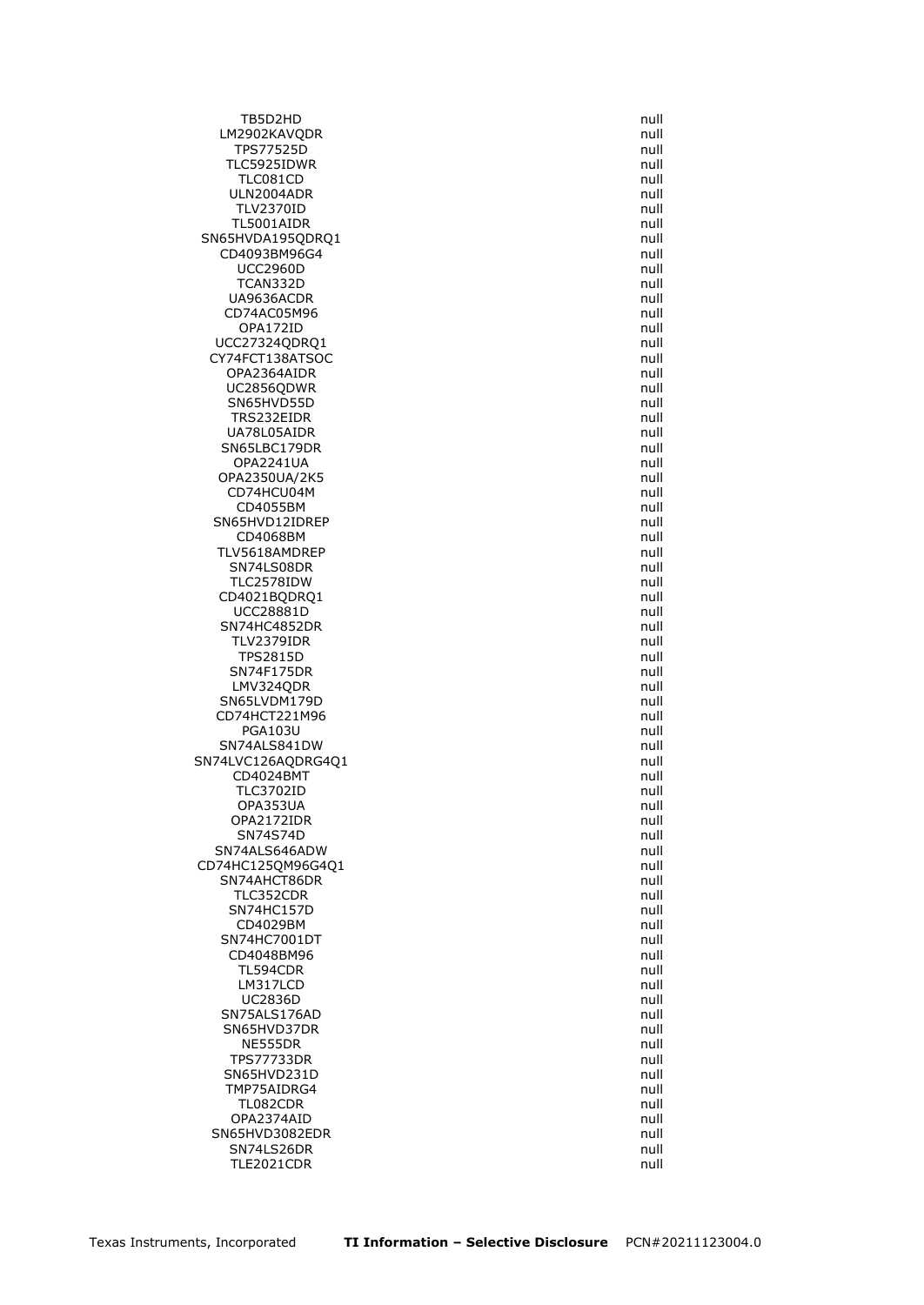| | |
|---|---|
| TB5D2HD | null |
| LM2902KAVQDR | null |
| TPS77525D | null |
| TLC5925IDWR | null |
| TLC081CD | null |
| ULN2004ADR | null |
| TLV2370ID | null |
| TL5001AIDR | null |
| SN65HVDA195QDRQ1 | null |
| CD4093BM96G4 | null |
| UCC2960D | null |
| TCAN332D | null |
| UA9636ACDR | null |
| CD74AC05M96 | null |
| OPA172ID | null |
| UCC27324QDRQ1 | null |
| CY74FCT138ATSOC | null |
| OPA2364AIDR | null |
| UC2856QDWR | null |
| SN65HVD55D | null |
| TRS232EIDR | null |
| UA78L05AIDR | null |
| SN65LBC179DR | null |
| OPA2241UA | null |
| OPA2350UA/2K5 | null |
| CD74HCU04M | null |
| CD4055BM | null |
| SN65HVD12IDREP | null |
| CD4068BM | null |
| TLV5618AMDREP | null |
| SN74LS08DR | null |
| TLC2578IDW | null |
| CD4021BQDRQ1 | null |
| UCC28881D | null |
| SN74HC4852DR | null |
| TLV2379IDR | null |
| TPS2815D | null |
| SN74F175DR | null |
| LMV324QDR | null |
| SN65LVDM179D | null |
| CD74HCT221M96 | null |
| PGA103U | null |
| SN74ALS841DW | null |
| SN74LVC126AQDRG4Q1 | null |
| CD4024BMT | null |
| TLC3702ID | null |
| OPA353UA | null |
| OPA2172IDR | null |
| SN74S74D | null |
| SN74ALS646ADW | null |
| CD74HC125QM96G4Q1 | null |
| SN74AHCT86DR | null |
| TLC352CDR | null |
| SN74HC157D | null |
| CD4029BM | null |
| SN74HC7001DT | null |
| CD4048BM96 | null |
| TL594CDR | null |
| LM317LCD | null |
| UC2836D | null |
| SN75ALS176AD | null |
| SN65HVD37DR | null |
| NE555DR | null |
| TPS77733DR | null |
| SN65HVD231D | null |
| TMP75AIDRG4 | null |
| TL082CDR | null |
| OPA2374AID | null |
| SN65HVD3082EDR | null |
| SN74LS26DR | null |
| TLE2021CDR | null |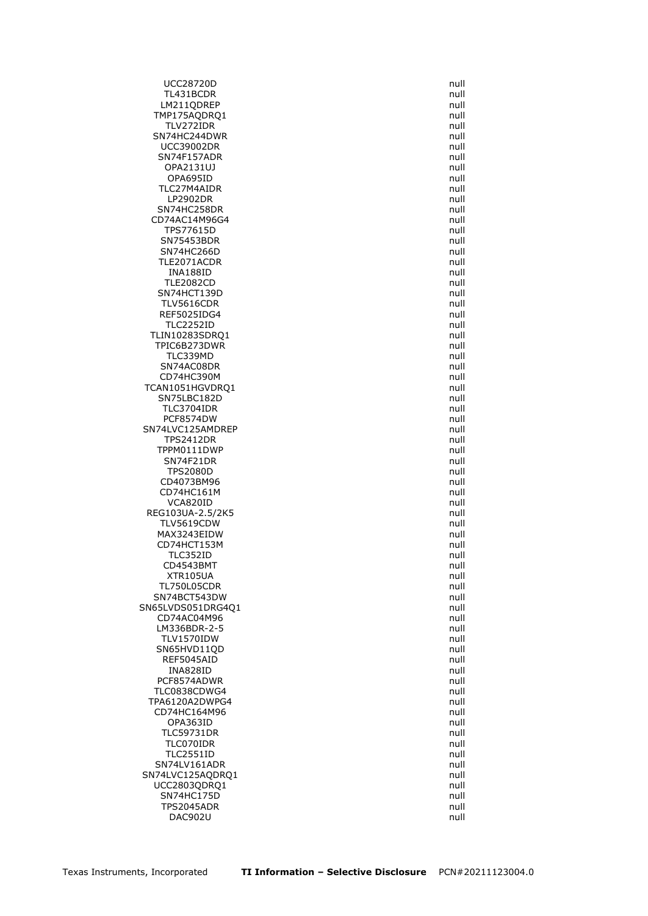| | |
|---|---|
| UCC28720D | null |
| TL431BCDR | null |
| LM211QDREP | null |
| TMP175AQDRQ1 | null |
| TLV272IDR | null |
| SN74HC244DWR | null |
| UCC39002DR | null |
| SN74F157ADR | null |
| OPA2131UJ | null |
| OPA695ID | null |
| TLC27M4AIDR | null |
| LP2902DR | null |
| SN74HC258DR | null |
| CD74AC14M96G4 | null |
| TPS77615D | null |
| SN75453BDR | null |
| SN74HC266D | null |
| TLE2071ACDR | null |
| INA188ID | null |
| TLE2082CD | null |
| SN74HCT139D | null |
| TLV5616CDR | null |
| REF5025IDG4 | null |
| TLC2252ID | null |
| TLIN10283SDRQ1 | null |
| TPIC6B273DWR | null |
| TLC339MD | null |
| SN74AC08DR | null |
| CD74HC390M | null |
| TCAN1051HGVDRQ1 | null |
| SN75LBC182D | null |
| TLC3704IDR | null |
| PCF8574DW | null |
| SN74LVC125AMDREP | null |
| TPS2412DR | null |
| TPPM0111DWP | null |
| SN74F21DR | null |
| TPS2080D | null |
| CD4073BM96 | null |
| CD74HC161M | null |
| VCA820ID | null |
| REG103UA-2.5/2K5 | null |
| TLV5619CDW | null |
| MAX3243EIDW | null |
| CD74HCT153M | null |
| TLC352ID | null |
| CD4543BMT | null |
| XTR105UA | null |
| TL750L05CDR | null |
| SN74BCT543DW | null |
| SN65LVDS051DRG4Q1 | null |
| CD74AC04M96 | null |
| LM336BDR-2-5 | null |
| TLV1570IDW | null |
| SN65HVD11QD | null |
| REF5045AID | null |
| INA828ID | null |
| PCF8574ADWR | null |
| TLC0838CDWG4 | null |
| TPA6120A2DWPG4 | null |
| CD74HC164M96 | null |
| OPA363ID | null |
| TLC59731DR | null |
| TLC070IDR | null |
| TLC2551ID | null |
| SN74LV161ADR | null |
| SN74LVC125AQDRQ1 | null |
| UCC2803QDRQ1 | null |
| SN74HC175D | null |
| TPS2045ADR | null |
| DAC902U | null |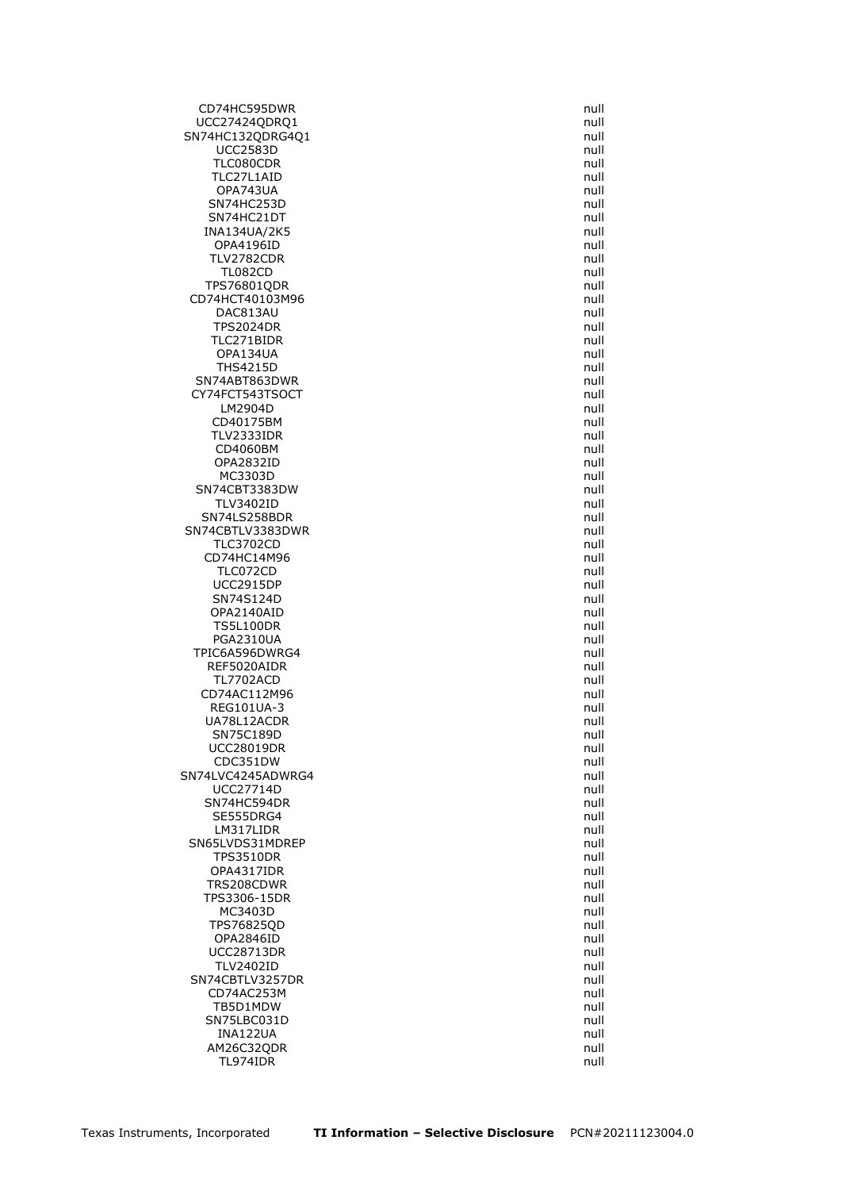| | |
|---|---|
| CD74HC595DWR | null |
| UCC27424QDRQ1 | null |
| SN74HC132QDRG4Q1 | null |
| UCC2583D | null |
| TLC080CDR | null |
| TLC27L1AID | null |
| OPA743UA | null |
| SN74HC253D | null |
| SN74HC21DT | null |
| INA134UA/2K5 | null |
| OPA4196ID | null |
| TLV2782CDR | null |
| TL082CD | null |
| TPS76801QDR | null |
| CD74HCT40103M96 | null |
| DAC813AU | null |
| TPS2024DR | null |
| TLC271BIDR | null |
| OPA134UA | null |
| THS4215D | null |
| SN74ABT863DWR | null |
| CY74FCT543TSOCT | null |
| LM2904D | null |
| CD40175BM | null |
| TLV2333IDR | null |
| CD4060BM | null |
| OPA2832ID | null |
| MC3303D | null |
| SN74CBT3383DW | null |
| TLV3402ID | null |
| SN74LS258BDR | null |
| SN74CBTLV3383DWR | null |
| TLC3702CD | null |
| CD74HC14M96 | null |
| TLC072CD | null |
| UCC2915DP | null |
| SN74S124D | null |
| OPA2140AID | null |
| TS5L100DR | null |
| PGA2310UA | null |
| TPIC6A596DWRG4 | null |
| REF5020AIDR | null |
| TL7702ACD | null |
| CD74AC112M96 | null |
| REG101UA-3 | null |
| UA78L12ACDR | null |
| SN75C189D | null |
| UCC28019DR | null |
| CDC351DW | null |
| SN74LVC4245ADWRG4 | null |
| UCC27714D | null |
| SN74HC594DR | null |
| SE555DRG4 | null |
| LM317LIDR | null |
| SN65LVDS31MDREP | null |
| TPS3510DR | null |
| OPA4317IDR | null |
| TRS208CDWR | null |
| TPS3306-15DR | null |
| MC3403D | null |
| TPS76825QD | null |
| OPA2846ID | null |
| UCC28713DR | null |
| TLV2402ID | null |
| SN74CBTLV3257DR | null |
| CD74AC253M | null |
| TB5D1MDW | null |
| SN75LBC031D | null |
| INA122UA | null |
| AM26C32QDR | null |
| TL974IDR | null |

Texas Instruments, Incorporated **TI Information – Selective Disclosure** PCN#20211123004.0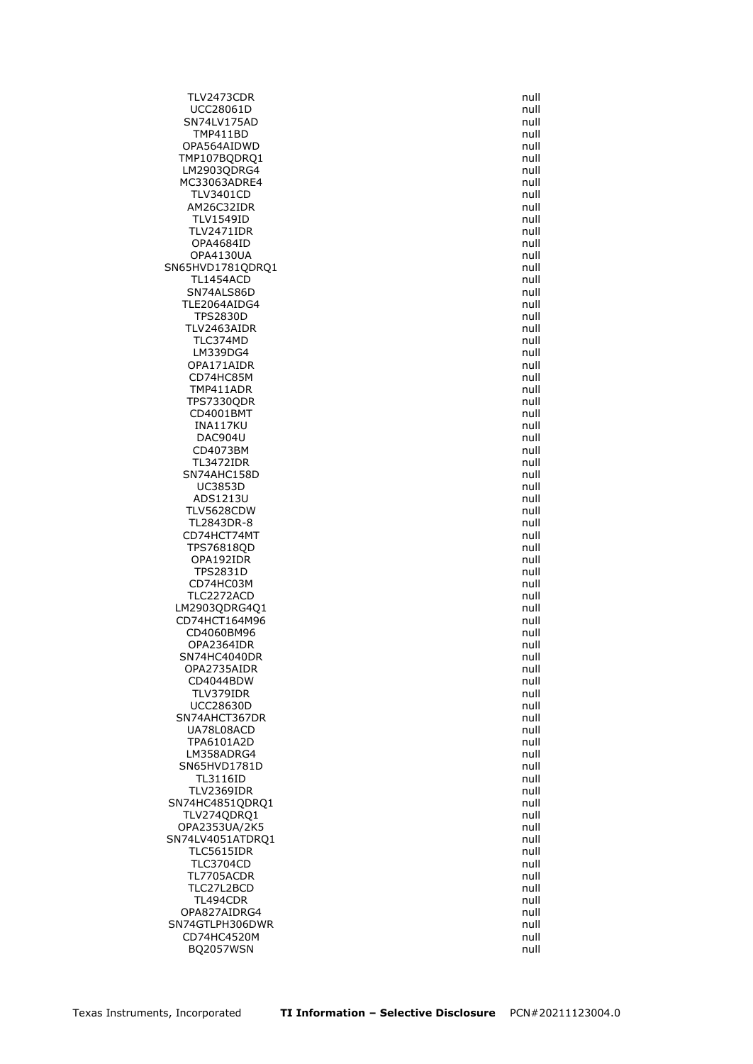| | |
|---|---|
| TLV2473CDR | null |
| UCC28061D | null |
| SN74LV175AD | null |
| TMP411BD | null |
| OPA564AIDWD | null |
| TMP107BQDRQ1 | null |
| LM2903QDRG4 | null |
| MC33063ADRE4 | null |
| TLV3401CD | null |
| AM26C32IDR | null |
| TLV1549ID | null |
| TLV2471IDR | null |
| OPA4684ID | null |
| OPA4130UA | null |
| SN65HVD1781QDRQ1 | null |
| TL1454ACD | null |
| SN74ALS86D | null |
| TLE2064AIDG4 | null |
| TPS2830D | null |
| TLV2463AIDR | null |
| TLC374MD | null |
| LM339DG4 | null |
| OPA171AIDR | null |
| CD74HC85M | null |
| TMP411ADR | null |
| TPS7330QDR | null |
| CD4001BMT | null |
| INA117KU | null |
| DAC904U | null |
| CD4073BM | null |
| TL3472IDR | null |
| SN74AHC158D | null |
| UC3853D | null |
| ADS1213U | null |
| TLV5628CDW | null |
| TL2843DR-8 | null |
| CD74HCT74MT | null |
| TPS76818QD | null |
| OPA192IDR | null |
| TPS2831D | null |
| CD74HC03M | null |
| TLC2272ACD | null |
| LM2903QDRG4Q1 | null |
| CD74HCT164M96 | null |
| CD4060BM96 | null |
| OPA2364IDR | null |
| SN74HC4040DR | null |
| OPA2735AIDR | null |
| CD4044BDW | null |
| TLV379IDR | null |
| UCC28630D | null |
| SN74AHCT367DR | null |
| UA78L08ACD | null |
| TPA6101A2D | null |
| LM358ADRG4 | null |
| SN65HVD1781D | null |
| TL3116ID | null |
| TLV2369IDR | null |
| SN74HC4851QDRQ1 | null |
| TLV274QDRQ1 | null |
| OPA2353UA/2K5 | null |
| SN74LV4051ATDRQ1 | null |
| TLC5615IDR | null |
| TLC3704CD | null |
| TL7705ACDR | null |
| TLC27L2BCD | null |
| TL494CDR | null |
| OPA827AIDRG4 | null |
| SN74GTLPH306DWR | null |
| CD74HC4520M | null |
| BQ2057WSN | null |

Texas Instruments, Incorporated **TI Information – Selective Disclosure** PCN#20211123004.0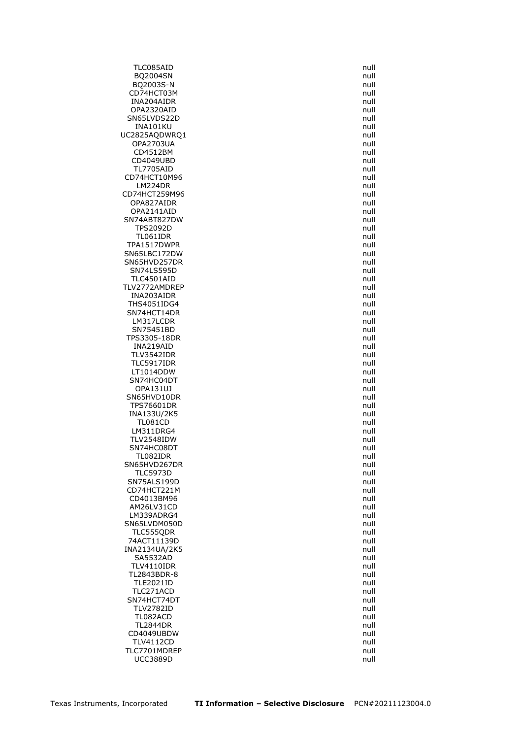| | |
|---|---|
| TLC085AID | null |
| BQ2004SN | null |
| BQ2003S-N | null |
| CD74HCT03M | null |
| INA204AIDR | null |
| OPA2320AID | null |
| SN65LVDS22D | null |
| INA101KU | null |
| UC2825AQDWRQ1 | null |
| OPA2703UA | null |
| CD4512BM | null |
| CD4049UBD | null |
| TL7705AID | null |
| CD74HCT10M96 | null |
| LM224DR | null |
| CD74HCT259M96 | null |
| OPA827AIDR | null |
| OPA2141AID | null |
| SN74ABT827DW | null |
| TPS2092D | null |
| TL061IDR | null |
| TPA1517DWPR | null |
| SN65LBC172DW | null |
| SN65HVD257DR | null |
| SN74LS595D | null |
| TLC4501AID | null |
| TLV2772AMDREP | null |
| INA203AIDR | null |
| THS4051IDG4 | null |
| SN74HCT14DR | null |
| LM317LCDR | null |
| SN75451BD | null |
| TPS3305-18DR | null |
| INA219AID | null |
| TLV3542IDR | null |
| TLC5917IDR | null |
| LT1014DDW | null |
| SN74HC04DT | null |
| OPA131UJ | null |
| SN65HVD10DR | null |
| TPS76601DR | null |
| INA133U/2K5 | null |
| TL081CD | null |
| LM311DRG4 | null |
| TLV2548IDW | null |
| SN74HC08DT | null |
| TL082IDR | null |
| SN65HVD267DR | null |
| TLC5973D | null |
| SN75ALS199D | null |
| CD74HCT221M | null |
| CD4013BM96 | null |
| AM26LV31CD | null |
| LM339ADRG4 | null |
| SN65LVDM050D | null |
| TLC555QDR | null |
| 74ACT11139D | null |
| INA2134UA/2K5 | null |
| SA5532AD | null |
| TLV4110IDR | null |
| TL2843BDR-8 | null |
| TLE2021ID | null |
| TLC271ACD | null |
| SN74HCT74DT | null |
| TLV2782ID | null |
| TL082ACD | null |
| TL2844DR | null |
| CD4049UBDW | null |
| TLV4112CD | null |
| TLC7701MDREP | null |
| UCC3889D | null |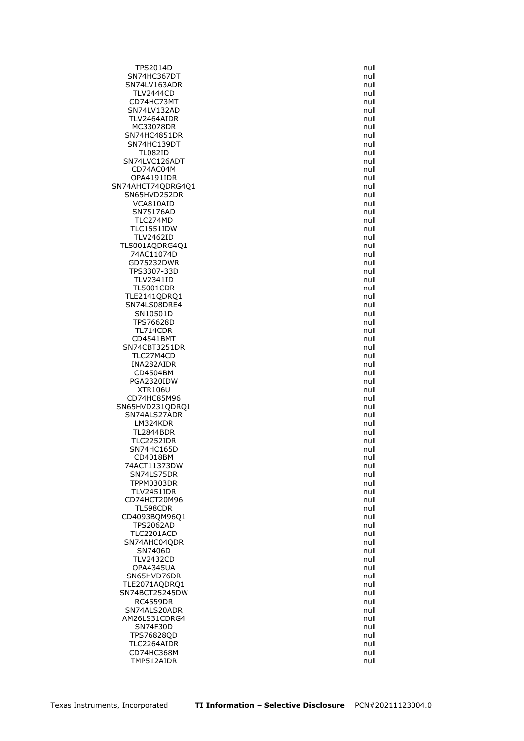| | |
|---|---|
| TPS2014D | null |
| SN74HC367DT | null |
| SN74LV163ADR | null |
| TLV2444CD | null |
| CD74HC73MT | null |
| SN74LV132AD | null |
| TLV2464AIDR | null |
| MC33078DR | null |
| SN74HC4851DR | null |
| SN74HC139DT | null |
| TL082ID | null |
| SN74LVC126ADT | null |
| CD74AC04M | null |
| OPA4191IDR | null |
| SN74AHCT74QDRG4Q1 | null |
| SN65HVD252DR | null |
| VCA810AID | null |
| SN75176AD | null |
| TLC274MD | null |
| TLC1551IDW | null |
| TLV2462ID | null |
| TL5001AQDRG4Q1 | null |
| 74AC11074D | null |
| GD75232DWR | null |
| TPS3307-33D | null |
| TLV2341ID | null |
| TL5001CDR | null |
| TLE2141QDRQ1 | null |
| SN74LS08DRE4 | null |
| SN10501D | null |
| TPS76628D | null |
| TL714CDR | null |
| CD4541BMT | null |
| SN74CBT3251DR | null |
| TLC27M4CD | null |
| INA282AIDR | null |
| CD4504BM | null |
| PGA2320IDW | null |
| XTR106U | null |
| CD74HC85M96 | null |
| SN65HVD231QDRQ1 | null |
| SN74ALS27ADR | null |
| LM324KDR | null |
| TL2844BDR | null |
| TLC2252IDR | null |
| SN74HC165D | null |
| CD4018BM | null |
| 74ACT11373DW | null |
| SN74LS75DR | null |
| TPPM0303DR | null |
| TLV2451IDR | null |
| CD74HCT20M96 | null |
| TL598CDR | null |
| CD4093BQM96Q1 | null |
| TPS2062AD | null |
| TLC2201ACD | null |
| SN74AHC04QDR | null |
| SN7406D | null |
| TLV2432CD | null |
| OPA4345UA | null |
| SN65HVD76DR | null |
| TLE2071AQDRQ1 | null |
| SN74BCT25245DW | null |
| RC4559DR | null |
| SN74ALS20ADR | null |
| AM26LS31CDRG4 | null |
| SN74F30D | null |
| TPS76828QD | null |
| TLC2264AIDR | null |
| CD74HC368M | null |
| TMP512AIDR | null |

Texas Instruments, Incorporated **TI Information – Selective Disclosure** PCN#20211123004.0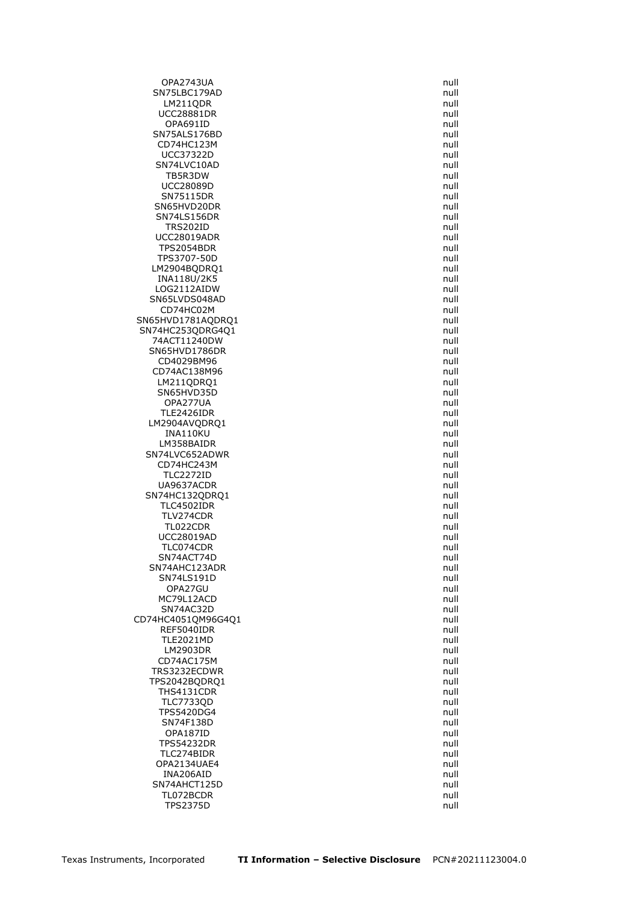| | |
|---|---|
| OPA2743UA | null |
| SN75LBC179AD | null |
| LM211QDR | null |
| UCC28881DR | null |
| OPA691ID | null |
| SN75ALS176BD | null |
| CD74HC123M | null |
| UCC37322D | null |
| SN74LVC10AD | null |
| TB5R3DW | null |
| UCC28089D | null |
| SN75115DR | null |
| SN65HVD20DR | null |
| SN74LS156DR | null |
| TRS202ID | null |
| UCC28019ADR | null |
| TPS2054BDR | null |
| TPS3707-50D | null |
| LM2904BQDRQ1 | null |
| INA118U/2K5 | null |
| LOG2112AIDW | null |
| SN65LVDS048AD | null |
| CD74HC02M | null |
| SN65HVD1781AQDRQ1 | null |
| SN74HC253QDRG4Q1 | null |
| 74ACT11240DW | null |
| SN65HVD1786DR | null |
| CD4029BM96 | null |
| CD74AC138M96 | null |
| LM211QDRQ1 | null |
| SN65HVD35D | null |
| OPA277UA | null |
| TLE2426IDR | null |
| LM2904AVQDRQ1 | null |
| INA110KU | null |
| LM358BAIDR | null |
| SN74LVC652ADWR | null |
| CD74HC243M | null |
| TLC2272ID | null |
| UA9637ACDR | null |
| SN74HC132QDRQ1 | null |
| TLC4502IDR | null |
| TLV274CDR | null |
| TL022CDR | null |
| UCC28019AD | null |
| TLC074CDR | null |
| SN74ACT74D | null |
| SN74AHC123ADR | null |
| SN74LS191D | null |
| OPA27GU | null |
| MC79L12ACD | null |
| SN74AC32D | null |
| CD74HC4051QM96G4Q1 | null |
| REF5040IDR | null |
| TLE2021MD | null |
| LM2903DR | null |
| CD74AC175M | null |
| TRS3232ECDWR | null |
| TPS2042BQDRQ1 | null |
| THS4131CDR | null |
| TLC7733QD | null |
| TPS5420DG4 | null |
| SN74F138D | null |
| OPA187ID | null |
| TPS54232DR | null |
| TLC274BIDR | null |
| OPA2134UAE4 | null |
| INA206AID | null |
| SN74AHCT125D | null |
| TL072BCDR | null |
| TPS2375D | null |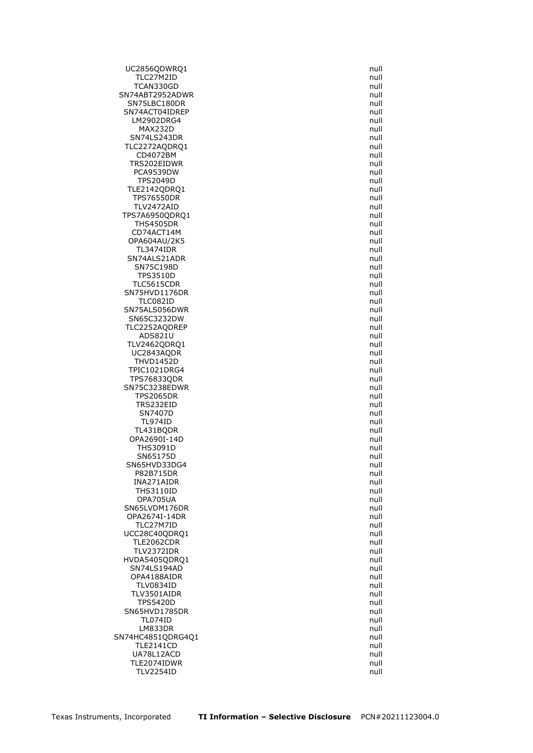| | |
|---|---|
| UC2856QDWRQ1 | null |
| TLC27M2ID | null |
| TCAN330GD | null |
| SN74ABT2952ADWR | null |
| SN75LBC180DR | null |
| SN74ACT04IDREP | null |
| LM2902DRG4 | null |
| MAX232D | null |
| SN74LS243DR | null |
| TLC2272AQDRQ1 | null |
| CD4072BM | null |
| TRS202EIDWR | null |
| PCA9539DW | null |
| TPS2049D | null |
| TLE2142QDRQ1 | null |
| TPS76550DR | null |
| TLV2472AID | null |
| TPS7A6950QDRQ1 | null |
| THS4505DR | null |
| CD74ACT14M | null |
| OPA604AU/2K5 | null |
| TL3474IDR | null |
| SN74ALS21ADR | null |
| SN75C198D | null |
| TPS3510D | null |
| TLC5615CDR | null |
| SN75HVD1176DR | null |
| TLC082ID | null |
| SN75ALS056DWR | null |
| SN65C3232DW | null |
| TLC2252AQDREP | null |
| ADS821U | null |
| TLV2462QDRQ1 | null |
| UC2843AQDR | null |
| THVD1452D | null |
| TPIC1021DRG4 | null |
| TPS76833QDR | null |
| SN75C3238EDWR | null |
| TPS2065DR | null |
| TRS232EID | null |
| SN7407D | null |
| TL974ID | null |
| TL431BQDR | null |
| OPA2690I-14D | null |
| THS3091D | null |
| SN65175D | null |
| SN65HVD33DG4 | null |
| P82B715DR | null |
| INA271AIDR | null |
| THS3110ID | null |
| OPA705UA | null |
| SN65LVDM176DR | null |
| OPA2674I-14DR | null |
| TLC27M7ID | null |
| UCC28C40QDRQ1 | null |
| TLE2062CDR | null |
| TLV2372IDR | null |
| HVDA5405QDRQ1 | null |
| SN74LS194AD | null |
| OPA4188AIDR | null |
| TLV0834ID | null |
| TLV3501AIDR | null |
| TPS5420D | null |
| SN65HVD1785DR | null |
| TL074ID | null |
| LM833DR | null |
| SN74HC4851QDRG4Q1 | null |
| TLE2141CD | null |
| UA78L12ACD | null |
| TLE2074IDWR | null |
| TLV2254ID | null |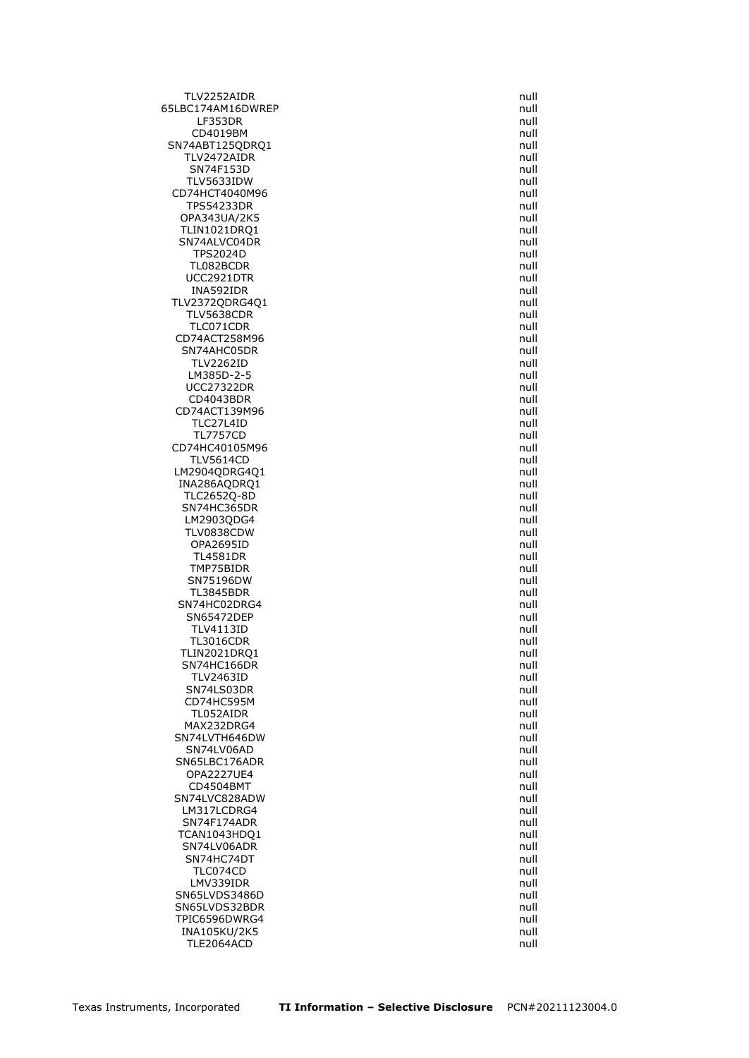| | |
|---|---|
| TLV2252AIDR | null |
| 65LBC174AM16DWREP | null |
| LF353DR | null |
| CD4019BM | null |
| SN74ABT125QDRQ1 | null |
| TLV2472AIDR | null |
| SN74F153D | null |
| TLV5633IDW | null |
| CD74HCT4040M96 | null |
| TPS54233DR | null |
| OPA343UA/2K5 | null |
| TLIN1021DRQ1 | null |
| SN74ALVC04DR | null |
| TPS2024D | null |
| TL082BCDR | null |
| UCC2921DTR | null |
| INA592IDR | null |
| TLV2372QDRG4Q1 | null |
| TLV5638CDR | null |
| TLC071CDR | null |
| CD74ACT258M96 | null |
| SN74AHC05DR | null |
| TLV2262ID | null |
| LM385D-2-5 | null |
| UCC27322DR | null |
| CD4043BDR | null |
| CD74ACT139M96 | null |
| TLC27L4ID | null |
| TL7757CD | null |
| CD74HC40105M96 | null |
| TLV5614CD | null |
| LM2904QDRG4Q1 | null |
| INA286AQDRQ1 | null |
| TLC2652Q-8D | null |
| SN74HC365DR | null |
| LM2903QDG4 | null |
| TLV0838CDW | null |
| OPA2695ID | null |
| TL4581DR | null |
| TMP75BIDR | null |
| SN75196DW | null |
| TL3845BDR | null |
| SN74HC02DRG4 | null |
| SN65472DEP | null |
| TLV4113ID | null |
| TL3016CDR | null |
| TLIN2021DRQ1 | null |
| SN74HC166DR | null |
| TLV2463ID | null |
| SN74LS03DR | null |
| CD74HC595M | null |
| TL052AIDR | null |
| MAX232DRG4 | null |
| SN74LVTH646DW | null |
| SN74LV06AD | null |
| SN65LBC176ADR | null |
| OPA2227UE4 | null |
| CD4504BMT | null |
| SN74LVC828ADW | null |
| LM317LCDRG4 | null |
| SN74F174ADR | null |
| TCAN1043HDQ1 | null |
| SN74LV06ADR | null |
| SN74HC74DT | null |
| TLC074CD | null |
| LMV339IDR | null |
| SN65LVDS3486D | null |
| SN65LVDS32BDR | null |
| TPIC6596DWRG4 | null |
| INA105KU/2K5 | null |
| TLE2064ACD | null |

Texas Instruments, Incorporated **TI Information – Selective Disclosure** PCN#20211123004.0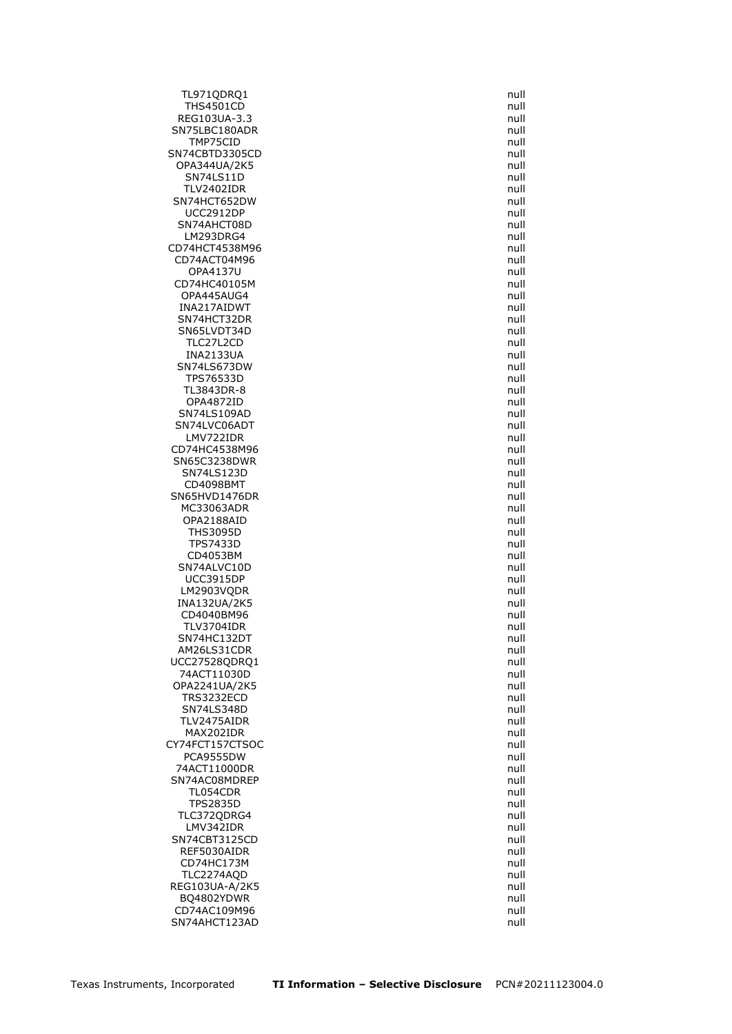| | |
|---|---|
| TL971QDRQ1 | null |
| THS4501CD | null |
| REG103UA-3.3 | null |
| SN75LBC180ADR | null |
| TMP75CID | null |
| SN74CBTD3305CD | null |
| OPA344UA/2K5 | null |
| SN74LS11D | null |
| TLV2402IDR | null |
| SN74HCT652DW | null |
| UCC2912DP | null |
| SN74AHCT08D | null |
| LM293DRG4 | null |
| CD74HCT4538M96 | null |
| CD74ACT04M96 | null |
| OPA4137U | null |
| CD74HC40105M | null |
| OPA445AUG4 | null |
| INA217AIDWT | null |
| SN74HCT32DR | null |
| SN65LVDT34D | null |
| TLC27L2CD | null |
| INA2133UA | null |
| SN74LS673DW | null |
| TPS76533D | null |
| TL3843DR-8 | null |
| OPA4872ID | null |
| SN74LS109AD | null |
| SN74LVC06ADT | null |
| LMV722IDR | null |
| CD74HC4538M96 | null |
| SN65C3238DWR | null |
| SN74LS123D | null |
| CD4098BMT | null |
| SN65HVD1476DR | null |
| MC33063ADR | null |
| OPA2188AID | null |
| THS3095D | null |
| TPS7433D | null |
| CD4053BM | null |
| SN74ALVC10D | null |
| UCC3915DP | null |
| LM2903VQDR | null |
| INA132UA/2K5 | null |
| CD4040BM96 | null |
| TLV3704IDR | null |
| SN74HC132DT | null |
| AM26LS31CDR | null |
| UCC27528QDRQ1 | null |
| 74ACT11030D | null |
| OPA2241UA/2K5 | null |
| TRS3232ECD | null |
| SN74LS348D | null |
| TLV2475AIDR | null |
| MAX202IDR | null |
| CY74FCT157CTSOC | null |
| PCA9555DW | null |
| 74ACT11000DR | null |
| SN74AC08MDREP | null |
| TL054CDR | null |
| TPS2835D | null |
| TLC372QDRG4 | null |
| LMV342IDR | null |
| SN74CBT3125CD | null |
| REF5030AIDR | null |
| CD74HC173M | null |
| TLC2274AQD | null |
| REG103UA-A/2K5 | null |
| BQ4802YDWR | null |
| CD74AC109M96 | null |
| SN74AHCT123AD | null |

Texas Instruments, Incorporated **TI Information – Selective Disclosure** PCN#20211123004.0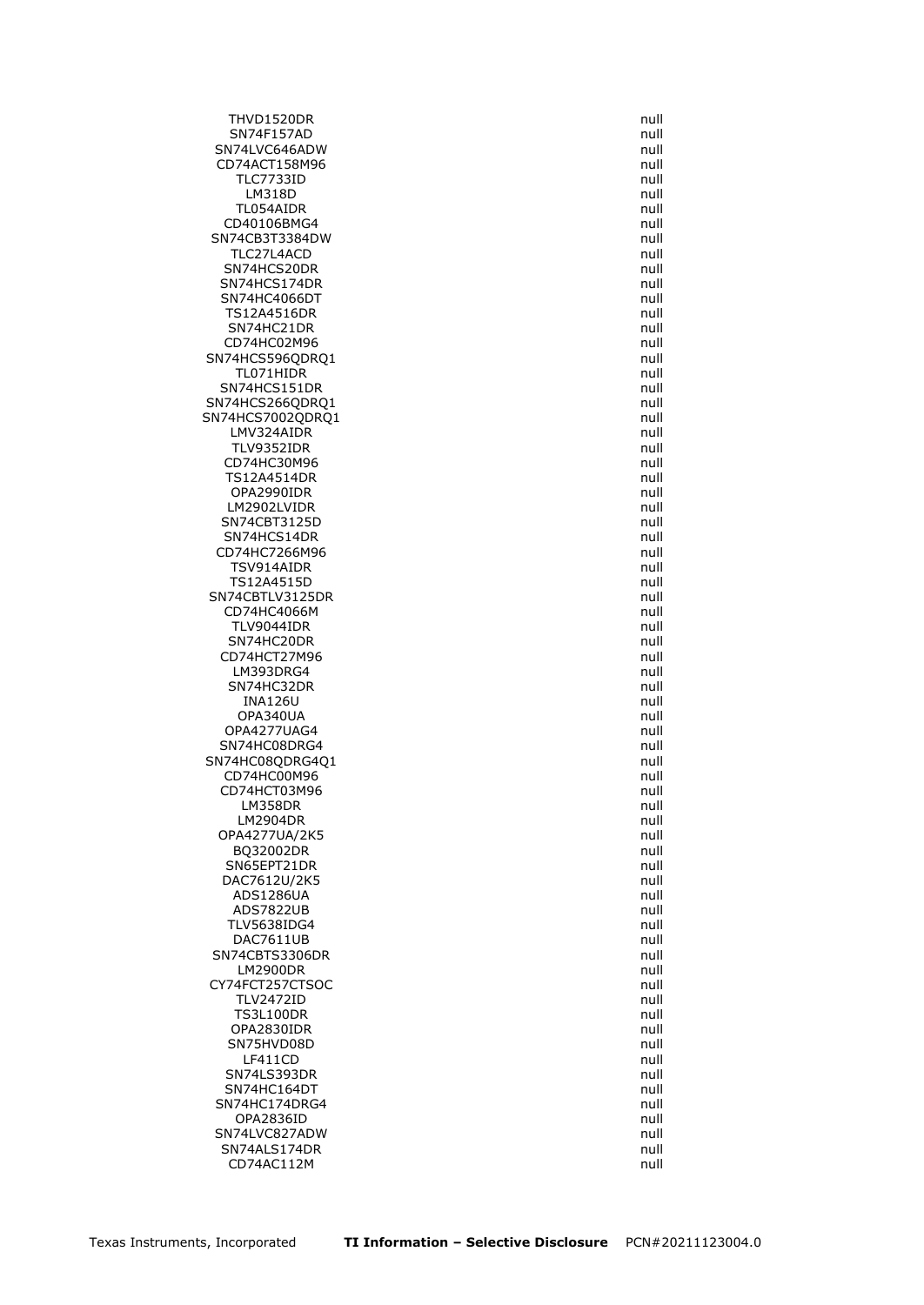| | |
|---|---|
| THVD1520DR | null |
| SN74F157AD | null |
| SN74LVC646ADW | null |
| CD74ACT158M96 | null |
| TLC7733ID | null |
| LM318D | null |
| TL054AIDR | null |
| CD40106BMG4 | null |
| SN74CB3T3384DW | null |
| TLC27L4ACD | null |
| SN74HCS20DR | null |
| SN74HCS174DR | null |
| SN74HC4066DT | null |
| TS12A4516DR | null |
| SN74HC21DR | null |
| CD74HC02M96 | null |
| SN74HCS596QDRQ1 | null |
| TL071HIDR | null |
| SN74HCS151DR | null |
| SN74HCS266QDRQ1 | null |
| SN74HCS7002QDRQ1 | null |
| LMV324AIDR | null |
| TLV9352IDR | null |
| CD74HC30M96 | null |
| TS12A4514DR | null |
| OPA2990IDR | null |
| LM2902LVIDR | null |
| SN74CBT3125D | null |
| SN74HCS14DR | null |
| CD74HC7266M96 | null |
| TSV914AIDR | null |
| TS12A4515D | null |
| SN74CBTLV3125DR | null |
| CD74HC4066M | null |
| TLV9044IDR | null |
| SN74HC20DR | null |
| CD74HCT27M96 | null |
| LM393DRG4 | null |
| SN74HC32DR | null |
| INA126U | null |
| OPA340UA | null |
| OPA4277UAG4 | null |
| SN74HC08DRG4 | null |
| SN74HC08QDRG4Q1 | null |
| CD74HC00M96 | null |
| CD74HCT03M96 | null |
| LM358DR | null |
| LM2904DR | null |
| OPA4277UA/2K5 | null |
| BQ32002DR | null |
| SN65EPT21DR | null |
| DAC7612U/2K5 | null |
| ADS1286UA | null |
| ADS7822UB | null |
| TLV5638IDG4 | null |
| DAC7611UB | null |
| SN74CBTS3306DR | null |
| LM2900DR | null |
| CY74FCT257CTSOC | null |
| TLV2472ID | null |
| TS3L100DR | null |
| OPA2830IDR | null |
| SN75HVD08D | null |
| LF411CD | null |
| SN74LS393DR | null |
| SN74HC164DT | null |
| SN74HC174DRG4 | null |
| OPA2836ID | null |
| SN74LVC827ADW | null |
| SN74ALS174DR | null |
| CD74AC112M | null |

Texas Instruments, Incorporated **TI Information – Selective Disclosure** PCN#20211123004.0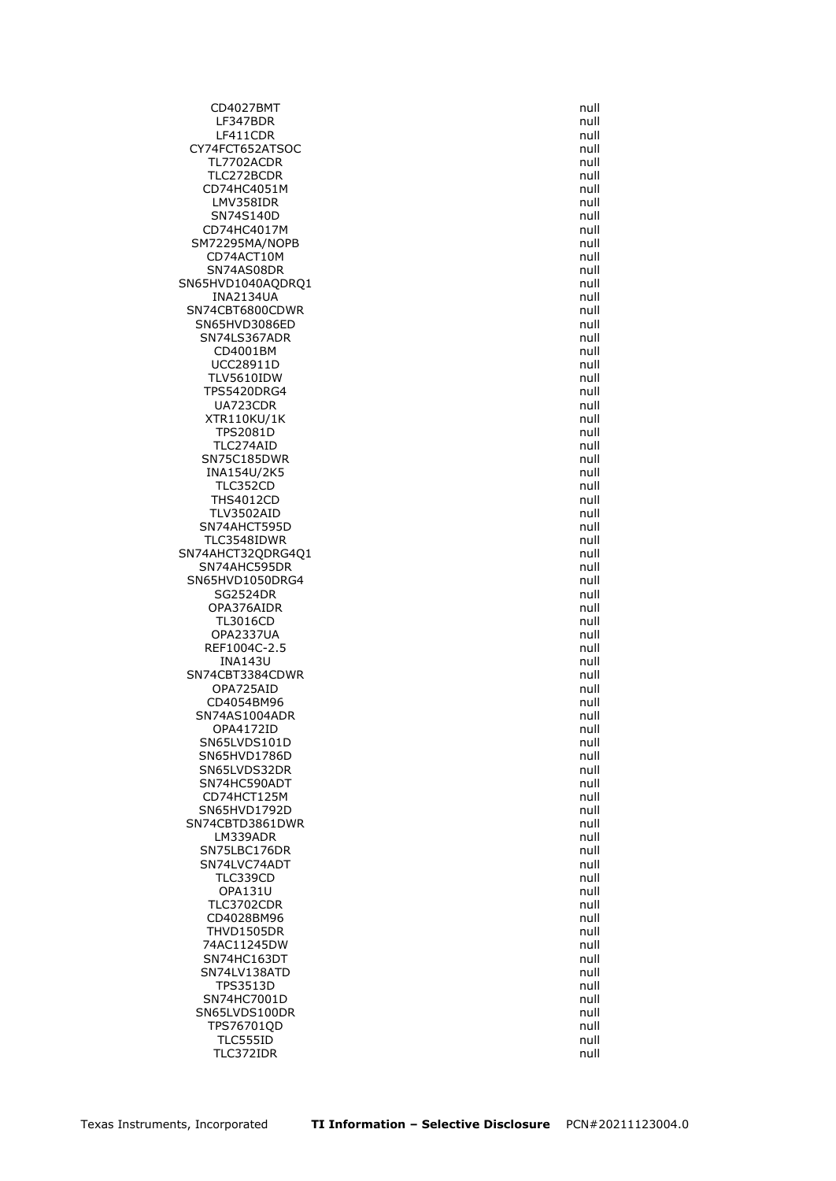| | |
|---|---|
| CD4027BMT | null |
| LF347BDR | null |
| LF411CDR | null |
| CY74FCT652ATSOC | null |
| TL7702ACDR | null |
| TLC272BCDR | null |
| CD74HC4051M | null |
| LMV358IDR | null |
| SN74S140D | null |
| CD74HC4017M | null |
| SM72295MA/NOPB | null |
| CD74ACT10M | null |
| SN74AS08DR | null |
| SN65HVD1040AQDRQ1 | null |
| INA2134UA | null |
| SN74CBT6800CDWR | null |
| SN65HVD3086ED | null |
| SN74LS367ADR | null |
| CD4001BM | null |
| UCC28911D | null |
| TLV5610IDW | null |
| TPS5420DRG4 | null |
| UA723CDR | null |
| XTR110KU/1K | null |
| TPS2081D | null |
| TLC274AID | null |
| SN75C185DWR | null |
| INA154U/2K5 | null |
| TLC352CD | null |
| THS4012CD | null |
| TLV3502AID | null |
| SN74AHCT595D | null |
| TLC3548IDWR | null |
| SN74AHCT32QDRG4Q1 | null |
| SN74AHC595DR | null |
| SN65HVD1050DRG4 | null |
| SG2524DR | null |
| OPA376AIDR | null |
| TL3016CD | null |
| OPA2337UA | null |
| REF1004C-2.5 | null |
| INA143U | null |
| SN74CBT3384CDWR | null |
| OPA725AID | null |
| CD4054BM96 | null |
| SN74AS1004ADR | null |
| OPA4172ID | null |
| SN65LVDS101D | null |
| SN65HVD1786D | null |
| SN65LVDS32DR | null |
| SN74HC590ADT | null |
| CD74HCT125M | null |
| SN65HVD1792D | null |
| SN74CBTD3861DWR | null |
| LM339ADR | null |
| SN75LBC176DR | null |
| SN74LVC74ADT | null |
| TLC339CD | null |
| OPA131U | null |
| TLC3702CDR | null |
| CD4028BM96 | null |
| THVD1505DR | null |
| 74AC11245DW | null |
| SN74HC163DT | null |
| SN74LV138ATD | null |
| TPS3513D | null |
| SN74HC7001D | null |
| SN65LVDS100DR | null |
| TPS76701QD | null |
| TLC555ID | null |
| TLC372IDR | null |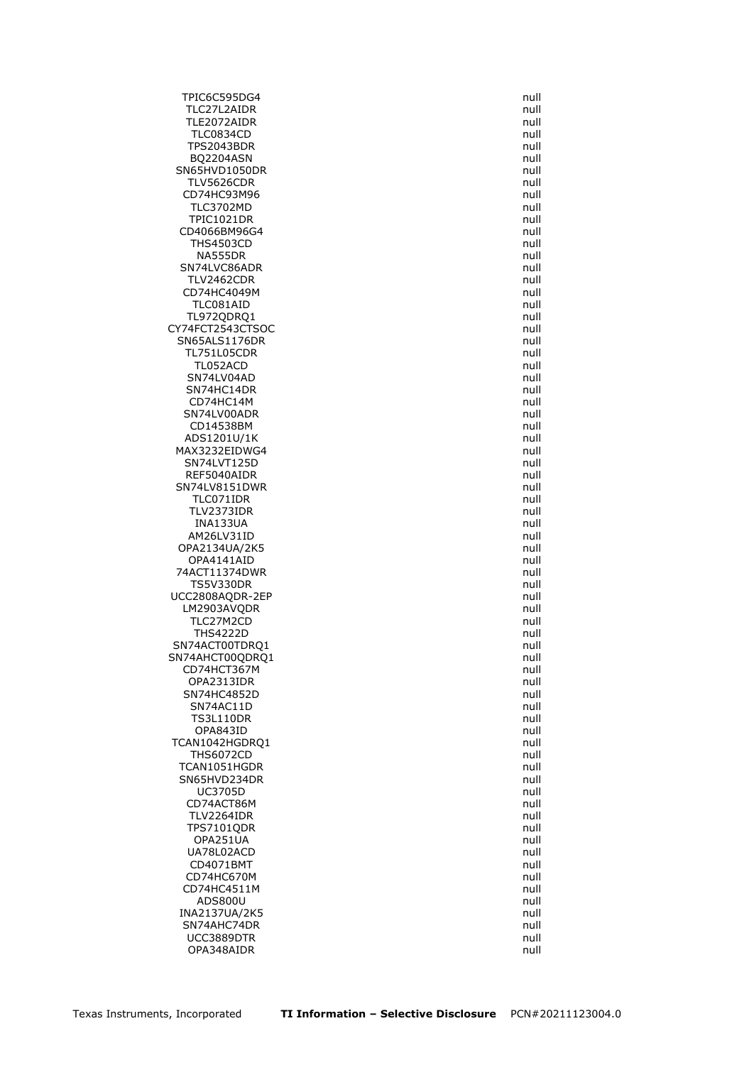| | |
|---|---|
| TPIC6C595DG4 | null |
| TLC27L2AIDR | null |
| TLE2072AIDR | null |
| TLC0834CD | null |
| TPS2043BDR | null |
| BQ2204ASN | null |
| SN65HVD1050DR | null |
| TLV5626CDR | null |
| CD74HC93M96 | null |
| TLC3702MD | null |
| TPIC1021DR | null |
| CD4066BM96G4 | null |
| THS4503CD | null |
| NA555DR | null |
| SN74LVC86ADR | null |
| TLV2462CDR | null |
| CD74HC4049M | null |
| TLC081AID | null |
| TL972QDRQ1 | null |
| CY74FCT2543CTSOC | null |
| SN65ALS1176DR | null |
| TL751L05CDR | null |
| TL052ACD | null |
| SN74LV04AD | null |
| SN74HC14DR | null |
| CD74HC14M | null |
| SN74LV00ADR | null |
| CD14538BM | null |
| ADS1201U/1K | null |
| MAX3232EIDWG4 | null |
| SN74LVT125D | null |
| REF5040AIDR | null |
| SN74LV8151DWR | null |
| TLC071IDR | null |
| TLV2373IDR | null |
| INA133UA | null |
| AM26LV31ID | null |
| OPA2134UA/2K5 | null |
| OPA4141AID | null |
| 74ACT11374DWR | null |
| TS5V330DR | null |
| UCC2808AQDR-2EP | null |
| LM2903AVQDR | null |
| TLC27M2CD | null |
| THS4222D | null |
| SN74ACT00TDRQ1 | null |
| SN74AHCT00QDRQ1 | null |
| CD74HCT367M | null |
| OPA2313IDR | null |
| SN74HC4852D | null |
| SN74AC11D | null |
| TS3L110DR | null |
| OPA843ID | null |
| TCAN1042HGDRQ1 | null |
| THS6072CD | null |
| TCAN1051HGDR | null |
| SN65HVD234DR | null |
| UC3705D | null |
| CD74ACT86M | null |
| TLV2264IDR | null |
| TPS7101QDR | null |
| OPA251UA | null |
| UA78L02ACD | null |
| CD4071BMT | null |
| CD74HC670M | null |
| CD74HC4511M | null |
| ADS800U | null |
| INA2137UA/2K5 | null |
| SN74AHC74DR | null |
| UCC3889DTR | null |
| OPA348AIDR | null |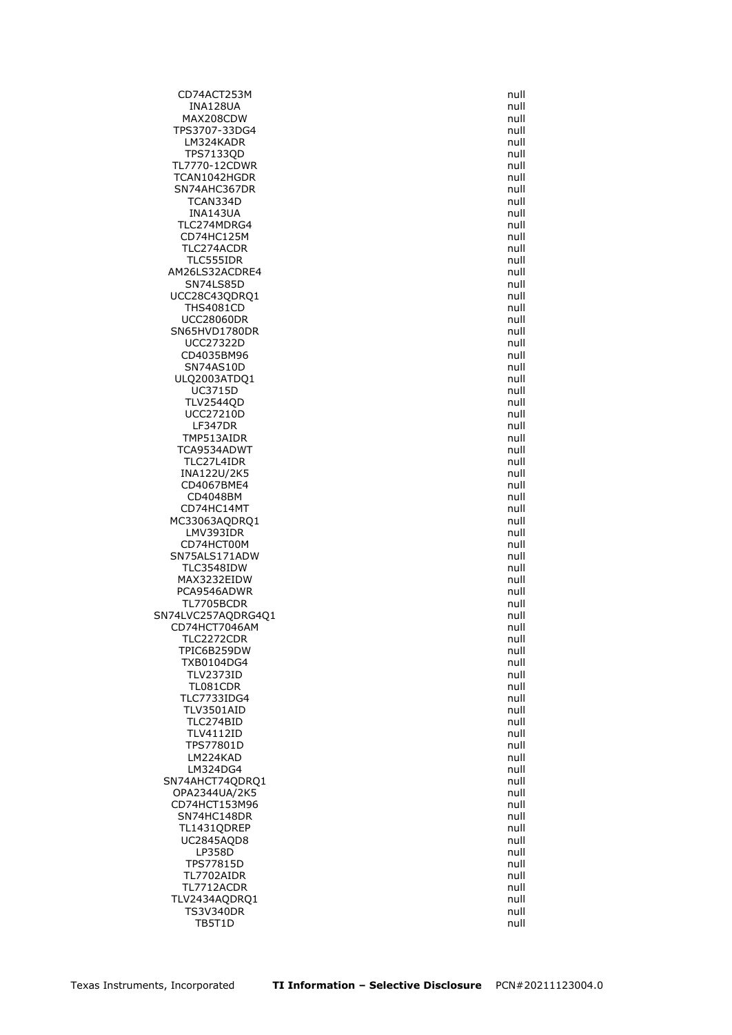| | |
|---|---|
| CD74ACT253M | null |
| INA128UA | null |
| MAX208CDW | null |
| TPS3707-33DG4 | null |
| LM324KADR | null |
| TPS7133QD | null |
| TL7770-12CDWR | null |
| TCAN1042HGDR | null |
| SN74AHC367DR | null |
| TCAN334D | null |
| INA143UA | null |
| TLC274MDRG4 | null |
| CD74HC125M | null |
| TLC274ACDR | null |
| TLC555IDR | null |
| AM26LS32ACDRE4 | null |
| SN74LS85D | null |
| UCC28C43QDRQ1 | null |
| THS4081CD | null |
| UCC28060DR | null |
| SN65HVD1780DR | null |
| UCC27322D | null |
| CD4035BM96 | null |
| SN74AS10D | null |
| ULQ2003ATDQ1 | null |
| UC3715D | null |
| TLV2544QD | null |
| UCC27210D | null |
| LF347DR | null |
| TMP513AIDR | null |
| TCA9534ADWT | null |
| TLC27L4IDR | null |
| INA122U/2K5 | null |
| CD4067BME4 | null |
| CD4048BM | null |
| CD74HC14MT | null |
| MC33063AQDRQ1 | null |
| LMV393IDR | null |
| CD74HCT00M | null |
| SN75ALS171ADW | null |
| TLC3548IDW | null |
| MAX3232EIDW | null |
| PCA9546ADWR | null |
| TL7705BCDR | null |
| SN74LVC257AQDRG4Q1 | null |
| CD74HCT7046AM | null |
| TLC2272CDR | null |
| TPIC6B259DW | null |
| TXB0104DG4 | null |
| TLV2373ID | null |
| TL081CDR | null |
| TLC7733IDG4 | null |
| TLV3501AID | null |
| TLC274BID | null |
| TLV4112ID | null |
| TPS77801D | null |
| LM224KAD | null |
| LM324DG4 | null |
| SN74AHCT74QDRQ1 | null |
| OPA2344UA/2K5 | null |
| CD74HCT153M96 | null |
| SN74HC148DR | null |
| TL1431QDREP | null |
| UC2845AQD8 | null |
| LP358D | null |
| TPS77815D | null |
| TL7702AIDR | null |
| TL7712ACDR | null |
| TLV2434AQDRQ1 | null |
| TS3V340DR | null |
| TB5T1D | null |

Texas Instruments, Incorporated **TI Information – Selective Disclosure** PCN#20211123004.0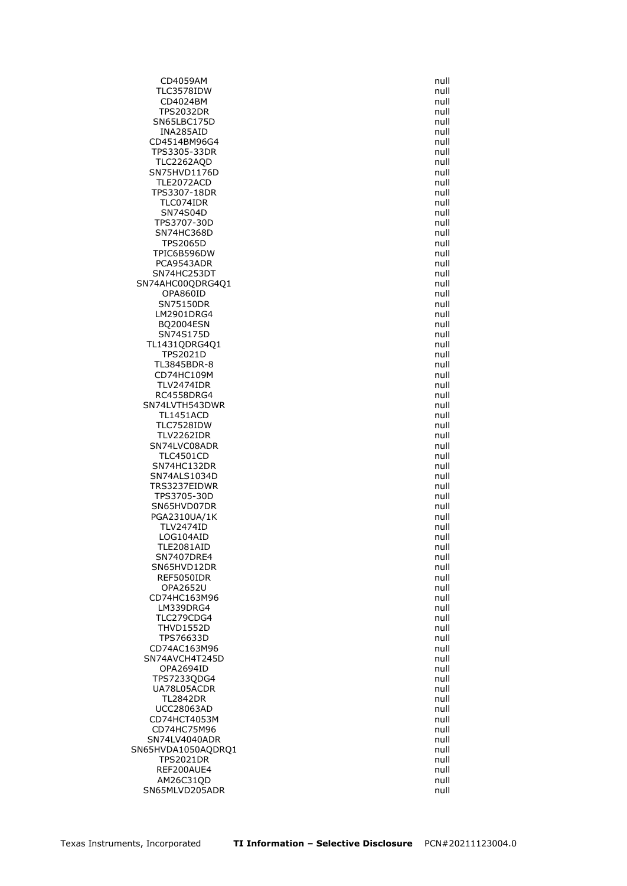| | |
|---|---|
| CD4059AM | null |
| TLC3578IDW | null |
| CD4024BM | null |
| TPS2032DR | null |
| SN65LBC175D | null |
| INA285AID | null |
| CD4514BM96G4 | null |
| TPS3305-33DR | null |
| TLC2262AQD | null |
| SN75HVD1176D | null |
| TLE2072ACD | null |
| TPS3307-18DR | null |
| TLC074IDR | null |
| SN74S04D | null |
| TPS3707-30D | null |
| SN74HC368D | null |
| TPS2065D | null |
| TPIC6B596DW | null |
| PCA9543ADR | null |
| SN74HC253DT | null |
| SN74AHC00QDRG4Q1 | null |
| OPA860ID | null |
| SN75150DR | null |
| LM2901DRG4 | null |
| BQ2004ESN | null |
| SN74S175D | null |
| TL1431QDRG4Q1 | null |
| TPS2021D | null |
| TL3845BDR-8 | null |
| CD74HC109M | null |
| TLV2474IDR | null |
| RC4558DRG4 | null |
| SN74LVTH543DWR | null |
| TL1451ACD | null |
| TLC7528IDW | null |
| TLV2262IDR | null |
| SN74LVC08ADR | null |
| TLC4501CD | null |
| SN74HC132DR | null |
| SN74ALS1034D | null |
| TRS3237EIDWR | null |
| TPS3705-30D | null |
| SN65HVD07DR | null |
| PGA2310UA/1K | null |
| TLV2474ID | null |
| LOG104AID | null |
| TLE2081AID | null |
| SN7407DRE4 | null |
| SN65HVD12DR | null |
| REF5050IDR | null |
| OPA2652U | null |
| CD74HC163M96 | null |
| LM339DRG4 | null |
| TLC279CDG4 | null |
| THVD1552D | null |
| TPS76633D | null |
| CD74AC163M96 | null |
| SN74AVCH4T245D | null |
| OPA2694ID | null |
| TPS7233QDG4 | null |
| UA78L05ACDR | null |
| TL2842DR | null |
| UCC28063AD | null |
| CD74HCT4053M | null |
| CD74HC75M96 | null |
| SN74LV4040ADR | null |
| SN65HVDA1050AQDRQ1 | null |
| TPS2021DR | null |
| REF200AUE4 | null |
| AM26C31QD | null |
| SN65MLVD205ADR | null |

Texas Instruments, Incorporated **TI Information – Selective Disclosure** PCN#20211123004.0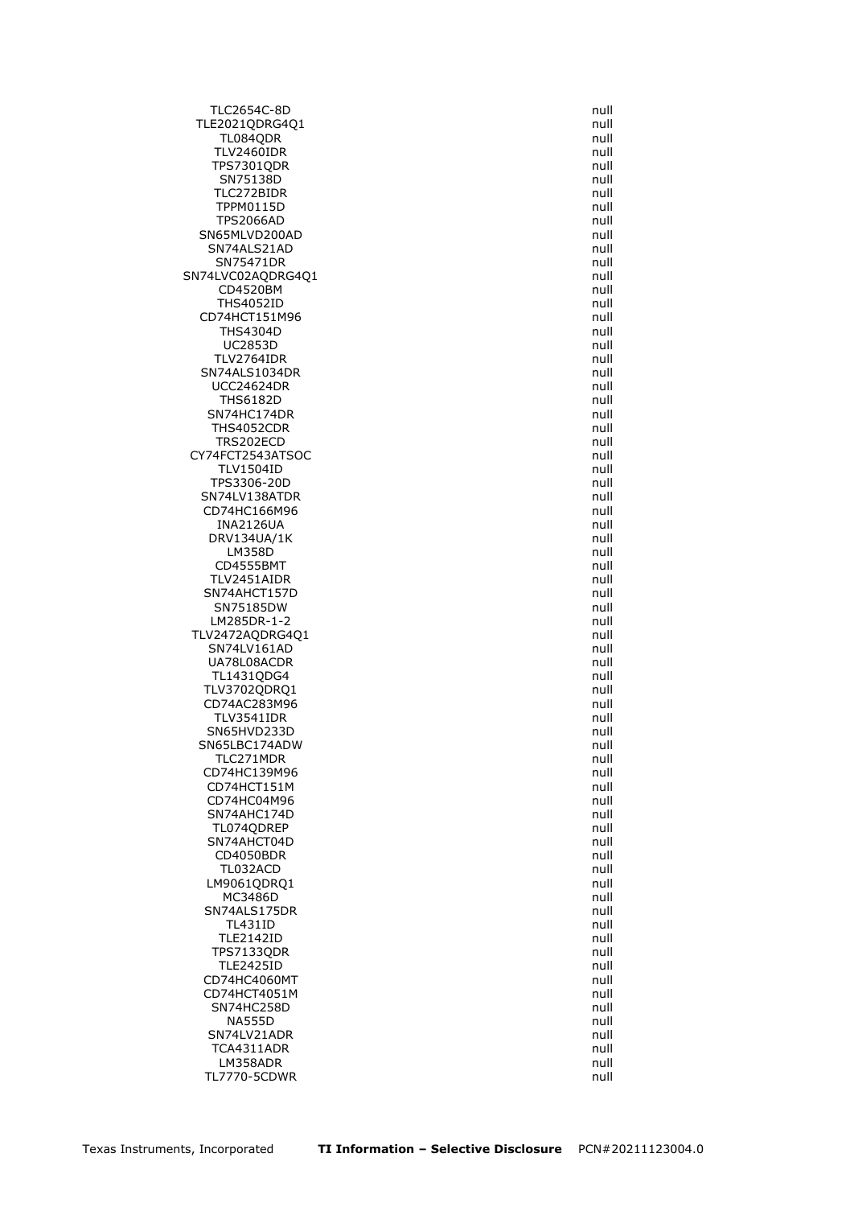| | |
|---|---|
| TLC2654C-8D | null |
| TLE2021QDRG4Q1 | null |
| TL084QDR | null |
| TLV2460IDR | null |
| TPS7301QDR | null |
| SN75138D | null |
| TLC272BIDR | null |
| TPPM0115D | null |
| TPS2066AD | null |
| SN65MLVD200AD | null |
| SN74ALS21AD | null |
| SN75471DR | null |
| SN74LVC02AQDRG4Q1 | null |
| CD4520BM | null |
| THS4052ID | null |
| CD74HCT151M96 | null |
| THS4304D | null |
| UC2853D | null |
| TLV2764IDR | null |
| SN74ALS1034DR | null |
| UCC24624DR | null |
| THS6182D | null |
| SN74HC174DR | null |
| THS4052CDR | null |
| TRS202ECD | null |
| CY74FCT2543ATSOC | null |
| TLV1504ID | null |
| TPS3306-20D | null |
| SN74LV138ATDR | null |
| CD74HC166M96 | null |
| INA2126UA | null |
| DRV134UA/1K | null |
| LM358D | null |
| CD4555BMT | null |
| TLV2451AIDR | null |
| SN74AHCT157D | null |
| SN75185DW | null |
| LM285DR-1-2 | null |
| TLV2472AQDRG4Q1 | null |
| SN74LV161AD | null |
| UA78L08ACDR | null |
| TL1431QDG4 | null |
| TLV3702QDRQ1 | null |
| CD74AC283M96 | null |
| TLV3541IDR | null |
| SN65HVD233D | null |
| SN65LBC174ADW | null |
| TLC271MDR | null |
| CD74HC139M96 | null |
| CD74HCT151M | null |
| CD74HC04M96 | null |
| SN74AHC174D | null |
| TL074QDREP | null |
| SN74AHCT04D | null |
| CD4050BDR | null |
| TL032ACD | null |
| LM9061QDRQ1 | null |
| MC3486D | null |
| SN74ALS175DR | null |
| TL431ID | null |
| TLE2142ID | null |
| TPS7133QDR | null |
| TLE2425ID | null |
| CD74HC4060MT | null |
| CD74HCT4051M | null |
| SN74HC258D | null |
| NA555D | null |
| SN74LV21ADR | null |
| TCA4311ADR | null |
| LM358ADR | null |
| TL7770-5CDWR | null |

Texas Instruments, Incorporated **TI Information – Selective Disclosure** PCN#20211123004.0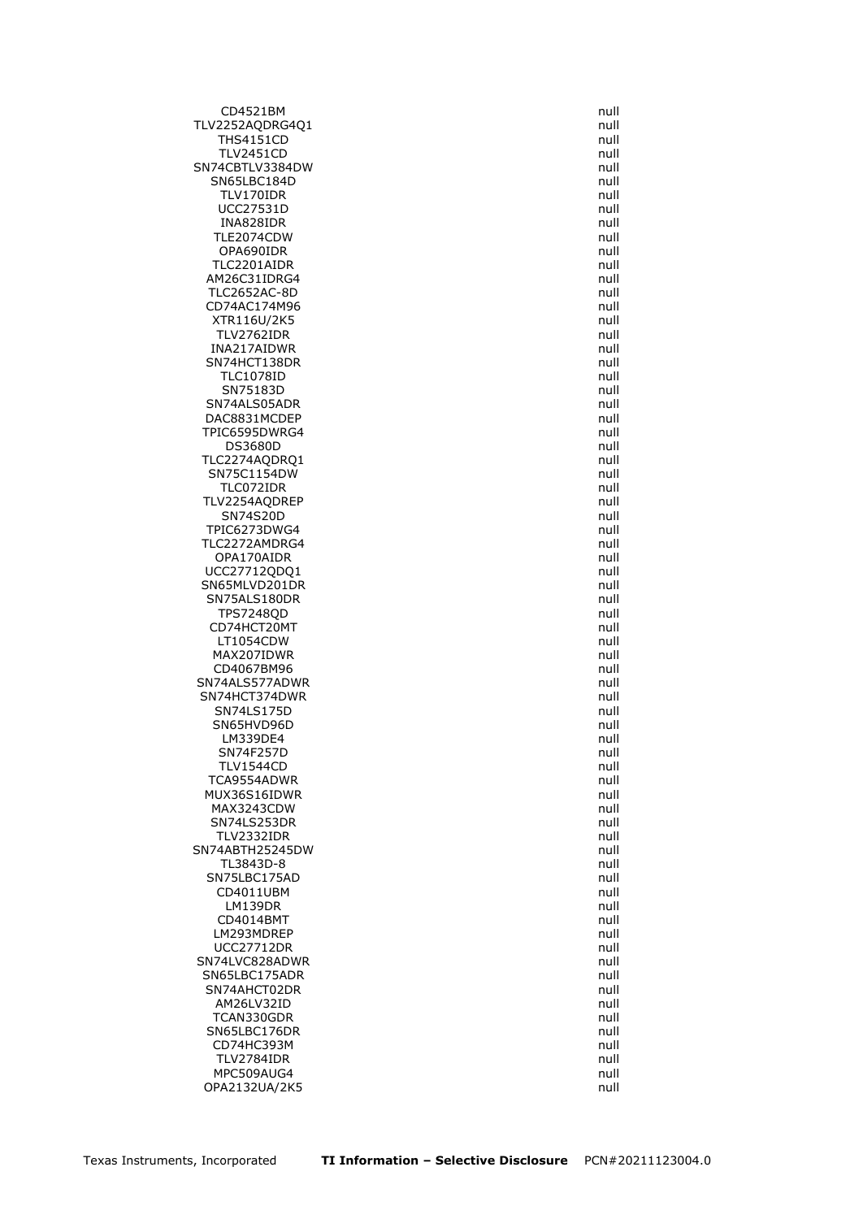| | |
|---|---|
| CD4521BM | null |
| TLV2252AQDRG4Q1 | null |
| THS4151CD | null |
| TLV2451CD | null |
| SN74CBTLV3384DW | null |
| SN65LBC184D | null |
| TLV170IDR | null |
| UCC27531D | null |
| INA828IDR | null |
| TLE2074CDW | null |
| OPA690IDR | null |
| TLC2201AIDR | null |
| AM26C31IDRG4 | null |
| TLC2652AC-8D | null |
| CD74AC174M96 | null |
| XTR116U/2K5 | null |
| TLV2762IDR | null |
| INA217AIDWR | null |
| SN74HCT138DR | null |
| TLC1078ID | null |
| SN75183D | null |
| SN74ALS05ADR | null |
| DAC8831MCDEP | null |
| TPIC6595DWRG4 | null |
| DS3680D | null |
| TLC2274AQDRQ1 | null |
| SN75C1154DW | null |
| TLC072IDR | null |
| TLV2254AQDREP | null |
| SN74S20D | null |
| TPIC6273DWG4 | null |
| TLC2272AMDRG4 | null |
| OPA170AIDR | null |
| UCC27712QDQ1 | null |
| SN65MLVD201DR | null |
| SN75ALS180DR | null |
| TPS7248QD | null |
| CD74HCT20MT | null |
| LT1054CDW | null |
| MAX207IDWR | null |
| CD4067BM96 | null |
| SN74ALS577ADWR | null |
| SN74HCT374DWR | null |
| SN74LS175D | null |
| SN65HVD96D | null |
| LM339DE4 | null |
| SN74F257D | null |
| TLV1544CD | null |
| TCA9554ADWR | null |
| MUX36S16IDWR | null |
| MAX3243CDW | null |
| SN74LS253DR | null |
| TLV2332IDR | null |
| SN74ABTH25245DW | null |
| TL3843D-8 | null |
| SN75LBC175AD | null |
| CD4011UBM | null |
| LM139DR | null |
| CD4014BMT | null |
| LM293MDREP | null |
| UCC27712DR | null |
| SN74LVC828ADWR | null |
| SN65LBC175ADR | null |
| SN74AHCT02DR | null |
| AM26LV32ID | null |
| TCAN330GDR | null |
| SN65LBC176DR | null |
| CD74HC393M | null |
| TLV2784IDR | null |
| MPC509AUG4 | null |
| OPA2132UA/2K5 | null |

Texas Instruments, Incorporated **TI Information – Selective Disclosure** PCN#20211123004.0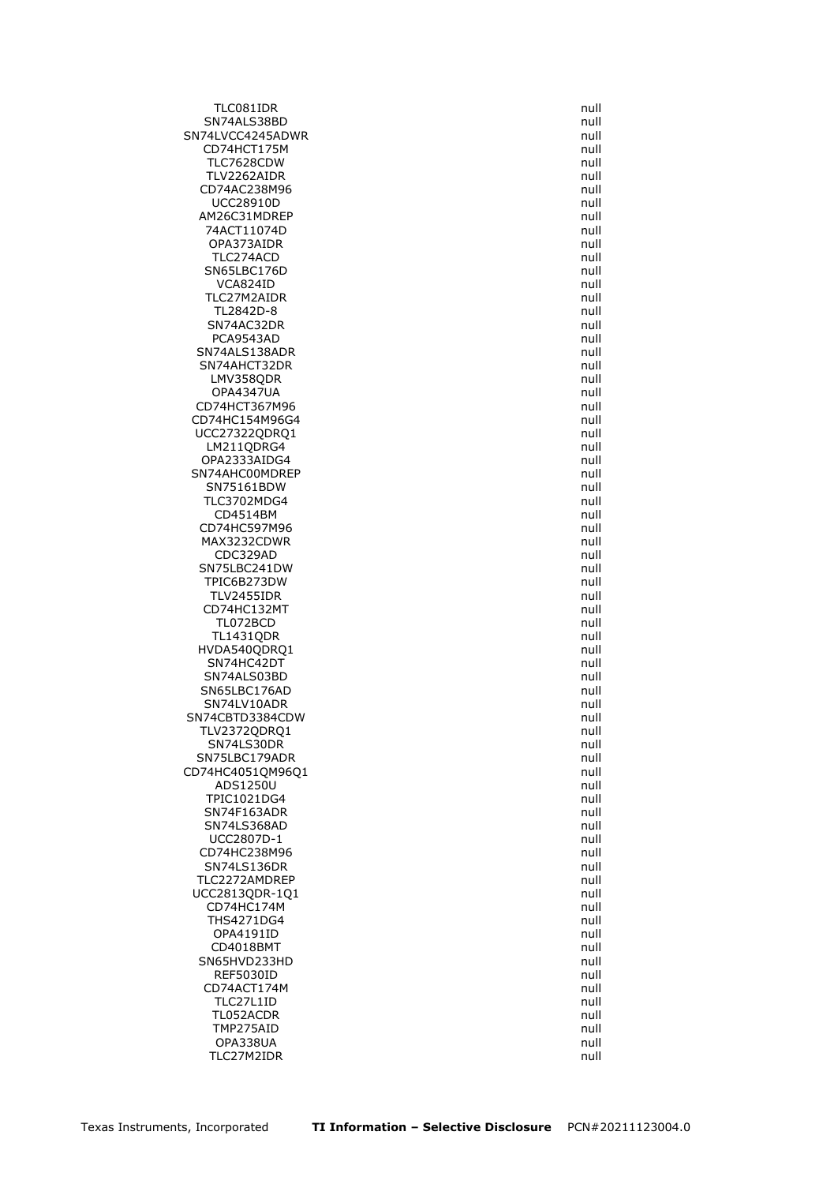| | |
|---|---|
| TLC081IDR | null |
| SN74ALS38BD | null |
| SN74LVCC4245ADWR | null |
| CD74HCT175M | null |
| TLC7628CDW | null |
| TLV2262AIDR | null |
| CD74AC238M96 | null |
| UCC28910D | null |
| AM26C31MDREP | null |
| 74ACT11074D | null |
| OPA373AIDR | null |
| TLC274ACD | null |
| SN65LBC176D | null |
| VCA824ID | null |
| TLC27M2AIDR | null |
| TL2842D-8 | null |
| SN74AC32DR | null |
| PCA9543AD | null |
| SN74ALS138ADR | null |
| SN74AHCT32DR | null |
| LMV358QDR | null |
| OPA4347UA | null |
| CD74HCT367M96 | null |
| CD74HC154M96G4 | null |
| UCC27322QDRQ1 | null |
| LM211QDRG4 | null |
| OPA2333AIDG4 | null |
| SN74AHC00MDREP | null |
| SN75161BDW | null |
| TLC3702MDG4 | null |
| CD4514BM | null |
| CD74HC597M96 | null |
| MAX3232CDWR | null |
| CDC329AD | null |
| SN75LBC241DW | null |
| TPIC6B273DW | null |
| TLV2455IDR | null |
| CD74HC132MT | null |
| TL072BCD | null |
| TL1431QDR | null |
| HVDA540QDRQ1 | null |
| SN74HC42DT | null |
| SN74ALS03BD | null |
| SN65LBC176AD | null |
| SN74LV10ADR | null |
| SN74CBTD3384CDW | null |
| TLV2372QDRQ1 | null |
| SN74LS30DR | null |
| SN75LBC179ADR | null |
| CD74HC4051QM96Q1 | null |
| ADS1250U | null |
| TPIC1021DG4 | null |
| SN74F163ADR | null |
| SN74LS368AD | null |
| UCC2807D-1 | null |
| CD74HC238M96 | null |
| SN74LS136DR | null |
| TLC2272AMDREP | null |
| UCC2813QDR-1Q1 | null |
| CD74HC174M | null |
| THS4271DG4 | null |
| OPA4191ID | null |
| CD4018BMT | null |
| SN65HVD233HD | null |
| REF5030ID | null |
| CD74ACT174M | null |
| TLC27L1ID | null |
| TL052ACDR | null |
| TMP275AID | null |
| OPA338UA | null |
| TLC27M2IDR | null |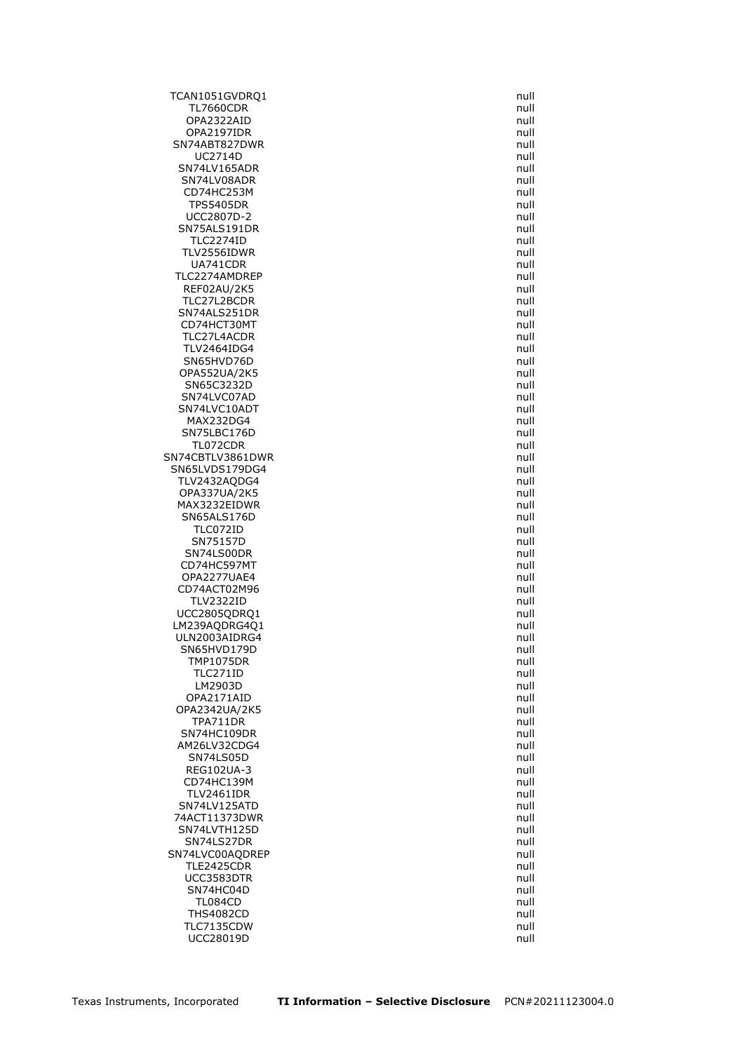| | |
|---|---|
| TCAN1051GVDRQ1 | null |
| TL7660CDR | null |
| OPA2322AID | null |
| OPA2197IDR | null |
| SN74ABT827DWR | null |
| UC2714D | null |
| SN74LV165ADR | null |
| SN74LV08ADR | null |
| CD74HC253M | null |
| TPS5405DR | null |
| UCC2807D-2 | null |
| SN75ALS191DR | null |
| TLC2274ID | null |
| TLV2556IDWR | null |
| UA741CDR | null |
| TLC2274AMDREP | null |
| REF02AU/2K5 | null |
| TLC27L2BCDR | null |
| SN74ALS251DR | null |
| CD74HCT30MT | null |
| TLC27L4ACDR | null |
| TLV2464IDG4 | null |
| SN65HVD76D | null |
| OPA552UA/2K5 | null |
| SN65C3232D | null |
| SN74LVC07AD | null |
| SN74LVC10ADT | null |
| MAX232DG4 | null |
| SN75LBC176D | null |
| TL072CDR | null |
| SN74CBTLV3861DWR | null |
| SN65LVDS179DG4 | null |
| TLV2432AQDG4 | null |
| OPA337UA/2K5 | null |
| MAX3232EIDWR | null |
| SN65ALS176D | null |
| TLC072ID | null |
| SN75157D | null |
| SN74LS00DR | null |
| CD74HC597MT | null |
| OPA2277UAE4 | null |
| CD74ACT02M96 | null |
| TLV2322ID | null |
| UCC2805QDRQ1 | null |
| LM239AQDRG4Q1 | null |
| ULN2003AIDRG4 | null |
| SN65HVD179D | null |
| TMP1075DR | null |
| TLC271ID | null |
| LM2903D | null |
| OPA2171AID | null |
| OPA2342UA/2K5 | null |
| TPA711DR | null |
| SN74HC109DR | null |
| AM26LV32CDG4 | null |
| SN74LS05D | null |
| REG102UA-3 | null |
| CD74HC139M | null |
| TLV2461IDR | null |
| SN74LV125ATD | null |
| 74ACT11373DWR | null |
| SN74LVTH125D | null |
| SN74LS27DR | null |
| SN74LVC00AQDREP | null |
| TLE2425CDR | null |
| UCC3583DTR | null |
| SN74HC04D | null |
| TL084CD | null |
| THS4082CD | null |
| TLC7135CDW | null |
| UCC28019D | null |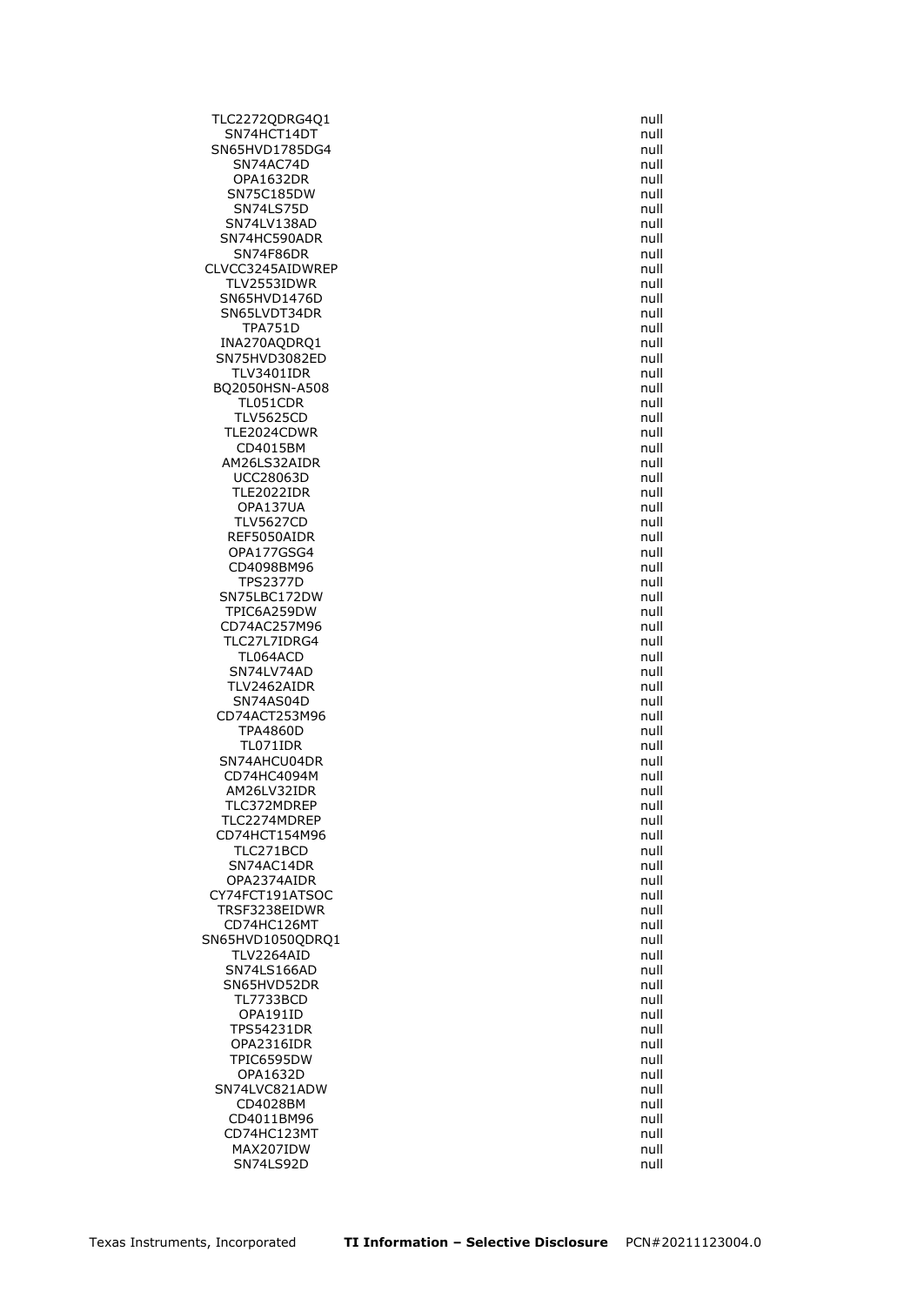| | |
|---|---|
| TLC2272QDRG4Q1 | null |
| SN74HCT14DT | null |
| SN65HVD1785DG4 | null |
| SN74AC74D | null |
| OPA1632DR | null |
| SN75C185DW | null |
| SN74LS75D | null |
| SN74LV138AD | null |
| SN74HC590ADR | null |
| SN74F86DR | null |
| CLVCC3245AIDWREP | null |
| TLV2553IDWR | null |
| SN65HVD1476D | null |
| SN65LVDT34DR | null |
| TPA751D | null |
| INA270AQDRQ1 | null |
| SN75HVD3082ED | null |
| TLV3401IDR | null |
| BQ2050HSN-A508 | null |
| TL051CDR | null |
| TLV5625CD | null |
| TLE2024CDWR | null |
| CD4015BM | null |
| AM26LS32AIDR | null |
| UCC28063D | null |
| TLE2022IDR | null |
| OPA137UA | null |
| TLV5627CD | null |
| REF5050AIDR | null |
| OPA177GSG4 | null |
| CD4098BM96 | null |
| TPS2377D | null |
| SN75LBC172DW | null |
| TPIC6A259DW | null |
| CD74AC257M96 | null |
| TLC27L7IDRG4 | null |
| TL064ACD | null |
| SN74LV74AD | null |
| TLV2462AIDR | null |
| SN74AS04D | null |
| CD74ACT253M96 | null |
| TPA4860D | null |
| TL071IDR | null |
| SN74AHCU04DR | null |
| CD74HC4094M | null |
| AM26LV32IDR | null |
| TLC372MDREP | null |
| TLC2274MDREP | null |
| CD74HCT154M96 | null |
| TLC271BCD | null |
| SN74AC14DR | null |
| OPA2374AIDR | null |
| CY74FCT191ATSOC | null |
| TRSF3238EIDWR | null |
| CD74HC126MT | null |
| SN65HVD1050QDRQ1 | null |
| TLV2264AID | null |
| SN74LS166AD | null |
| SN65HVD52DR | null |
| TL7733BCD | null |
| OPA191ID | null |
| TPS54231DR | null |
| OPA2316IDR | null |
| TPIC6595DW | null |
| OPA1632D | null |
| SN74LVC821ADW | null |
| CD4028BM | null |
| CD4011BM96 | null |
| CD74HC123MT | null |
| MAX207IDW | null |
| SN74LS92D | null |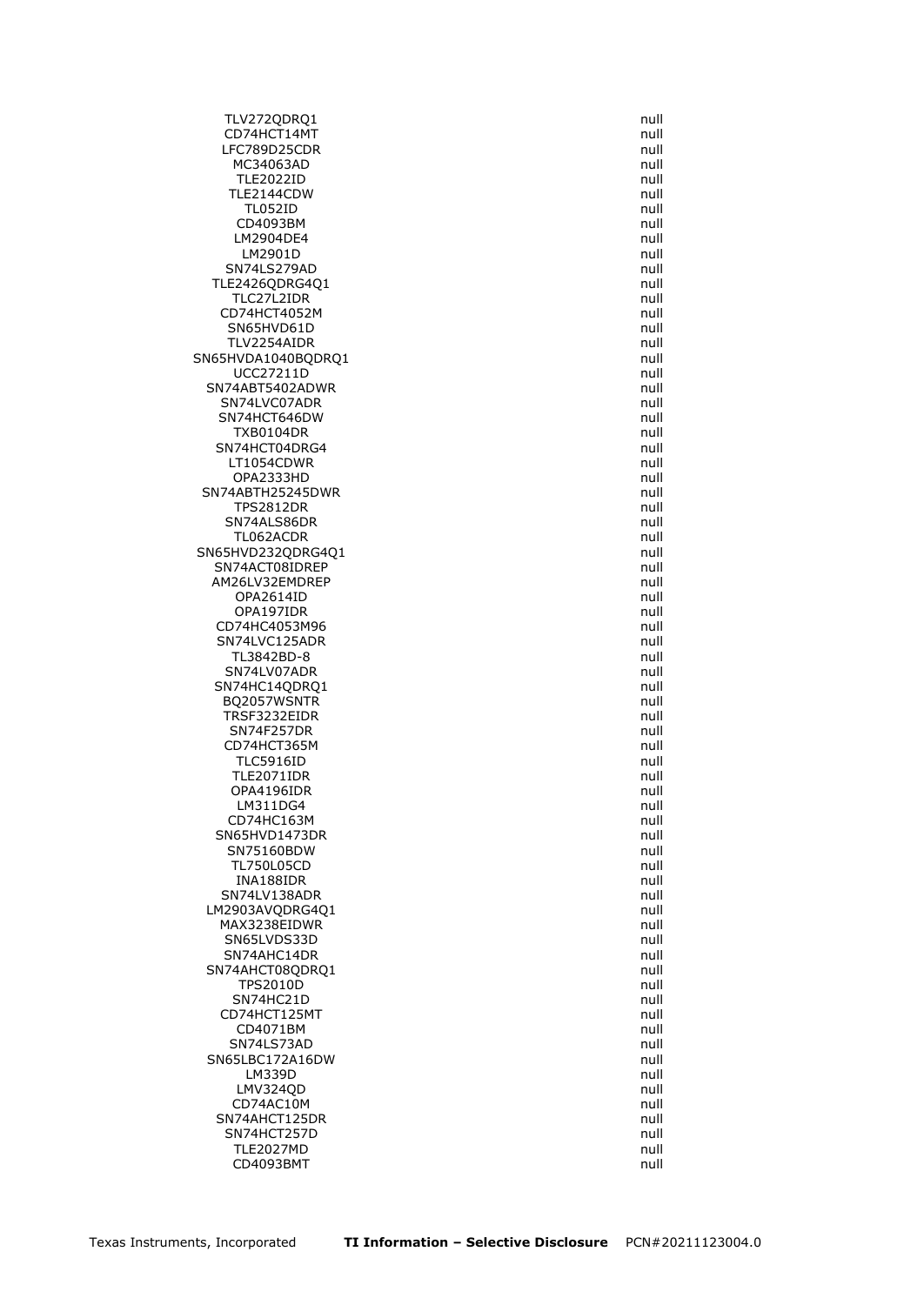| | |
|---|---|
| TLV272QDRQ1 | null |
| CD74HCT14MT | null |
| LFC789D25CDR | null |
| MC34063AD | null |
| TLE2022ID | null |
| TLE2144CDW | null |
| TL052ID | null |
| CD4093BM | null |
| LM2904DE4 | null |
| LM2901D | null |
| SN74LS279AD | null |
| TLE2426QDRG4Q1 | null |
| TLC27L2IDR | null |
| CD74HCT4052M | null |
| SN65HVD61D | null |
| TLV2254AIDR | null |
| SN65HVDA1040BQDRQ1 | null |
| UCC27211D | null |
| SN74ABT5402ADWR | null |
| SN74LVC07ADR | null |
| SN74HCT646DW | null |
| TXB0104DR | null |
| SN74HCT04DRG4 | null |
| LT1054CDWR | null |
| OPA2333HD | null |
| SN74ABTH25245DWR | null |
| TPS2812DR | null |
| SN74ALS86DR | null |
| TL062ACDR | null |
| SN65HVD232QDRG4Q1 | null |
| SN74ACT08IDREP | null |
| AM26LV32EMDREP | null |
| OPA2614ID | null |
| OPA197IDR | null |
| CD74HC4053M96 | null |
| SN74LVC125ADR | null |
| TL3842BD-8 | null |
| SN74LV07ADR | null |
| SN74HC14QDRQ1 | null |
| BQ2057WSNTR | null |
| TRSF3232EIDR | null |
| SN74F257DR | null |
| CD74HCT365M | null |
| TLC5916ID | null |
| TLE2071IDR | null |
| OPA4196IDR | null |
| LM311DG4 | null |
| CD74HC163M | null |
| SN65HVD1473DR | null |
| SN75160BDW | null |
| TL750L05CD | null |
| INA188IDR | null |
| SN74LV138ADR | null |
| LM2903AVQDRG4Q1 | null |
| MAX3238EIDWR | null |
| SN65LVDS33D | null |
| SN74AHC14DR | null |
| SN74AHCT08QDRQ1 | null |
| TPS2010D | null |
| SN74HC21D | null |
| CD74HCT125MT | null |
| CD4071BM | null |
| SN74LS73AD | null |
| SN65LBC172A16DW | null |
| LM339D | null |
| LMV324QD | null |
| CD74AC10M | null |
| SN74AHCT125DR | null |
| SN74HCT257D | null |
| TLE2027MD | null |
| CD4093BMT | null |

Texas Instruments, Incorporated **TI Information – Selective Disclosure** PCN#20211123004.0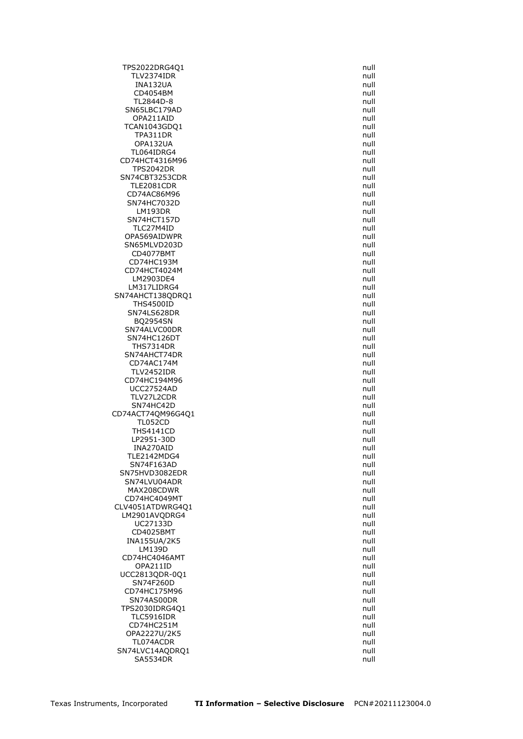| | |
|---|---|
| TPS2022DRG4Q1 | null |
| TLV2374IDR | null |
| INA132UA | null |
| CD4054BM | null |
| TL2844D-8 | null |
| SN65LBC179AD | null |
| OPA211AID | null |
| TCAN1043GDQ1 | null |
| TPA311DR | null |
| OPA132UA | null |
| TL064IDRG4 | null |
| CD74HCT4316M96 | null |
| TPS2042DR | null |
| SN74CBT3253CDR | null |
| TLE2081CDR | null |
| CD74AC86M96 | null |
| SN74HC7032D | null |
| LM193DR | null |
| SN74HCT157D | null |
| TLC27M4ID | null |
| OPA569AIDWPR | null |
| SN65MLVD203D | null |
| CD4077BMT | null |
| CD74HC193M | null |
| CD74HCT4024M | null |
| LM2903DE4 | null |
| LM317LIDRG4 | null |
| SN74AHCT138QDRQ1 | null |
| THS4500ID | null |
| SN74LS628DR | null |
| BQ2954SN | null |
| SN74ALVC00DR | null |
| SN74HC126DT | null |
| THS7314DR | null |
| SN74AHCT74DR | null |
| CD74AC174M | null |
| TLV2452IDR | null |
| CD74HC194M96 | null |
| UCC27524AD | null |
| TLV27L2CDR | null |
| SN74HC42D | null |
| CD74ACT74QM96G4Q1 | null |
| TL052CD | null |
| THS4141CD | null |
| LP2951-30D | null |
| INA270AID | null |
| TLE2142MDG4 | null |
| SN74F163AD | null |
| SN75HVD3082EDR | null |
| SN74LVU04ADR | null |
| MAX208CDWR | null |
| CD74HC4049MT | null |
| CLV4051ATDWRG4Q1 | null |
| LM2901AVQDRG4 | null |
| UC27133D | null |
| CD4025BMT | null |
| INA155UA/2K5 | null |
| LM139D | null |
| CD74HC4046AMT | null |
| OPA211ID | null |
| UCC2813QDR-0Q1 | null |
| SN74F260D | null |
| CD74HC175M96 | null |
| SN74AS00DR | null |
| TPS2030IDRG4Q1 | null |
| TLC5916IDR | null |
| CD74HC251M | null |
| OPA2227U/2K5 | null |
| TL074ACDR | null |
| SN74LVC14AQDRQ1 | null |
| SA5534DR | null |

Texas Instruments, Incorporated **TI Information – Selective Disclosure** PCN#20211123004.0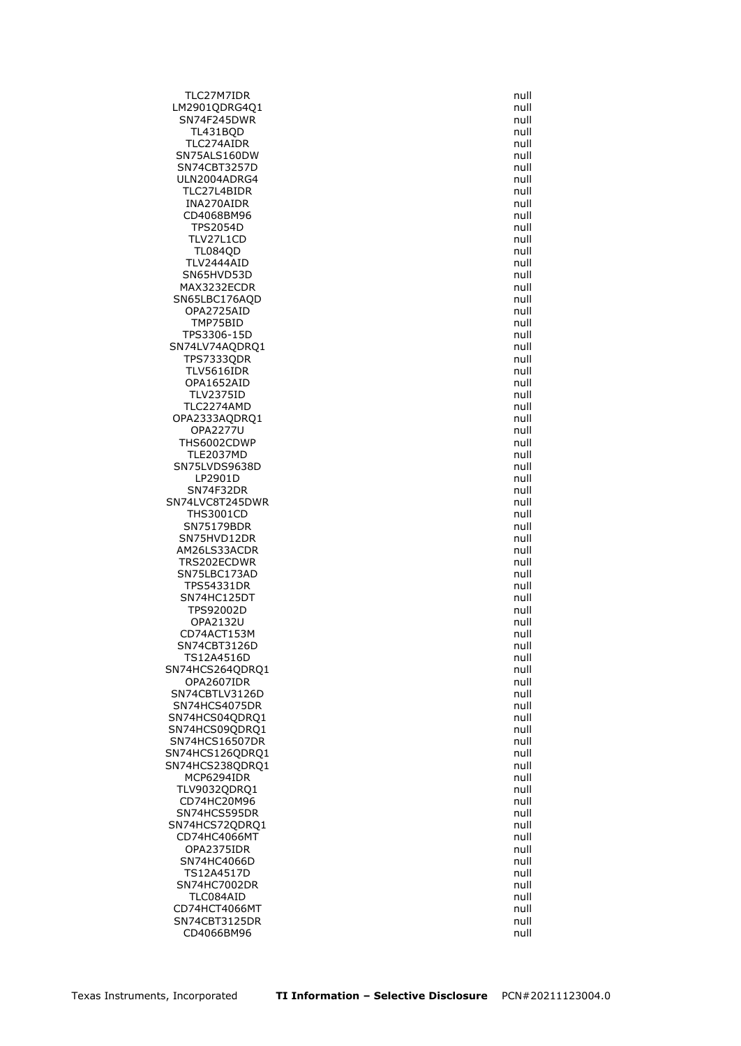| | |
|---|---|
| TLC27M7IDR | null |
| LM2901QDRG4Q1 | null |
| SN74F245DWR | null |
| TL431BQD | null |
| TLC274AIDR | null |
| SN75ALS160DW | null |
| SN74CBT3257D | null |
| ULN2004ADRG4 | null |
| TLC27L4BIDR | null |
| INA270AIDR | null |
| CD4068BM96 | null |
| TPS2054D | null |
| TLV27L1CD | null |
| TL084QD | null |
| TLV2444AID | null |
| SN65HVD53D | null |
| MAX3232ECDR | null |
| SN65LBC176AQD | null |
| OPA2725AID | null |
| TMP75BID | null |
| TPS3306-15D | null |
| SN74LV74AQDRQ1 | null |
| TPS7333QDR | null |
| TLV5616IDR | null |
| OPA1652AID | null |
| TLV2375ID | null |
| TLC2274AMD | null |
| OPA2333AQDRQ1 | null |
| OPA2277U | null |
| THS6002CDWP | null |
| TLE2037MD | null |
| SN75LVDS9638D | null |
| LP2901D | null |
| SN74F32DR | null |
| SN74LVC8T245DWR | null |
| THS3001CD | null |
| SN75179BDR | null |
| SN75HVD12DR | null |
| AM26LS33ACDR | null |
| TRS202ECDWR | null |
| SN75LBC173AD | null |
| TPS54331DR | null |
| SN74HC125DT | null |
| TPS92002D | null |
| OPA2132U | null |
| CD74ACT153M | null |
| SN74CBT3126D | null |
| TS12A4516D | null |
| SN74HCS264QDRQ1 | null |
| OPA2607IDR | null |
| SN74CBTLV3126D | null |
| SN74HCS4075DR | null |
| SN74HCS04QDRQ1 | null |
| SN74HCS09QDRQ1 | null |
| SN74HCS16507DR | null |
| SN74HCS126QDRQ1 | null |
| SN74HCS238QDRQ1 | null |
| MCP6294IDR | null |
| TLV9032QDRQ1 | null |
| CD74HC20M96 | null |
| SN74HCS595DR | null |
| SN74HCS72QDRQ1 | null |
| CD74HC4066MT | null |
| OPA2375IDR | null |
| SN74HC4066D | null |
| TS12A4517D | null |
| SN74HC7002DR | null |
| TLC084AID | null |
| CD74HCT4066MT | null |
| SN74CBT3125DR | null |
| CD4066BM96 | null |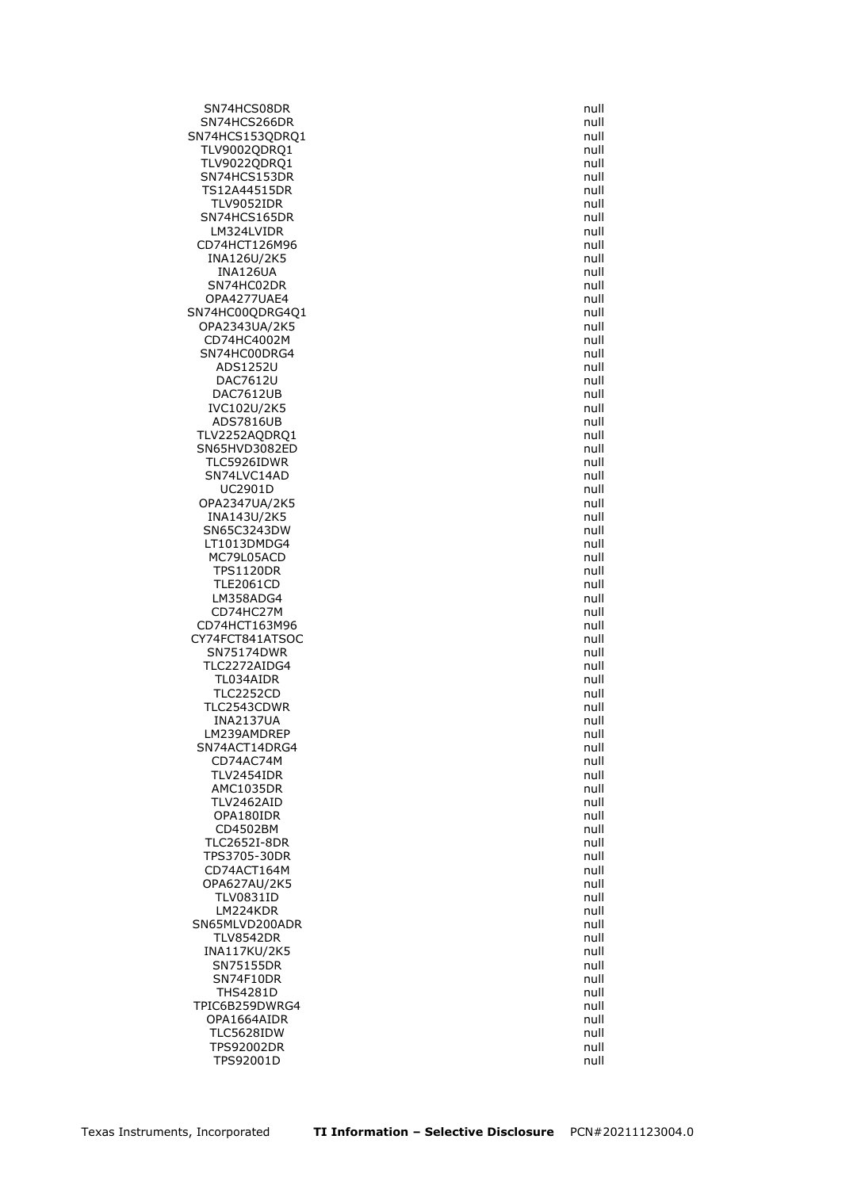| | |
|---|---|
| SN74HCS08DR | null |
| SN74HCS266DR | null |
| SN74HCS153QDRQ1 | null |
| TLV9002QDRQ1 | null |
| TLV9022QDRQ1 | null |
| SN74HCS153DR | null |
| TS12A44515DR | null |
| TLV9052IDR | null |
| SN74HCS165DR | null |
| LM324LVIDR | null |
| CD74HCT126M96 | null |
| INA126U/2K5 | null |
| INA126UA | null |
| SN74HC02DR | null |
| OPA4277UAE4 | null |
| SN74HC00QDRG4Q1 | null |
| OPA2343UA/2K5 | null |
| CD74HC4002M | null |
| SN74HC00DRG4 | null |
| ADS1252U | null |
| DAC7612U | null |
| DAC7612UB | null |
| IVC102U/2K5 | null |
| ADS7816UB | null |
| TLV2252AQDRQ1 | null |
| SN65HVD3082ED | null |
| TLC5926IDWR | null |
| SN74LVC14AD | null |
| UC2901D | null |
| OPA2347UA/2K5 | null |
| INA143U/2K5 | null |
| SN65C3243DW | null |
| LT1013DMDG4 | null |
| MC79L05ACD | null |
| TPS1120DR | null |
| TLE2061CD | null |
| LM358ADG4 | null |
| CD74HC27M | null |
| CD74HCT163M96 | null |
| CY74FCT841ATSOC | null |
| SN75174DWR | null |
| TLC2272AIDG4 | null |
| TL034AIDR | null |
| TLC2252CD | null |
| TLC2543CDWR | null |
| INA2137UA | null |
| LM239AMDREP | null |
| SN74ACT14DRG4 | null |
| CD74AC74M | null |
| TLV2454IDR | null |
| AMC1035DR | null |
| TLV2462AID | null |
| OPA180IDR | null |
| CD4502BM | null |
| TLC2652I-8DR | null |
| TPS3705-30DR | null |
| CD74ACT164M | null |
| OPA627AU/2K5 | null |
| TLV0831ID | null |
| LM224KDR | null |
| SN65MLVD200ADR | null |
| TLV8542DR | null |
| INA117KU/2K5 | null |
| SN75155DR | null |
| SN74F10DR | null |
| THS4281D | null |
| TPIC6B259DWRG4 | null |
| OPA1664AIDR | null |
| TLC5628IDW | null |
| TPS92002DR | null |
| TPS92001D | null |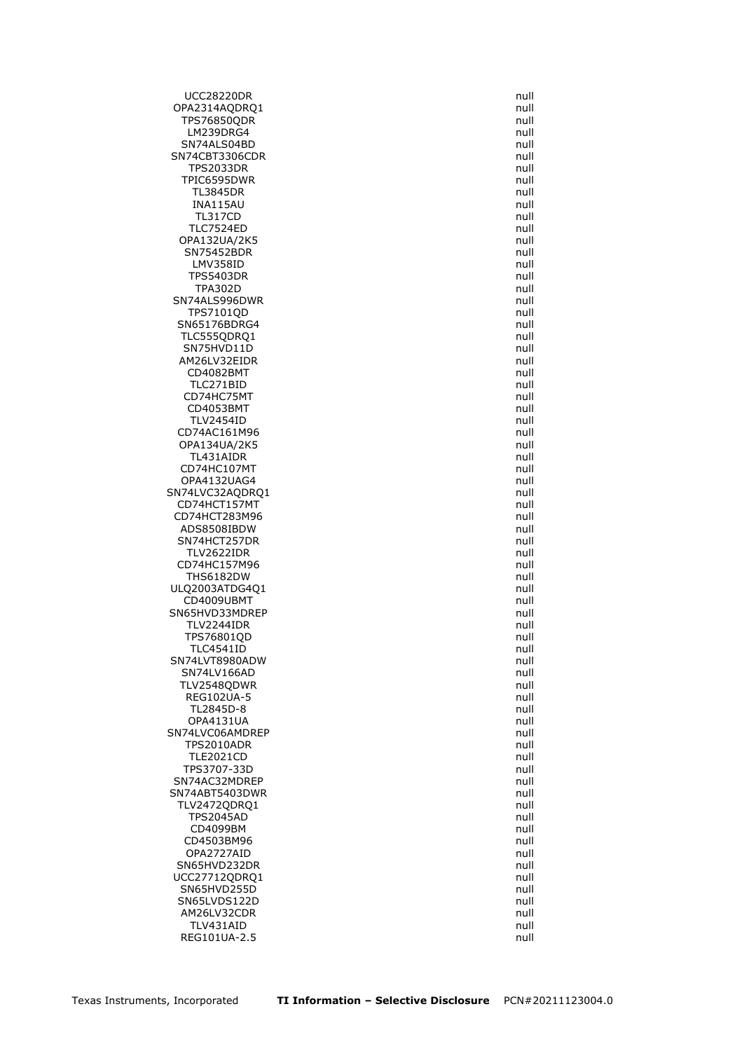| | |
|---|---|
| UCC28220DR | null |
| OPA2314AQDRQ1 | null |
| TPS76850QDR | null |
| LM239DRG4 | null |
| SN74ALS04BD | null |
| SN74CBT3306CDR | null |
| TPS2033DR | null |
| TPIC6595DWR | null |
| TL3845DR | null |
| INA115AU | null |
| TL317CD | null |
| TLC7524ED | null |
| OPA132UA/2K5 | null |
| SN75452BDR | null |
| LMV358ID | null |
| TPS5403DR | null |
| TPA302D | null |
| SN74ALS996DWR | null |
| TPS7101QD | null |
| SN65176BDRG4 | null |
| TLC555QDRQ1 | null |
| SN75HVD11D | null |
| AM26LV32EIDR | null |
| CD4082BMT | null |
| TLC271BID | null |
| CD74HC75MT | null |
| CD4053BMT | null |
| TLV2454ID | null |
| CD74AC161M96 | null |
| OPA134UA/2K5 | null |
| TL431AIDR | null |
| CD74HC107MT | null |
| OPA4132UAG4 | null |
| SN74LVC32AQDRQ1 | null |
| CD74HCT157MT | null |
| CD74HCT283M96 | null |
| ADS8508IBDW | null |
| SN74HCT257DR | null |
| TLV2622IDR | null |
| CD74HC157M96 | null |
| THS6182DW | null |
| ULQ2003ATDG4Q1 | null |
| CD4009UBMT | null |
| SN65HVD33MDREP | null |
| TLV2244IDR | null |
| TPS76801QD | null |
| TLC4541ID | null |
| SN74LVT8980ADW | null |
| SN74LV166AD | null |
| TLV2548QDWR | null |
| REG102UA-5 | null |
| TL2845D-8 | null |
| OPA4131UA | null |
| SN74LVC06AMDREP | null |
| TPS2010ADR | null |
| TLE2021CD | null |
| TPS3707-33D | null |
| SN74AC32MDREP | null |
| SN74ABT5403DWR | null |
| TLV2472QDRQ1 | null |
| TPS2045AD | null |
| CD4099BM | null |
| CD4503BM96 | null |
| OPA2727AID | null |
| SN65HVD232DR | null |
| UCC27712QDRQ1 | null |
| SN65HVD255D | null |
| SN65LVDS122D | null |
| AM26LV32CDR | null |
| TLV431AID | null |
| REG101UA-2.5 | null |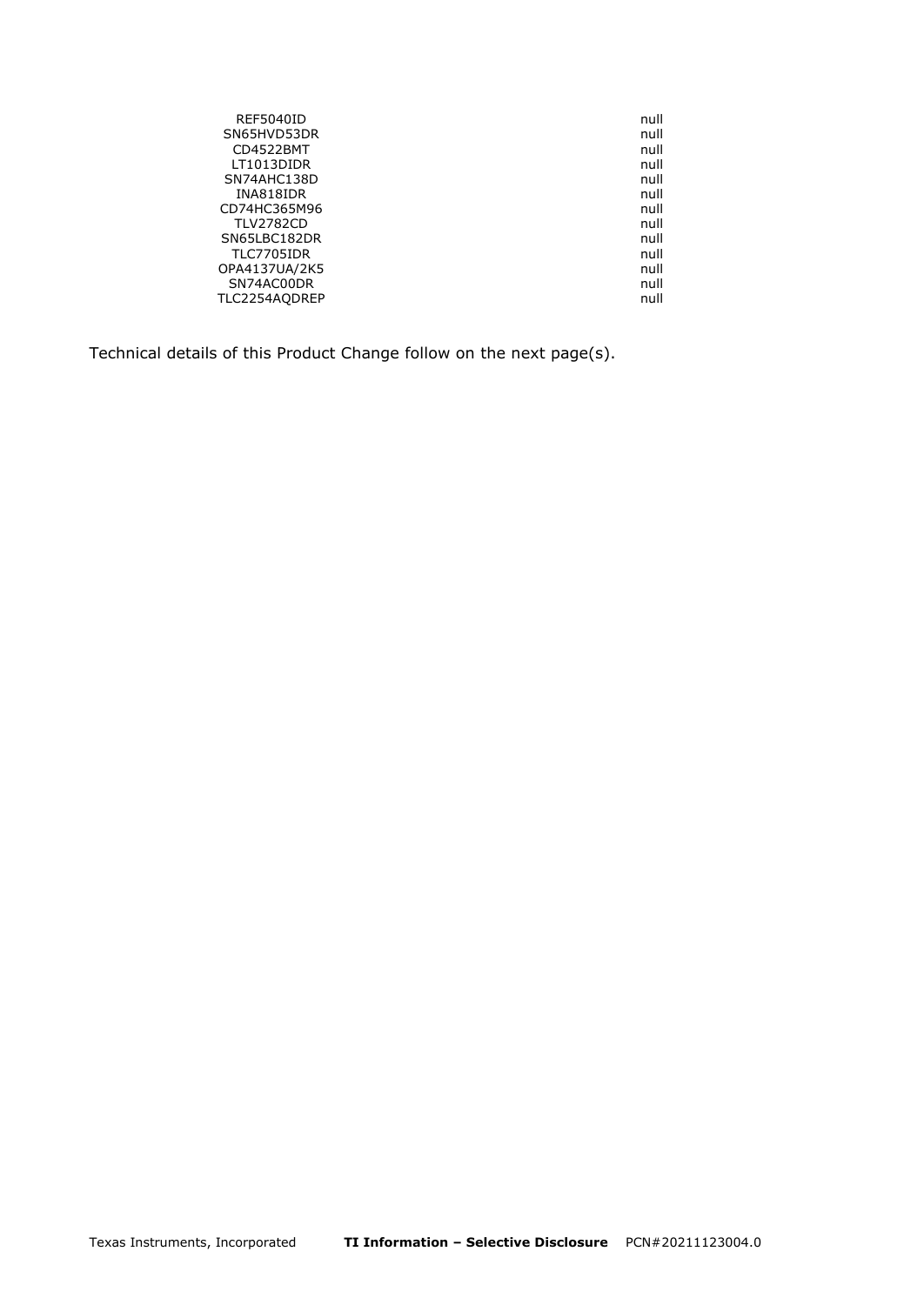| | |
|---|---|
| REF5040ID | null |
| SN65HVD53DR | null |
| CD4522BMT | null |
| LT1013DIDR | null |
| SN74AHC138D | null |
| INA818IDR | null |
| CD74HC365M96 | null |
| TLV2782CD | null |
| SN65LBC182DR | null |
| TLC7705IDR | null |
| OPA4137UA/2K5 | null |
| SN74AC00DR | null |
| TLC2254AQDREP | null |

Technical details of this Product Change follow on the next page(s).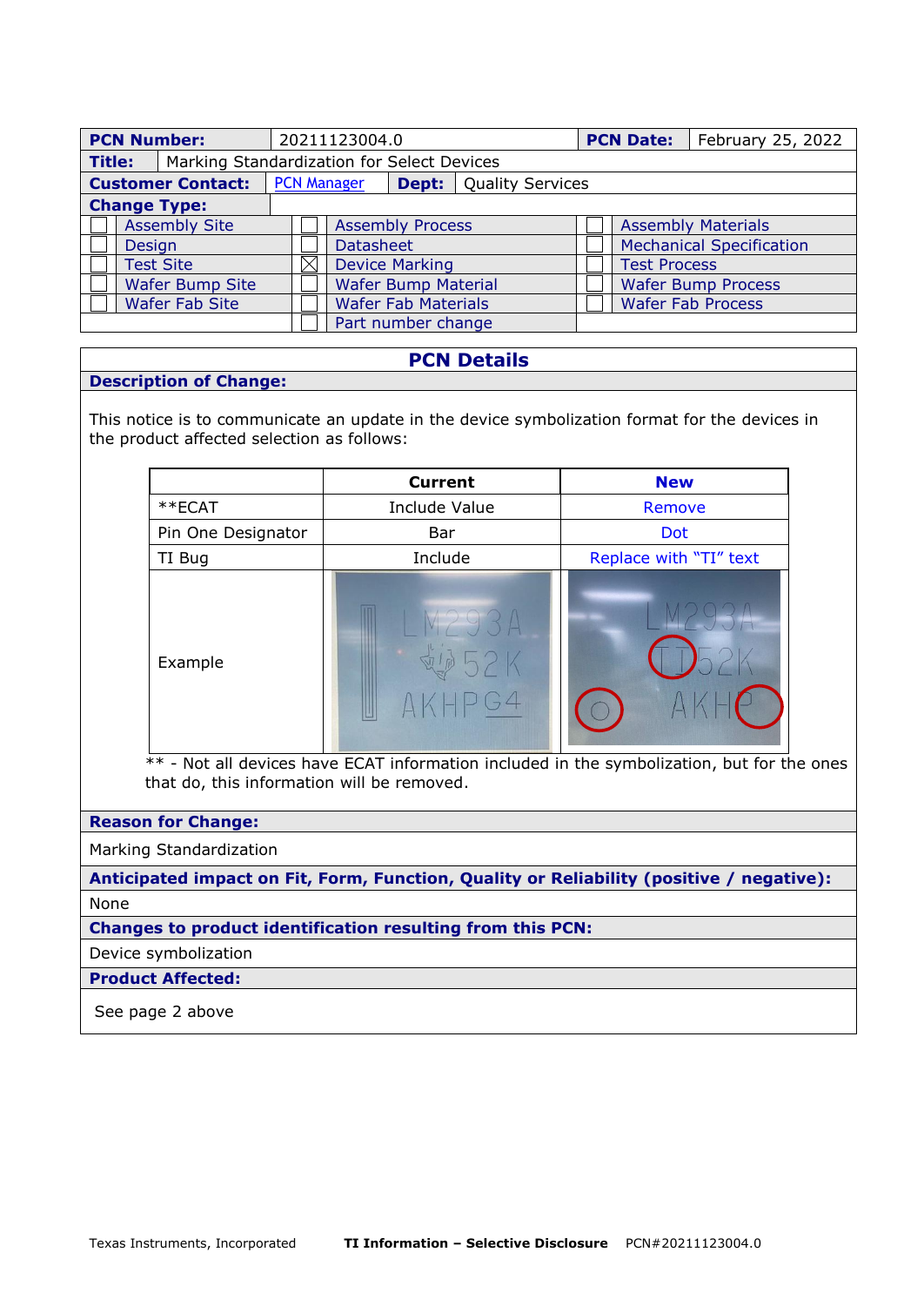| **PCN Number:** | 20211123004.0 | **PCN Date:** | February 25, 2022 |
|---|---|---|---|
| **Title:** | Marking Standardization for Select Devices | | |
| **Customer Contact:** | PCN Manager | **Dept:** | Quality Services |

**Change Type:**

| | | | | | |
|---|---|---|---|---|---|
| ☐ | Assembly Site | ☐ | Assembly Process | ☐ | Assembly Materials |
| ☐ | Design | ☐ | Datasheet | ☐ | Mechanical Specification |
| ☐ | Test Site | ☒ | Device Marking | ☐ | Test Process |
| ☐ | Wafer Bump Site | ☐ | Wafer Bump Material | ☐ | Wafer Bump Process |
| ☐ | Wafer Fab Site | ☐ | Wafer Fab Materials | ☐ | Wafer Fab Process |
| | | ☐ | Part number change | | |

## PCN Details

**Description of Change:**

This notice is to communicate an update in the device symbolization format for the devices in the product affected selection as follows:

| | **Current** | **New** |
|---|---|---|
| **ECAT | Include Value | Remove |
| Pin One Designator | Bar | Dot |
| TI Bug | Include | Replace with "TI" text |
| Example | LM293A 52K AKHPG4 | LM293A TI52K AKHP |

** - Not all devices have ECAT information included in the symbolization, but for the ones that do, this information will be removed.

**Reason for Change:**

Marking Standardization

**Anticipated impact on Fit, Form, Function, Quality or Reliability (positive / negative):**

None

**Changes to product identification resulting from this PCN:**

Device symbolization

**Product Affected:**

See page 2 above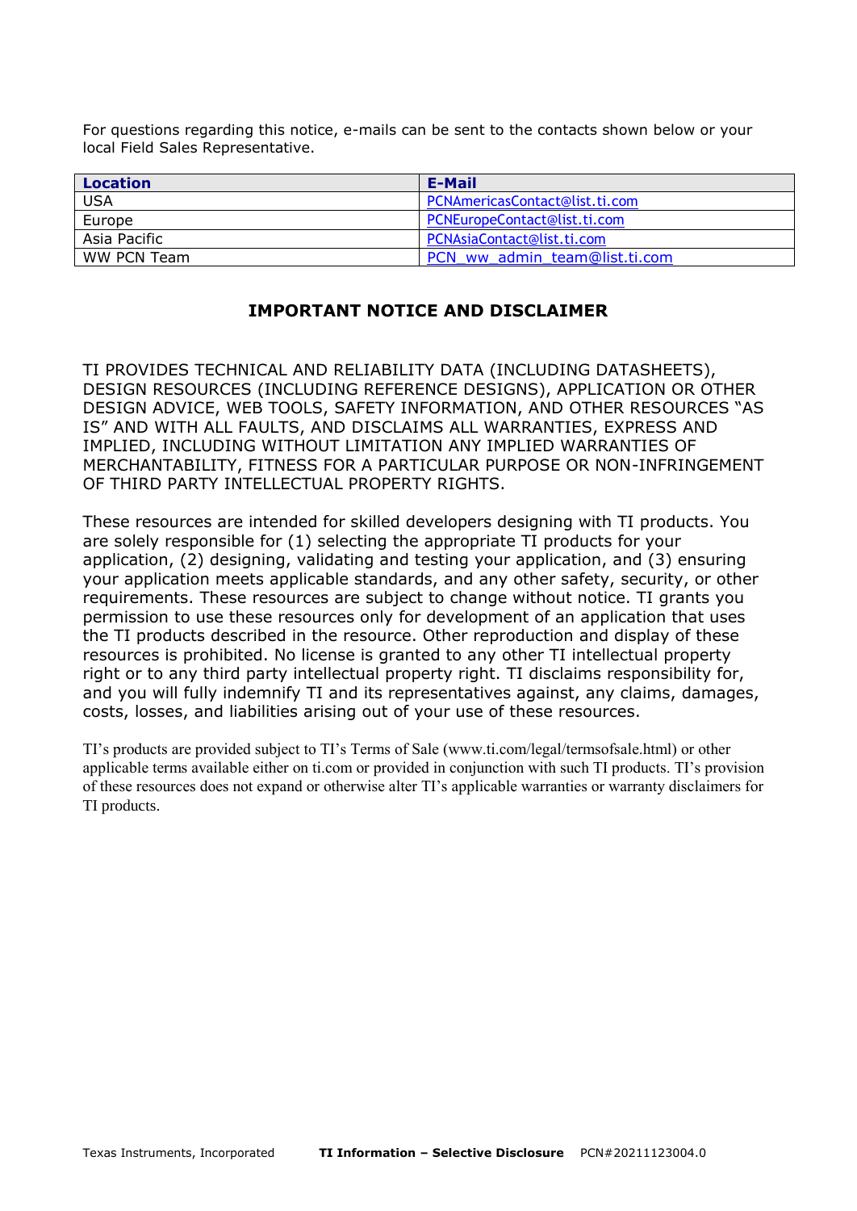For questions regarding this notice, e-mails can be sent to the contacts shown below or your local Field Sales Representative.

| Location | E-Mail |
|---|---|
| USA | PCNAmericasContact@list.ti.com |
| Europe | PCNEuropeContact@list.ti.com |
| Asia Pacific | PCNAsiaContact@list.ti.com |
| WW PCN Team | PCN_ww_admin_team@list.ti.com |

## IMPORTANT NOTICE AND DISCLAIMER

TI PROVIDES TECHNICAL AND RELIABILITY DATA (INCLUDING DATASHEETS), DESIGN RESOURCES (INCLUDING REFERENCE DESIGNS), APPLICATION OR OTHER DESIGN ADVICE, WEB TOOLS, SAFETY INFORMATION, AND OTHER RESOURCES "AS IS" AND WITH ALL FAULTS, AND DISCLAIMS ALL WARRANTIES, EXPRESS AND IMPLIED, INCLUDING WITHOUT LIMITATION ANY IMPLIED WARRANTIES OF MERCHANTABILITY, FITNESS FOR A PARTICULAR PURPOSE OR NON-INFRINGEMENT OF THIRD PARTY INTELLECTUAL PROPERTY RIGHTS.

These resources are intended for skilled developers designing with TI products. You are solely responsible for (1) selecting the appropriate TI products for your application, (2) designing, validating and testing your application, and (3) ensuring your application meets applicable standards, and any other safety, security, or other requirements. These resources are subject to change without notice. TI grants you permission to use these resources only for development of an application that uses the TI products described in the resource. Other reproduction and display of these resources is prohibited. No license is granted to any other TI intellectual property right or to any third party intellectual property right. TI disclaims responsibility for, and you will fully indemnify TI and its representatives against, any claims, damages, costs, losses, and liabilities arising out of your use of these resources.

TI's products are provided subject to TI's Terms of Sale (www.ti.com/legal/termsofsale.html) or other applicable terms available either on ti.com or provided in conjunction with such TI products. TI's provision of these resources does not expand or otherwise alter TI's applicable warranties or warranty disclaimers for TI products.